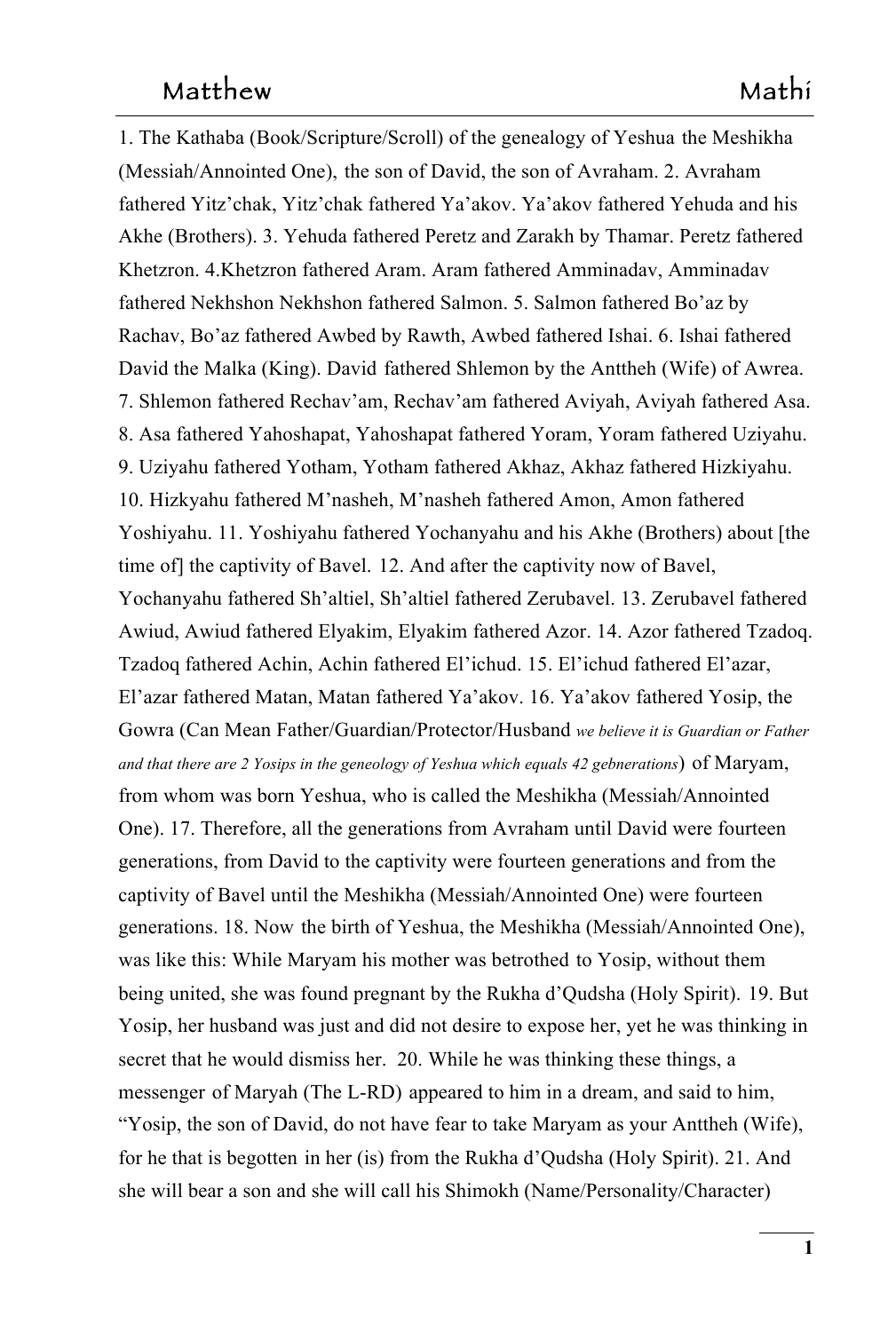1. The Kathaba (Book/Scripture/Scroll) of the genealogy of Yeshua the Meshikha (Messiah/Annointed One), the son of David, the son of Avraham. 2. Avraham fathered Yitz'chak, Yitz'chak fathered Ya'akov. Ya'akov fathered Yehuda and his Akhe (Brothers). 3. Yehuda fathered Peretz and Zarakh by Thamar. Peretz fathered Khetzron. 4.Khetzron fathered Aram. Aram fathered Amminadav, Amminadav fathered Nekhshon Nekhshon fathered Salmon. 5. Salmon fathered Bo'az by Rachav, Bo'az fathered Awbed by Rawth, Awbed fathered Ishai. 6. Ishai fathered David the Malka (King). David fathered Shlemon by the Anttheh (Wife) of Awrea. 7. Shlemon fathered Rechav'am, Rechav'am fathered Aviyah, Aviyah fathered Asa. 8. Asa fathered Yahoshapat, Yahoshapat fathered Yoram, Yoram fathered Uziyahu. 9. Uziyahu fathered Yotham, Yotham fathered Akhaz, Akhaz fathered Hizkiyahu. 10. Hizkyahu fathered M'nasheh, M'nasheh fathered Amon, Amon fathered Yoshiyahu. 11. Yoshiyahu fathered Yochanyahu and his Akhe (Brothers) about [the time of] the captivity of Bavel. 12. And after the captivity now of Bavel, Yochanyahu fathered Sh'altiel, Sh'altiel fathered Zerubavel. 13. Zerubavel fathered Awiud, Awiud fathered Elyakim, Elyakim fathered Azor. 14. Azor fathered Tzadoq. Tzadoq fathered Achin, Achin fathered El'ichud. 15. El'ichud fathered El'azar, El'azar fathered Matan, Matan fathered Ya'akov. 16. Ya'akov fathered Yosip, the Gowra (Can Mean Father/Guardian/Protector/Husband *we believe it is Guardian or Father and that there are 2 Yosips in the geneology of Yeshua which equals 42 gebnerations*) of Maryam, from whom was born Yeshua, who is called the Meshikha (Messiah/Annointed One). 17. Therefore, all the generations from Avraham until David were fourteen generations, from David to the captivity were fourteen generations and from the captivity of Bavel until the Meshikha (Messiah/Annointed One) were fourteen generations. 18. Now the birth of Yeshua, the Meshikha (Messiah/Annointed One), was like this: While Maryam his mother was betrothed to Yosip, without them being united, she was found pregnant by the Rukha d'Qudsha (Holy Spirit). 19. But Yosip, her husband was just and did not desire to expose her, yet he was thinking in secret that he would dismiss her. 20. While he was thinking these things, a messenger of Maryah (The L-RD) appeared to him in a dream, and said to him, "Yosip, the son of David, do not have fear to take Maryam as your Anttheh (Wife), for he that is begotten in her (is) from the Rukha d'Qudsha (Holy Spirit). 21. And she will bear a son and she will call his Shimokh (Name/Personality/Character)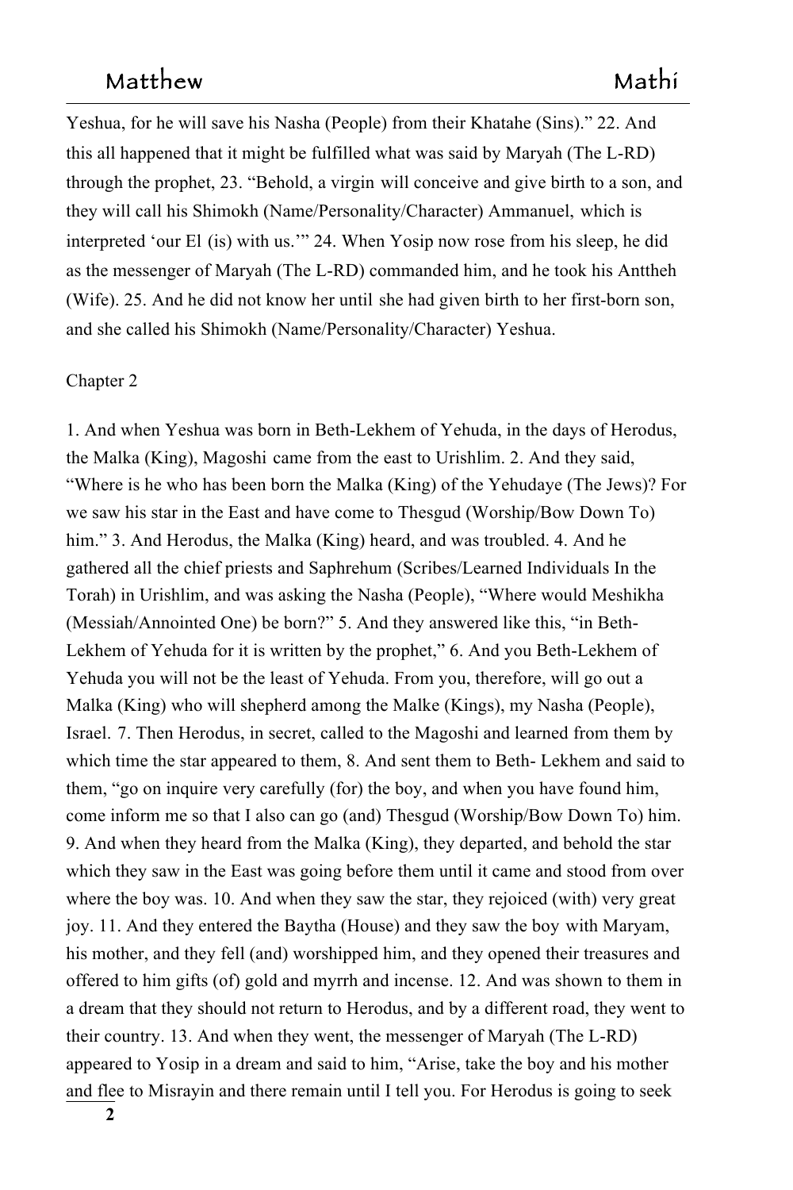Yeshua, for he will save his Nasha (People) from their Khatahe (Sins)." 22. And this all happened that it might be fulfilled what was said by Maryah (The L-RD) through the prophet, 23. "Behold, a virgin will conceive and give birth to a son, and they will call his Shimokh (Name/Personality/Character) Ammanuel, which is interpreted 'our El (is) with us.'" 24. When Yosip now rose from his sleep, he did as the messenger of Maryah (The L-RD) commanded him, and he took his Anttheh (Wife). 25. And he did not know her until she had given birth to her first-born son, and she called his Shimokh (Name/Personality/Character) Yeshua.

Chapter 2

1. And when Yeshua was born in Beth-Lekhem of Yehuda, in the days of Herodus, the Malka (King), Magoshi came from the east to Urishlim. 2. And they said, "Where is he who has been born the Malka (King) of the Yehudaye (The Jews)? For we saw his star in the East and have come to Thesgud (Worship/Bow Down To) him." 3. And Herodus, the Malka (King) heard, and was troubled. 4. And he gathered all the chief priests and Saphrehum (Scribes/Learned Individuals In the Torah) in Urishlim, and was asking the Nasha (People), "Where would Meshikha (Messiah/Annointed One) be born?" 5. And they answered like this, "in Beth-Lekhem of Yehuda for it is written by the prophet," 6. And you Beth-Lekhem of Yehuda you will not be the least of Yehuda. From you, therefore, will go out a Malka (King) who will shepherd among the Malke (Kings), my Nasha (People), Israel. 7. Then Herodus, in secret, called to the Magoshi and learned from them by which time the star appeared to them, 8. And sent them to Beth- Lekhem and said to them, "go on inquire very carefully (for) the boy, and when you have found him, come inform me so that I also can go (and) Thesgud (Worship/Bow Down To) him. 9. And when they heard from the Malka (King), they departed, and behold the star which they saw in the East was going before them until it came and stood from over where the boy was. 10. And when they saw the star, they rejoiced (with) very great joy. 11. And they entered the Baytha (House) and they saw the boy with Maryam, his mother, and they fell (and) worshipped him, and they opened their treasures and offered to him gifts (of) gold and myrrh and incense. 12. And was shown to them in a dream that they should not return to Herodus, and by a different road, they went to their country. 13. And when they went, the messenger of Maryah (The L-RD) appeared to Yosip in a dream and said to him, "Arise, take the boy and his mother and flee to Misrayin and there remain until I tell you. For Herodus is going to seek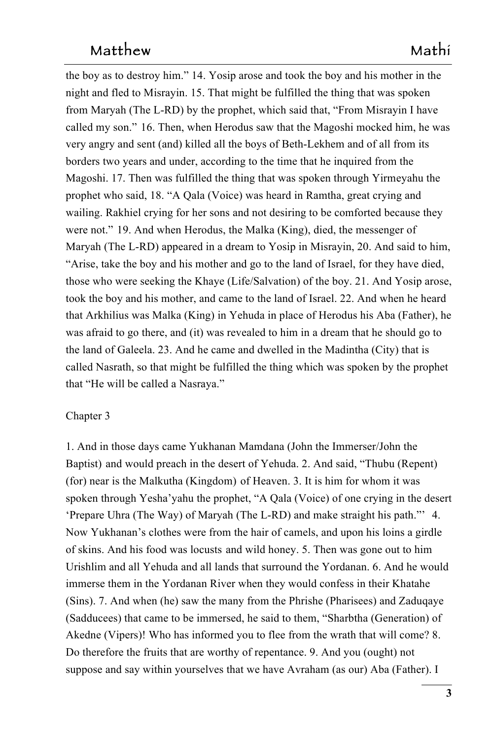the boy as to destroy him." 14. Yosip arose and took the boy and his mother in the night and fled to Misrayin. 15. That might be fulfilled the thing that was spoken from Maryah (The L-RD) by the prophet, which said that, "From Misrayin I have called my son." 16. Then, when Herodus saw that the Magoshi mocked him, he was very angry and sent (and) killed all the boys of Beth-Lekhem and of all from its borders two years and under, according to the time that he inquired from the Magoshi. 17. Then was fulfilled the thing that was spoken through Yirmeyahu the prophet who said, 18. "A Qala (Voice) was heard in Ramtha, great crying and wailing. Rakhiel crying for her sons and not desiring to be comforted because they were not." 19. And when Herodus, the Malka (King), died, the messenger of Maryah (The L-RD) appeared in a dream to Yosip in Misrayin, 20. And said to him, "Arise, take the boy and his mother and go to the land of Israel, for they have died, those who were seeking the Khaye (Life/Salvation) of the boy. 21. And Yosip arose, took the boy and his mother, and came to the land of Israel. 22. And when he heard that Arkhilius was Malka (King) in Yehuda in place of Herodus his Aba (Father), he was afraid to go there, and (it) was revealed to him in a dream that he should go to the land of Galeela. 23. And he came and dwelled in the Madintha (City) that is called Nasrath, so that might be fulfilled the thing which was spoken by the prophet that "He will be called a Nasraya."

## Chapter 3

1. And in those days came Yukhanan Mamdana (John the Immerser/John the Baptist) and would preach in the desert of Yehuda. 2. And said, "Thubu (Repent) (for) near is the Malkutha (Kingdom) of Heaven. 3. It is him for whom it was spoken through Yesha'yahu the prophet, "A Qala (Voice) of one crying in the desert 'Prepare Uhra (The Way) of Maryah (The L-RD) and make straight his path."' 4. Now Yukhanan's clothes were from the hair of camels, and upon his loins a girdle of skins. And his food was locusts and wild honey. 5. Then was gone out to him Urishlim and all Yehuda and all lands that surround the Yordanan. 6. And he would immerse them in the Yordanan River when they would confess in their Khatahe (Sins). 7. And when (he) saw the many from the Phrishe (Pharisees) and Zaduqaye (Sadducees) that came to be immersed, he said to them, "Sharbtha (Generation) of Akedne (Vipers)! Who has informed you to flee from the wrath that will come? 8. Do therefore the fruits that are worthy of repentance. 9. And you (ought) not suppose and say within yourselves that we have Avraham (as our) Aba (Father). I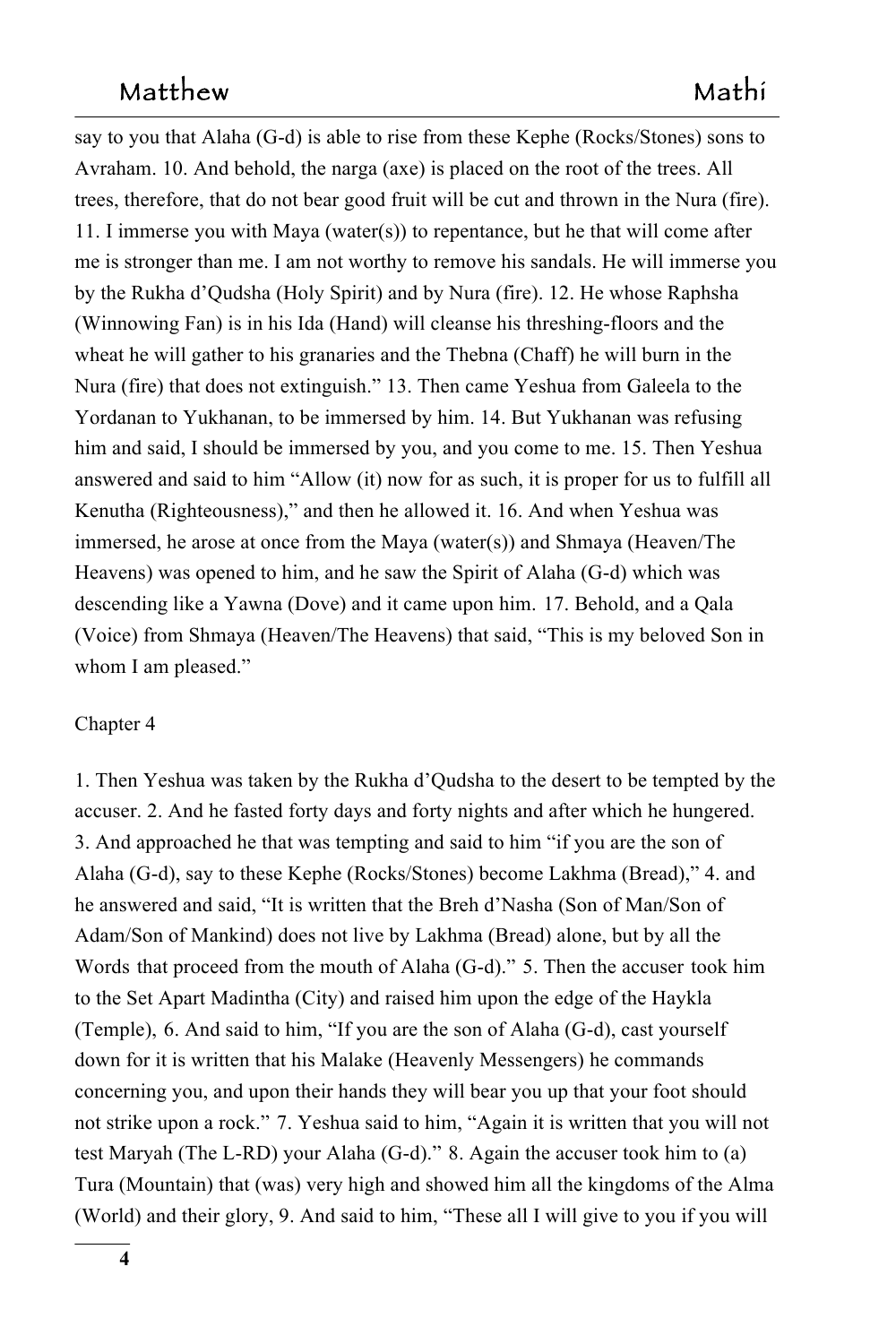say to you that Alaha (G-d) is able to rise from these Kephe (Rocks/Stones) sons to Avraham. 10. And behold, the narga (axe) is placed on the root of the trees. All trees, therefore, that do not bear good fruit will be cut and thrown in the Nura (fire). 11. I immerse you with Maya (water(s)) to repentance, but he that will come after me is stronger than me. I am not worthy to remove his sandals. He will immerse you by the Rukha d'Qudsha (Holy Spirit) and by Nura (fire). 12. He whose Raphsha (Winnowing Fan) is in his Ida (Hand) will cleanse his threshing-floors and the wheat he will gather to his granaries and the Thebna (Chaff) he will burn in the Nura (fire) that does not extinguish." 13. Then came Yeshua from Galeela to the Yordanan to Yukhanan, to be immersed by him. 14. But Yukhanan was refusing him and said, I should be immersed by you, and you come to me. 15. Then Yeshua answered and said to him "Allow (it) now for as such, it is proper for us to fulfill all Kenutha (Righteousness)," and then he allowed it. 16. And when Yeshua was immersed, he arose at once from the Maya (water(s)) and Shmaya (Heaven/The Heavens) was opened to him, and he saw the Spirit of Alaha (G-d) which was descending like a Yawna (Dove) and it came upon him. 17. Behold, and a Qala (Voice) from Shmaya (Heaven/The Heavens) that said, "This is my beloved Son in whom I am pleased."

## Chapter 4

1. Then Yeshua was taken by the Rukha d'Qudsha to the desert to be tempted by the accuser. 2. And he fasted forty days and forty nights and after which he hungered. 3. And approached he that was tempting and said to him "if you are the son of Alaha (G-d), say to these Kephe (Rocks/Stones) become Lakhma (Bread)," 4. and he answered and said, "It is written that the Breh d'Nasha (Son of Man/Son of Adam/Son of Mankind) does not live by Lakhma (Bread) alone, but by all the Words that proceed from the mouth of Alaha (G-d)." 5. Then the accuser took him to the Set Apart Madintha (City) and raised him upon the edge of the Haykla (Temple), 6. And said to him, "If you are the son of Alaha (G-d), cast yourself down for it is written that his Malake (Heavenly Messengers) he commands concerning you, and upon their hands they will bear you up that your foot should not strike upon a rock." 7. Yeshua said to him, "Again it is written that you will not test Maryah (The L-RD) your Alaha (G-d)." 8. Again the accuser took him to (a) Tura (Mountain) that (was) very high and showed him all the kingdoms of the Alma (World) and their glory, 9. And said to him, "These all I will give to you if you will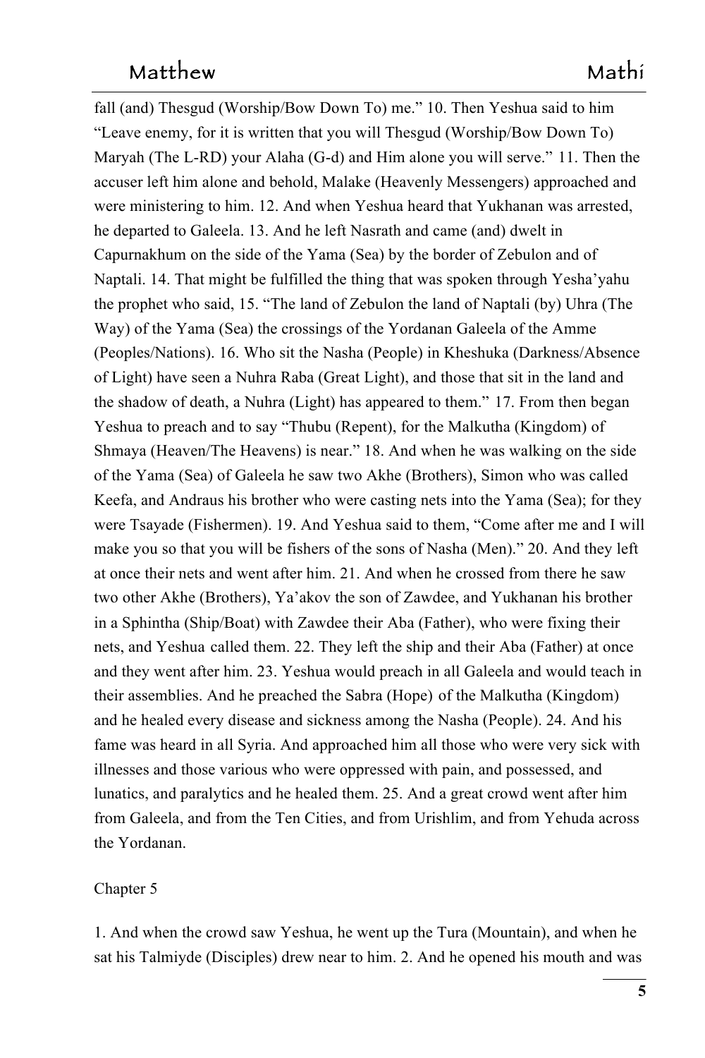fall (and) Thesgud (Worship/Bow Down To) me." 10. Then Yeshua said to him "Leave enemy, for it is written that you will Thesgud (Worship/Bow Down To) Maryah (The L-RD) your Alaha (G-d) and Him alone you will serve." 11. Then the accuser left him alone and behold, Malake (Heavenly Messengers) approached and were ministering to him. 12. And when Yeshua heard that Yukhanan was arrested, he departed to Galeela. 13. And he left Nasrath and came (and) dwelt in Capurnakhum on the side of the Yama (Sea) by the border of Zebulon and of Naptali. 14. That might be fulfilled the thing that was spoken through Yesha'yahu the prophet who said, 15. "The land of Zebulon the land of Naptali (by) Uhra (The Way) of the Yama (Sea) the crossings of the Yordanan Galeela of the Amme (Peoples/Nations). 16. Who sit the Nasha (People) in Kheshuka (Darkness/Absence of Light) have seen a Nuhra Raba (Great Light), and those that sit in the land and the shadow of death, a Nuhra (Light) has appeared to them." 17. From then began Yeshua to preach and to say "Thubu (Repent), for the Malkutha (Kingdom) of Shmaya (Heaven/The Heavens) is near." 18. And when he was walking on the side of the Yama (Sea) of Galeela he saw two Akhe (Brothers), Simon who was called Keefa, and Andraus his brother who were casting nets into the Yama (Sea); for they were Tsayade (Fishermen). 19. And Yeshua said to them, "Come after me and I will make you so that you will be fishers of the sons of Nasha (Men)." 20. And they left at once their nets and went after him. 21. And when he crossed from there he saw two other Akhe (Brothers), Ya'akov the son of Zawdee, and Yukhanan his brother in a Sphintha (Ship/Boat) with Zawdee their Aba (Father), who were fixing their nets, and Yeshua called them. 22. They left the ship and their Aba (Father) at once and they went after him. 23. Yeshua would preach in all Galeela and would teach in their assemblies. And he preached the Sabra (Hope) of the Malkutha (Kingdom) and he healed every disease and sickness among the Nasha (People). 24. And his fame was heard in all Syria. And approached him all those who were very sick with illnesses and those various who were oppressed with pain, and possessed, and lunatics, and paralytics and he healed them. 25. And a great crowd went after him from Galeela, and from the Ten Cities, and from Urishlim, and from Yehuda across the Yordanan.

## Chapter 5

1. And when the crowd saw Yeshua, he went up the Tura (Mountain), and when he sat his Talmiyde (Disciples) drew near to him. 2. And he opened his mouth and was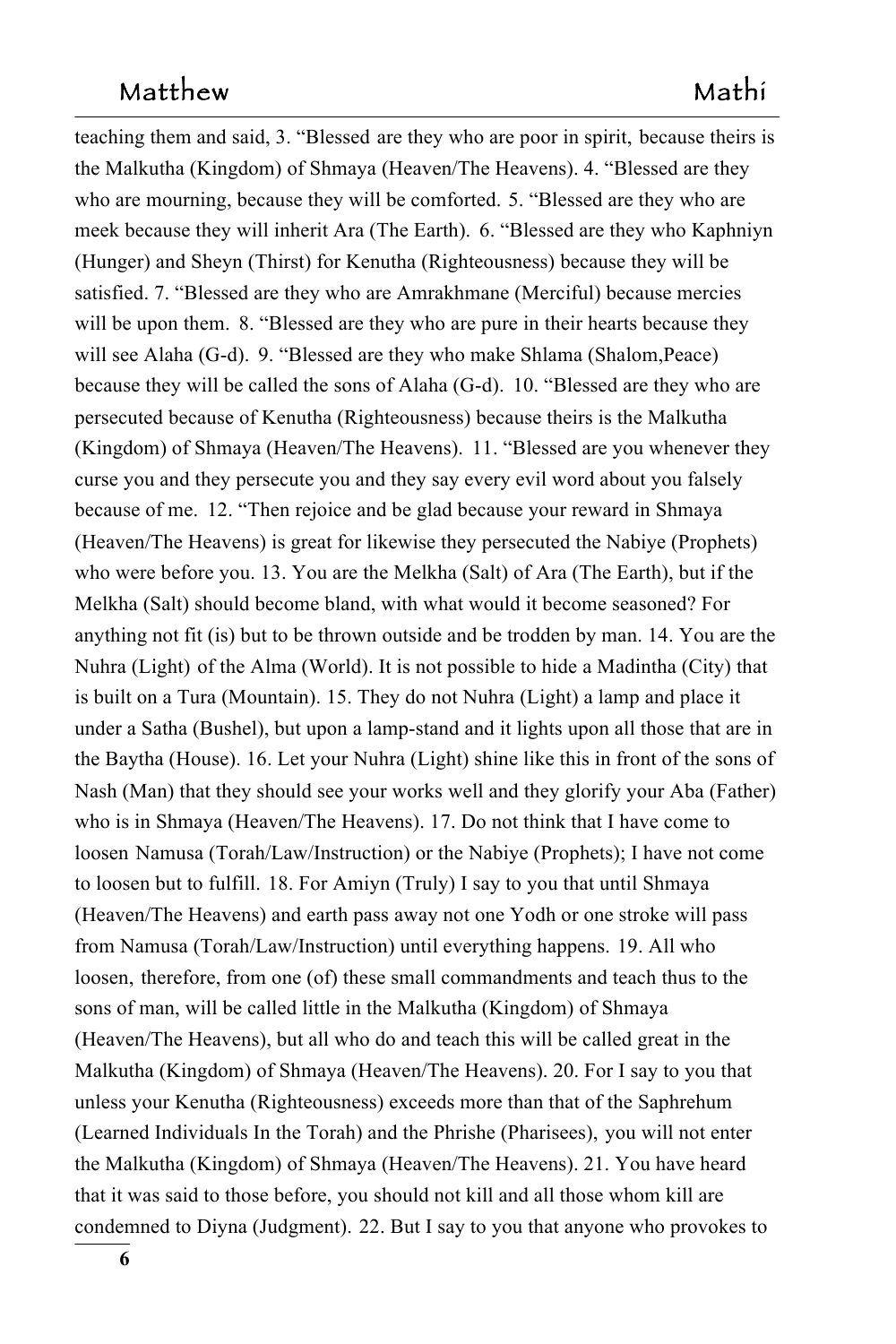teaching them and said, 3. “Blessed are they who are poor in spirit, because theirs is the Malkutha (Kingdom) of Shmaya (Heaven/The Heavens). 4. “Blessed are they who are mourning, because they will be comforted. 5. “Blessed are they who are meek because they will inherit Ara (The Earth). 6. “Blessed are they who Kaphniyn (Hunger) and Sheyn (Thirst) for Kenutha (Righteousness) because they will be satisfied. 7. “Blessed are they who are Amrakhmane (Merciful) because mercies will be upon them. 8. “Blessed are they who are pure in their hearts because they will see Alaha (G-d). 9. “Blessed are they who make Shlama (Shalom,Peace) because they will be called the sons of Alaha (G-d). 10. “Blessed are they who are persecuted because of Kenutha (Righteousness) because theirs is the Malkutha (Kingdom) of Shmaya (Heaven/The Heavens). 11. “Blessed are you whenever they curse you and they persecute you and they say every evil word about you falsely because of me. 12. “Then rejoice and be glad because your reward in Shmaya (Heaven/The Heavens) is great for likewise they persecuted the Nabiye (Prophets) who were before you. 13. You are the Melkha (Salt) of Ara (The Earth), but if the Melkha (Salt) should become bland, with what would it become seasoned? For anything not fit (is) but to be thrown outside and be trodden by man. 14. You are the Nuhra (Light) of the Alma (World). It is not possible to hide a Madintha (City) that is built on a Tura (Mountain). 15. They do not Nuhra (Light) a lamp and place it under a Satha (Bushel), but upon a lamp-stand and it lights upon all those that are in the Baytha (House). 16. Let your Nuhra (Light) shine like this in front of the sons of Nash (Man) that they should see your works well and they glorify your Aba (Father) who is in Shmaya (Heaven/The Heavens). 17. Do not think that I have come to loosen Namusa (Torah/Law/Instruction) or the Nabiye (Prophets); I have not come to loosen but to fulfill. 18. For Amiyn (Truly) I say to you that until Shmaya (Heaven/The Heavens) and earth pass away not one Yodh or one stroke will pass from Namusa (Torah/Law/Instruction) until everything happens. 19. All who loosen, therefore, from one (of) these small commandments and teach thus to the sons of man, will be called little in the Malkutha (Kingdom) of Shmaya (Heaven/The Heavens), but all who do and teach this will be called great in the Malkutha (Kingdom) of Shmaya (Heaven/The Heavens). 20. For I say to you that unless your Kenutha (Righteousness) exceeds more than that of the Saphrehum (Learned Individuals In the Torah) and the Phrishe (Pharisees), you will not enter the Malkutha (Kingdom) of Shmaya (Heaven/The Heavens). 21. You have heard that it was said to those before, you should not kill and all those whom kill are condemned to Diyna (Judgment). 22. But I say to you that anyone who provokes to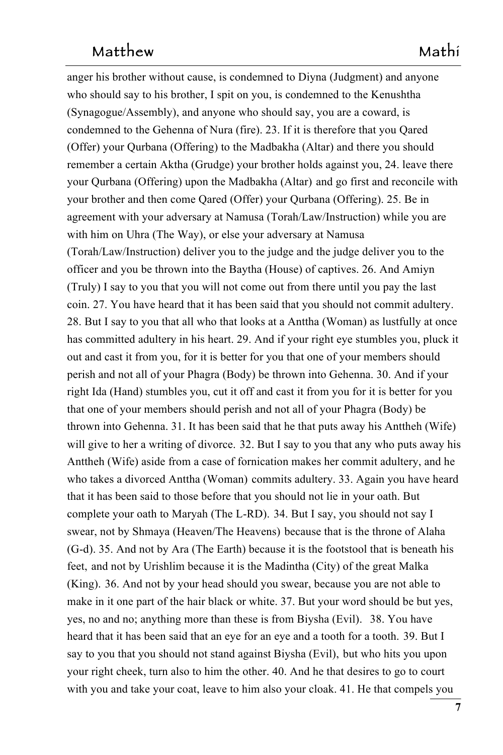anger his brother without cause, is condemned to Diyna (Judgment) and anyone who should say to his brother, I spit on you, is condemned to the Kenushtha (Synagogue/Assembly), and anyone who should say, you are a coward, is condemned to the Gehenna of Nura (fire). 23. If it is therefore that you Qared (Offer) your Qurbana (Offering) to the Madbakha (Altar) and there you should remember a certain Aktha (Grudge) your brother holds against you, 24. leave there your Qurbana (Offering) upon the Madbakha (Altar) and go first and reconcile with your brother and then come Qared (Offer) your Qurbana (Offering). 25. Be in agreement with your adversary at Namusa (Torah/Law/Instruction) while you are with him on Uhra (The Way), or else your adversary at Namusa (Torah/Law/Instruction) deliver you to the judge and the judge deliver you to the officer and you be thrown into the Baytha (House) of captives. 26. And Amiyn (Truly) I say to you that you will not come out from there until you pay the last coin. 27. You have heard that it has been said that you should not commit adultery. 28. But I say to you that all who that looks at a Anttha (Woman) as lustfully at once has committed adultery in his heart. 29. And if your right eye stumbles you, pluck it out and cast it from you, for it is better for you that one of your members should perish and not all of your Phagra (Body) be thrown into Gehenna. 30. And if your right Ida (Hand) stumbles you, cut it off and cast it from you for it is better for you that one of your members should perish and not all of your Phagra (Body) be thrown into Gehenna. 31. It has been said that he that puts away his Anttheh (Wife) will give to her a writing of divorce. 32. But I say to you that any who puts away his Anttheh (Wife) aside from a case of fornication makes her commit adultery, and he who takes a divorced Anttha (Woman) commits adultery. 33. Again you have heard that it has been said to those before that you should not lie in your oath. But complete your oath to Maryah (The L-RD). 34. But I say, you should not say I swear, not by Shmaya (Heaven/The Heavens) because that is the throne of Alaha (G-d). 35. And not by Ara (The Earth) because it is the footstool that is beneath his feet, and not by Urishlim because it is the Madintha (City) of the great Malka (King). 36. And not by your head should you swear, because you are not able to make in it one part of the hair black or white. 37. But your word should be but yes, yes, no and no; anything more than these is from Biysha (Evil). 38. You have heard that it has been said that an eye for an eye and a tooth for a tooth. 39. But I say to you that you should not stand against Biysha (Evil), but who hits you upon your right cheek, turn also to him the other. 40. And he that desires to go to court with you and take your coat, leave to him also your cloak. 41. He that compels you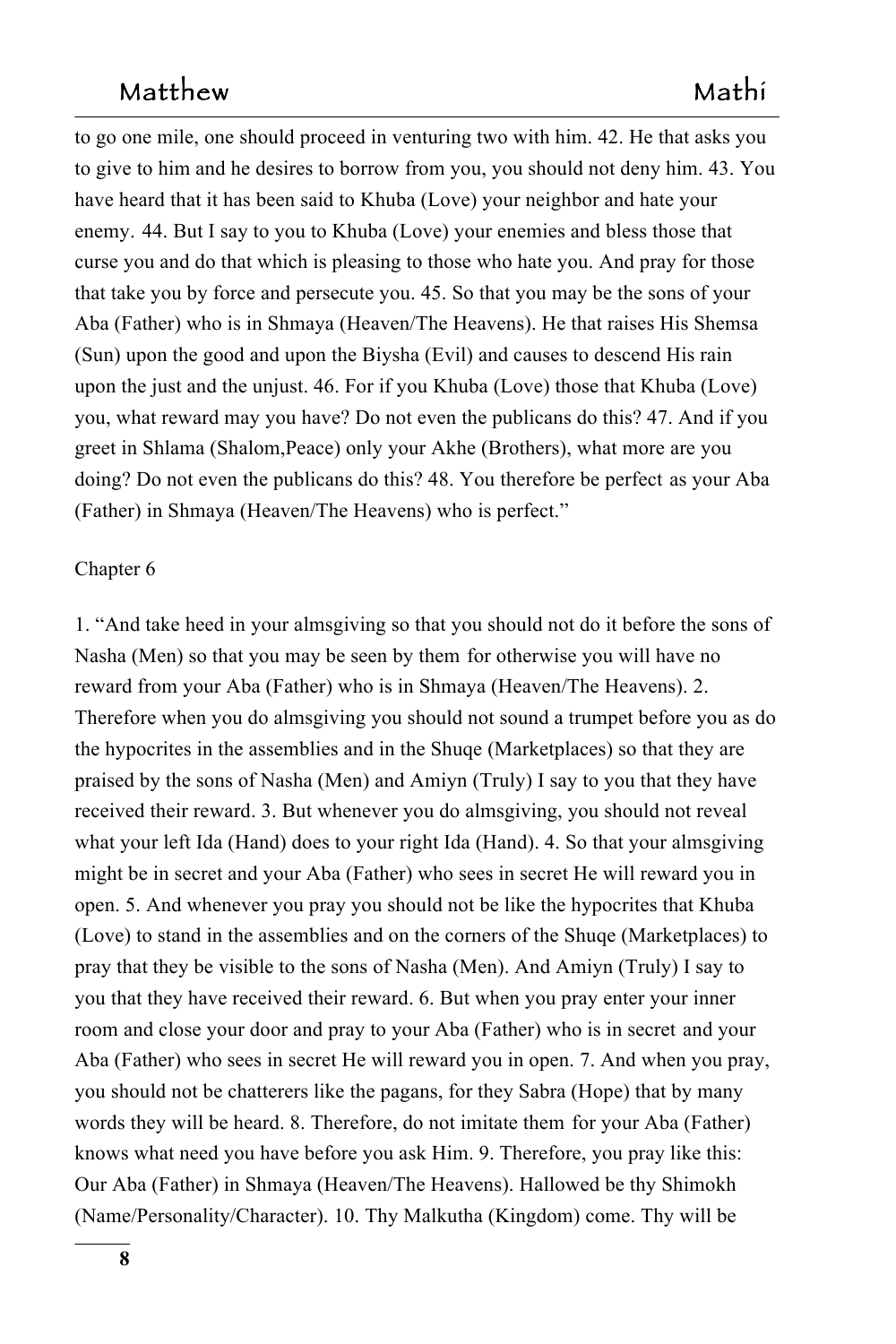to go one mile, one should proceed in venturing two with him. 42. He that asks you to give to him and he desires to borrow from you, you should not deny him. 43. You have heard that it has been said to Khuba (Love) your neighbor and hate your enemy. 44. But I say to you to Khuba (Love) your enemies and bless those that curse you and do that which is pleasing to those who hate you. And pray for those that take you by force and persecute you. 45. So that you may be the sons of your Aba (Father) who is in Shmaya (Heaven/The Heavens). He that raises His Shemsa (Sun) upon the good and upon the Biysha (Evil) and causes to descend His rain upon the just and the unjust. 46. For if you Khuba (Love) those that Khuba (Love) you, what reward may you have? Do not even the publicans do this? 47. And if you greet in Shlama (Shalom,Peace) only your Akhe (Brothers), what more are you doing? Do not even the publicans do this? 48. You therefore be perfect as your Aba (Father) in Shmaya (Heaven/The Heavens) who is perfect."

Chapter 6

1. "And take heed in your almsgiving so that you should not do it before the sons of Nasha (Men) so that you may be seen by them for otherwise you will have no reward from your Aba (Father) who is in Shmaya (Heaven/The Heavens). 2. Therefore when you do almsgiving you should not sound a trumpet before you as do the hypocrites in the assemblies and in the Shuqe (Marketplaces) so that they are praised by the sons of Nasha (Men) and Amiyn (Truly) I say to you that they have received their reward. 3. But whenever you do almsgiving, you should not reveal what your left Ida (Hand) does to your right Ida (Hand). 4. So that your almsgiving might be in secret and your Aba (Father) who sees in secret He will reward you in open. 5. And whenever you pray you should not be like the hypocrites that Khuba (Love) to stand in the assemblies and on the corners of the Shuqe (Marketplaces) to pray that they be visible to the sons of Nasha (Men). And Amiyn (Truly) I say to you that they have received their reward. 6. But when you pray enter your inner room and close your door and pray to your Aba (Father) who is in secret and your Aba (Father) who sees in secret He will reward you in open. 7. And when you pray, you should not be chatterers like the pagans, for they Sabra (Hope) that by many words they will be heard. 8. Therefore, do not imitate them for your Aba (Father) knows what need you have before you ask Him. 9. Therefore, you pray like this: Our Aba (Father) in Shmaya (Heaven/The Heavens). Hallowed be thy Shimokh (Name/Personality/Character). 10. Thy Malkutha (Kingdom) come. Thy will be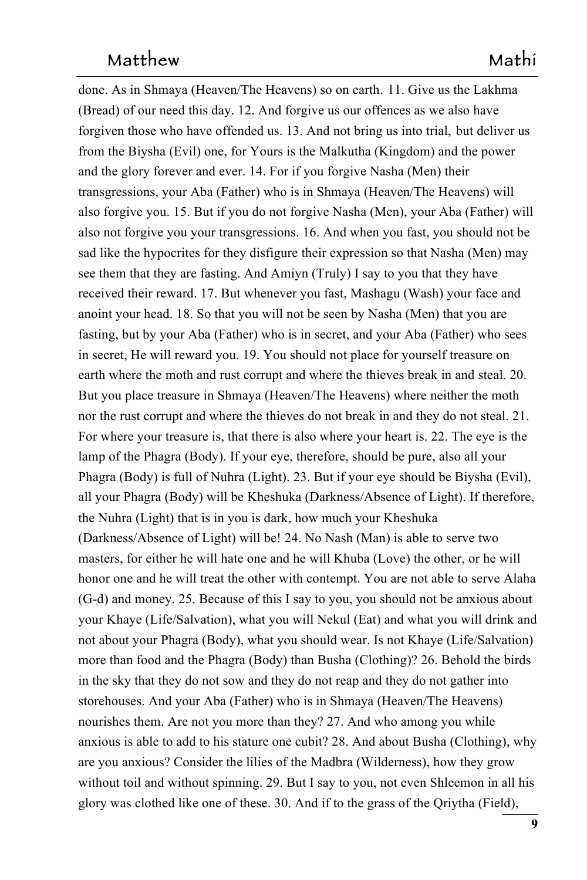done. As in Shmaya (Heaven/The Heavens) so on earth. 11. Give us the Lakhma (Bread) of our need this day. 12. And forgive us our offences as we also have forgiven those who have offended us. 13. And not bring us into trial, but deliver us from the Biysha (Evil) one, for Yours is the Malkutha (Kingdom) and the power and the glory forever and ever. 14. For if you forgive Nasha (Men) their transgressions, your Aba (Father) who is in Shmaya (Heaven/The Heavens) will also forgive you. 15. But if you do not forgive Nasha (Men), your Aba (Father) will also not forgive you your transgressions. 16. And when you fast, you should not be sad like the hypocrites for they disfigure their expression so that Nasha (Men) may see them that they are fasting. And Amiyn (Truly) I say to you that they have received their reward. 17. But whenever you fast, Mashagu (Wash) your face and anoint your head. 18. So that you will not be seen by Nasha (Men) that you are fasting, but by your Aba (Father) who is in secret, and your Aba (Father) who sees in secret, He will reward you. 19. You should not place for yourself treasure on earth where the moth and rust corrupt and where the thieves break in and steal. 20. But you place treasure in Shmaya (Heaven/The Heavens) where neither the moth nor the rust corrupt and where the thieves do not break in and they do not steal. 21. For where your treasure is, that there is also where your heart is. 22. The eye is the lamp of the Phagra (Body). If your eye, therefore, should be pure, also all your Phagra (Body) is full of Nuhra (Light). 23. But if your eye should be Biysha (Evil), all your Phagra (Body) will be Kheshuka (Darkness/Absence of Light). If therefore, the Nuhra (Light) that is in you is dark, how much your Kheshuka (Darkness/Absence of Light) will be! 24. No Nash (Man) is able to serve two masters, for either he will hate one and he will Khuba (Love) the other, or he will honor one and he will treat the other with contempt. You are not able to serve Alaha (G-d) and money. 25. Because of this I say to you, you should not be anxious about your Khaye (Life/Salvation), what you will Nekul (Eat) and what you will drink and not about your Phagra (Body), what you should wear. Is not Khaye (Life/Salvation) more than food and the Phagra (Body) than Busha (Clothing)? 26. Behold the birds in the sky that they do not sow and they do not reap and they do not gather into storehouses. And your Aba (Father) who is in Shmaya (Heaven/The Heavens) nourishes them. Are not you more than they? 27. And who among you while anxious is able to add to his stature one cubit? 28. And about Busha (Clothing), why are you anxious? Consider the lilies of the Madbra (Wilderness), how they grow without toil and without spinning. 29. But I say to you, not even Shleemon in all his glory was clothed like one of these. 30. And if to the grass of the Qriytha (Field),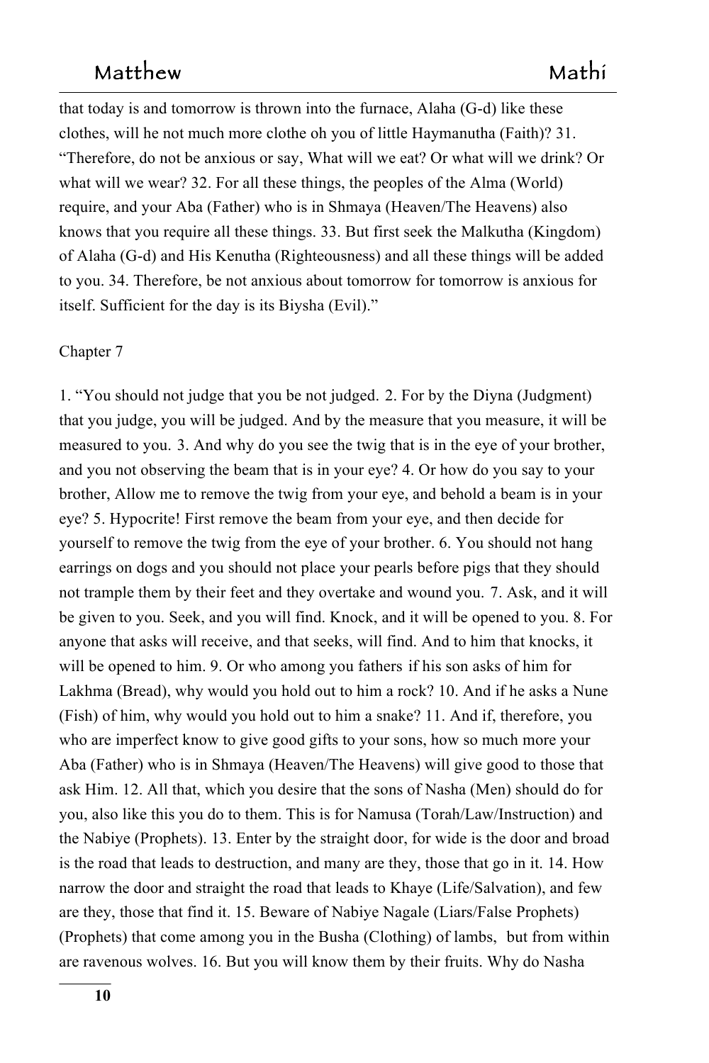that today is and tomorrow is thrown into the furnace, Alaha (G-d) like these clothes, will he not much more clothe oh you of little Haymanutha (Faith)? 31. "Therefore, do not be anxious or say, What will we eat? Or what will we drink? Or what will we wear? 32. For all these things, the peoples of the Alma (World) require, and your Aba (Father) who is in Shmaya (Heaven/The Heavens) also knows that you require all these things. 33. But first seek the Malkutha (Kingdom) of Alaha (G-d) and His Kenutha (Righteousness) and all these things will be added to you. 34. Therefore, be not anxious about tomorrow for tomorrow is anxious for itself. Sufficient for the day is its Biysha (Evil)."

Chapter 7

1. "You should not judge that you be not judged. 2. For by the Diyna (Judgment) that you judge, you will be judged. And by the measure that you measure, it will be measured to you. 3. And why do you see the twig that is in the eye of your brother, and you not observing the beam that is in your eye? 4. Or how do you say to your brother, Allow me to remove the twig from your eye, and behold a beam is in your eye? 5. Hypocrite! First remove the beam from your eye, and then decide for yourself to remove the twig from the eye of your brother. 6. You should not hang earrings on dogs and you should not place your pearls before pigs that they should not trample them by their feet and they overtake and wound you. 7. Ask, and it will be given to you. Seek, and you will find. Knock, and it will be opened to you. 8. For anyone that asks will receive, and that seeks, will find. And to him that knocks, it will be opened to him. 9. Or who among you fathers if his son asks of him for Lakhma (Bread), why would you hold out to him a rock? 10. And if he asks a Nune (Fish) of him, why would you hold out to him a snake? 11. And if, therefore, you who are imperfect know to give good gifts to your sons, how so much more your Aba (Father) who is in Shmaya (Heaven/The Heavens) will give good to those that ask Him. 12. All that, which you desire that the sons of Nasha (Men) should do for you, also like this you do to them. This is for Namusa (Torah/Law/Instruction) and the Nabiye (Prophets). 13. Enter by the straight door, for wide is the door and broad is the road that leads to destruction, and many are they, those that go in it. 14. How narrow the door and straight the road that leads to Khaye (Life/Salvation), and few are they, those that find it. 15. Beware of Nabiye Nagale (Liars/False Prophets) (Prophets) that come among you in the Busha (Clothing) of lambs, but from within are ravenous wolves. 16. But you will know them by their fruits. Why do Nasha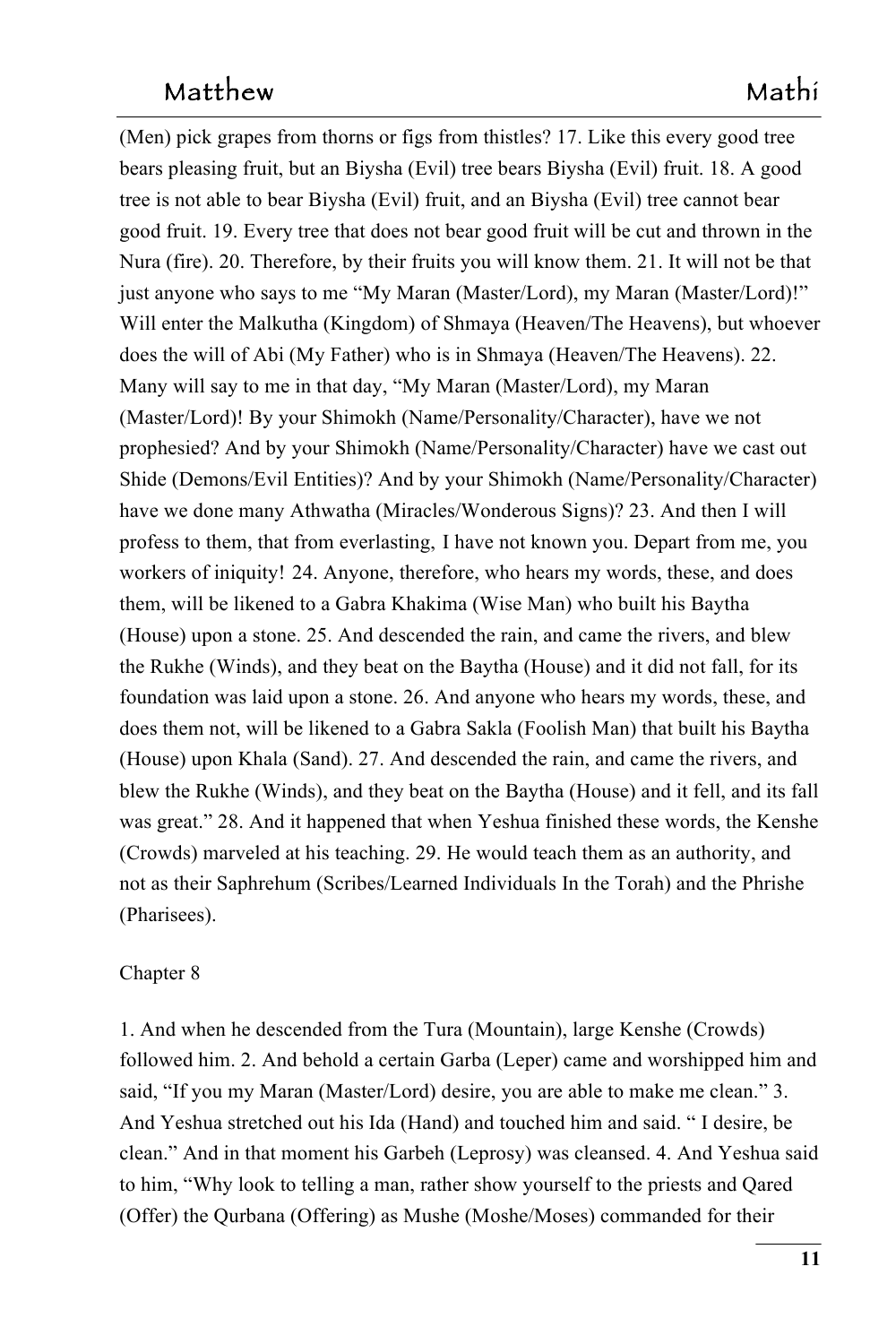(Men) pick grapes from thorns or figs from thistles? 17. Like this every good tree bears pleasing fruit, but an Biysha (Evil) tree bears Biysha (Evil) fruit. 18. A good tree is not able to bear Biysha (Evil) fruit, and an Biysha (Evil) tree cannot bear good fruit. 19. Every tree that does not bear good fruit will be cut and thrown in the Nura (fire). 20. Therefore, by their fruits you will know them. 21. It will not be that just anyone who says to me "My Maran (Master/Lord), my Maran (Master/Lord)!" Will enter the Malkutha (Kingdom) of Shmaya (Heaven/The Heavens), but whoever does the will of Abi (My Father) who is in Shmaya (Heaven/The Heavens). 22. Many will say to me in that day, "My Maran (Master/Lord), my Maran (Master/Lord)! By your Shimokh (Name/Personality/Character), have we not prophesied? And by your Shimokh (Name/Personality/Character) have we cast out Shide (Demons/Evil Entities)? And by your Shimokh (Name/Personality/Character) have we done many Athwatha (Miracles/Wonderous Signs)? 23. And then I will profess to them, that from everlasting, I have not known you. Depart from me, you workers of iniquity! 24. Anyone, therefore, who hears my words, these, and does them, will be likened to a Gabra Khakima (Wise Man) who built his Baytha (House) upon a stone. 25. And descended the rain, and came the rivers, and blew the Rukhe (Winds), and they beat on the Baytha (House) and it did not fall, for its foundation was laid upon a stone. 26. And anyone who hears my words, these, and does them not, will be likened to a Gabra Sakla (Foolish Man) that built his Baytha (House) upon Khala (Sand). 27. And descended the rain, and came the rivers, and blew the Rukhe (Winds), and they beat on the Baytha (House) and it fell, and its fall was great." 28. And it happened that when Yeshua finished these words, the Kenshe (Crowds) marveled at his teaching. 29. He would teach them as an authority, and not as their Saphrehum (Scribes/Learned Individuals In the Torah) and the Phrishe (Pharisees).

Chapter 8

1. And when he descended from the Tura (Mountain), large Kenshe (Crowds) followed him. 2. And behold a certain Garba (Leper) came and worshipped him and said, "If you my Maran (Master/Lord) desire, you are able to make me clean." 3. And Yeshua stretched out his Ida (Hand) and touched him and said. " I desire, be clean." And in that moment his Garbeh (Leprosy) was cleansed. 4. And Yeshua said to him, "Why look to telling a man, rather show yourself to the priests and Qared (Offer) the Qurbana (Offering) as Mushe (Moshe/Moses) commanded for their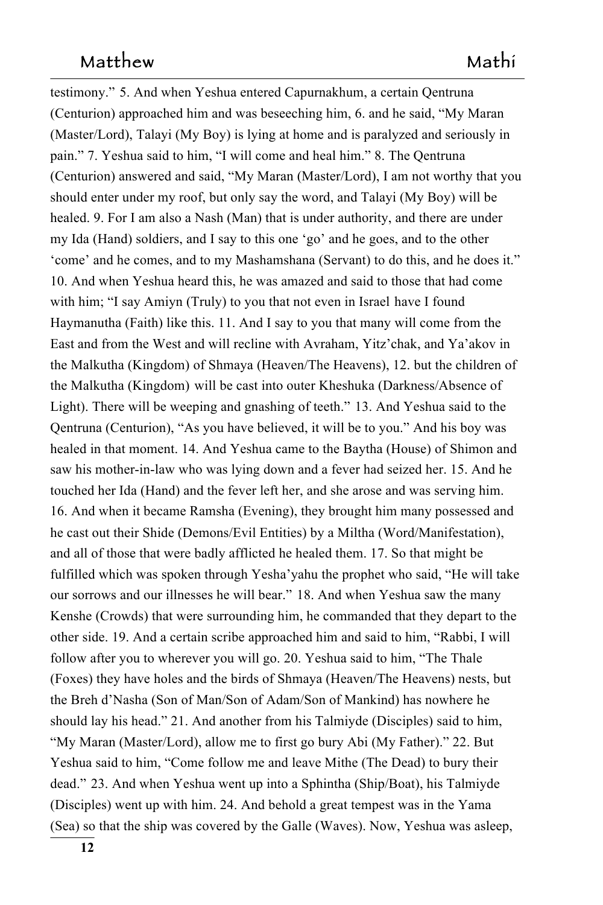testimony." 5. And when Yeshua entered Capurnakhum, a certain Qentruna (Centurion) approached him and was beseeching him, 6. and he said, "My Maran (Master/Lord), Talayi (My Boy) is lying at home and is paralyzed and seriously in pain." 7. Yeshua said to him, "I will come and heal him." 8. The Qentruna (Centurion) answered and said, "My Maran (Master/Lord), I am not worthy that you should enter under my roof, but only say the word, and Talayi (My Boy) will be healed. 9. For I am also a Nash (Man) that is under authority, and there are under my Ida (Hand) soldiers, and I say to this one 'go' and he goes, and to the other 'come' and he comes, and to my Mashamshana (Servant) to do this, and he does it." 10. And when Yeshua heard this, he was amazed and said to those that had come with him; "I say Amiyn (Truly) to you that not even in Israel have I found Haymanutha (Faith) like this. 11. And I say to you that many will come from the East and from the West and will recline with Avraham, Yitz'chak, and Ya'akov in the Malkutha (Kingdom) of Shmaya (Heaven/The Heavens), 12. but the children of the Malkutha (Kingdom) will be cast into outer Kheshuka (Darkness/Absence of Light). There will be weeping and gnashing of teeth." 13. And Yeshua said to the Qentruna (Centurion), "As you have believed, it will be to you." And his boy was healed in that moment. 14. And Yeshua came to the Baytha (House) of Shimon and saw his mother-in-law who was lying down and a fever had seized her. 15. And he touched her Ida (Hand) and the fever left her, and she arose and was serving him. 16. And when it became Ramsha (Evening), they brought him many possessed and he cast out their Shide (Demons/Evil Entities) by a Miltha (Word/Manifestation), and all of those that were badly afflicted he healed them. 17. So that might be fulfilled which was spoken through Yesha'yahu the prophet who said, "He will take our sorrows and our illnesses he will bear." 18. And when Yeshua saw the many Kenshe (Crowds) that were surrounding him, he commanded that they depart to the other side. 19. And a certain scribe approached him and said to him, "Rabbi, I will follow after you to wherever you will go. 20. Yeshua said to him, "The Thale (Foxes) they have holes and the birds of Shmaya (Heaven/The Heavens) nests, but the Breh d'Nasha (Son of Man/Son of Adam/Son of Mankind) has nowhere he should lay his head." 21. And another from his Talmiyde (Disciples) said to him, "My Maran (Master/Lord), allow me to first go bury Abi (My Father)." 22. But Yeshua said to him, "Come follow me and leave Mithe (The Dead) to bury their dead." 23. And when Yeshua went up into a Sphintha (Ship/Boat), his Talmiyde (Disciples) went up with him. 24. And behold a great tempest was in the Yama (Sea) so that the ship was covered by the Galle (Waves). Now, Yeshua was asleep,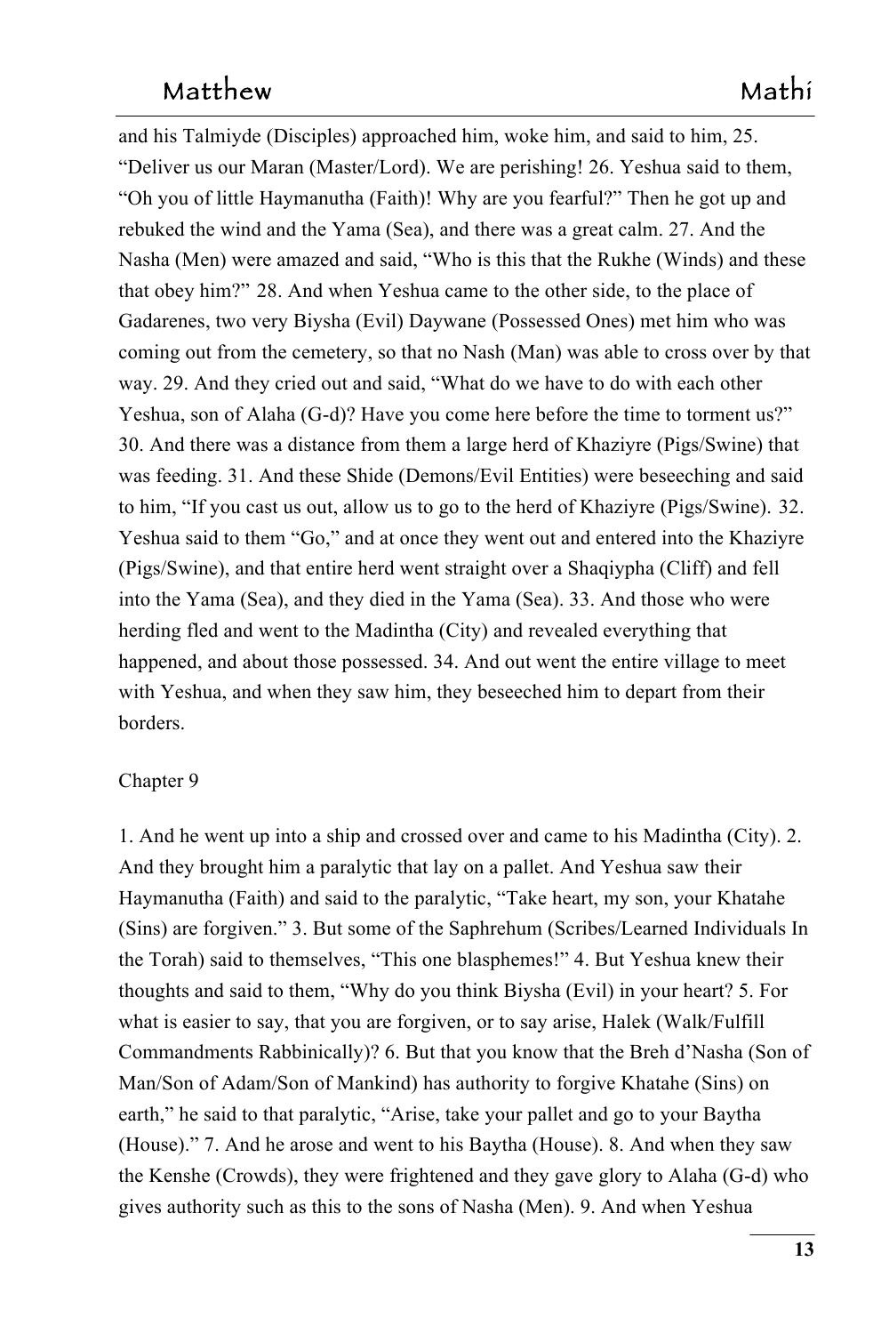and his Talmiyde (Disciples) approached him, woke him, and said to him, 25. “Deliver us our Maran (Master/Lord). We are perishing! 26. Yeshua said to them, “Oh you of little Haymanutha (Faith)! Why are you fearful?” Then he got up and rebuked the wind and the Yama (Sea), and there was a great calm. 27. And the Nasha (Men) were amazed and said, “Who is this that the Rukhe (Winds) and these that obey him?” 28. And when Yeshua came to the other side, to the place of Gadarenes, two very Biysha (Evil) Daywane (Possessed Ones) met him who was coming out from the cemetery, so that no Nash (Man) was able to cross over by that way. 29. And they cried out and said, “What do we have to do with each other Yeshua, son of Alaha (G-d)? Have you come here before the time to torment us?” 30. And there was a distance from them a large herd of Khaziyre (Pigs/Swine) that was feeding. 31. And these Shide (Demons/Evil Entities) were beseeching and said to him, “If you cast us out, allow us to go to the herd of Khaziyre (Pigs/Swine). 32. Yeshua said to them “Go,” and at once they went out and entered into the Khaziyre (Pigs/Swine), and that entire herd went straight over a Shaqiypha (Cliff) and fell into the Yama (Sea), and they died in the Yama (Sea). 33. And those who were herding fled and went to the Madintha (City) and revealed everything that happened, and about those possessed. 34. And out went the entire village to meet with Yeshua, and when they saw him, they beseeched him to depart from their borders.

Chapter 9

1. And he went up into a ship and crossed over and came to his Madintha (City). 2. And they brought him a paralytic that lay on a pallet. And Yeshua saw their Haymanutha (Faith) and said to the paralytic, “Take heart, my son, your Khatahe (Sins) are forgiven.” 3. But some of the Saphrehum (Scribes/Learned Individuals In the Torah) said to themselves, “This one blasphemes!” 4. But Yeshua knew their thoughts and said to them, “Why do you think Biysha (Evil) in your heart? 5. For what is easier to say, that you are forgiven, or to say arise, Halek (Walk/Fulfill Commandments Rabbinically)? 6. But that you know that the Breh d’Nasha (Son of Man/Son of Adam/Son of Mankind) has authority to forgive Khatahe (Sins) on earth,” he said to that paralytic, “Arise, take your pallet and go to your Baytha (House).” 7. And he arose and went to his Baytha (House). 8. And when they saw the Kenshe (Crowds), they were frightened and they gave glory to Alaha (G-d) who gives authority such as this to the sons of Nasha (Men). 9. And when Yeshua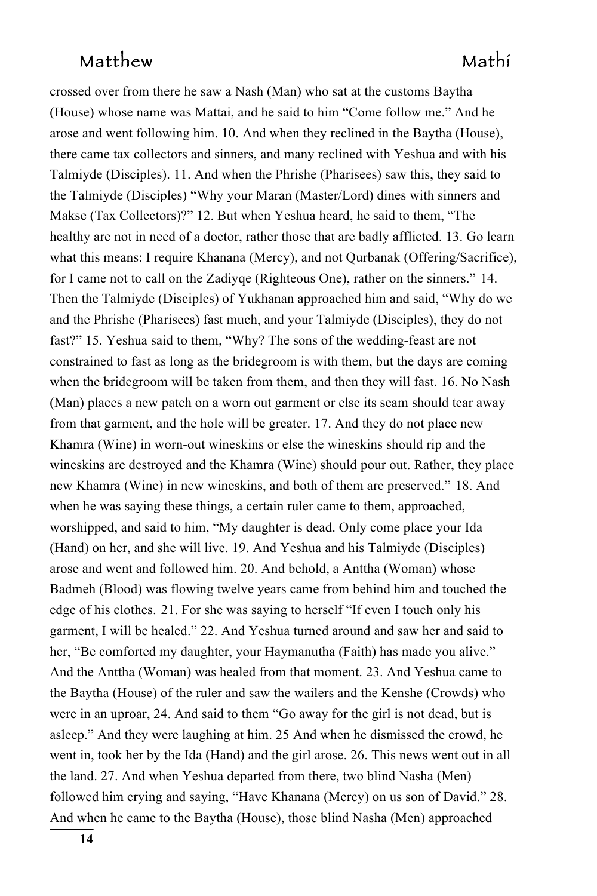crossed over from there he saw a Nash (Man) who sat at the customs Baytha (House) whose name was Mattai, and he said to him "Come follow me." And he arose and went following him. 10. And when they reclined in the Baytha (House), there came tax collectors and sinners, and many reclined with Yeshua and with his Talmiyde (Disciples). 11. And when the Phrishe (Pharisees) saw this, they said to the Talmiyde (Disciples) "Why your Maran (Master/Lord) dines with sinners and Makse (Tax Collectors)?" 12. But when Yeshua heard, he said to them, "The healthy are not in need of a doctor, rather those that are badly afflicted. 13. Go learn what this means: I require Khanana (Mercy), and not Qurbanak (Offering/Sacrifice), for I came not to call on the Zadiyqe (Righteous One), rather on the sinners." 14. Then the Talmiyde (Disciples) of Yukhanan approached him and said, "Why do we and the Phrishe (Pharisees) fast much, and your Talmiyde (Disciples), they do not fast?" 15. Yeshua said to them, "Why? The sons of the wedding-feast are not constrained to fast as long as the bridegroom is with them, but the days are coming when the bridegroom will be taken from them, and then they will fast. 16. No Nash (Man) places a new patch on a worn out garment or else its seam should tear away from that garment, and the hole will be greater. 17. And they do not place new Khamra (Wine) in worn-out wineskins or else the wineskins should rip and the wineskins are destroyed and the Khamra (Wine) should pour out. Rather, they place new Khamra (Wine) in new wineskins, and both of them are preserved." 18. And when he was saying these things, a certain ruler came to them, approached, worshipped, and said to him, "My daughter is dead. Only come place your Ida (Hand) on her, and she will live. 19. And Yeshua and his Talmiyde (Disciples) arose and went and followed him. 20. And behold, a Anttha (Woman) whose Badmeh (Blood) was flowing twelve years came from behind him and touched the edge of his clothes. 21. For she was saying to herself "If even I touch only his garment, I will be healed." 22. And Yeshua turned around and saw her and said to her, "Be comforted my daughter, your Haymanutha (Faith) has made you alive." And the Anttha (Woman) was healed from that moment. 23. And Yeshua came to the Baytha (House) of the ruler and saw the wailers and the Kenshe (Crowds) who were in an uproar, 24. And said to them "Go away for the girl is not dead, but is asleep." And they were laughing at him. 25 And when he dismissed the crowd, he went in, took her by the Ida (Hand) and the girl arose. 26. This news went out in all the land. 27. And when Yeshua departed from there, two blind Nasha (Men) followed him crying and saying, "Have Khanana (Mercy) on us son of David." 28. And when he came to the Baytha (House), those blind Nasha (Men) approached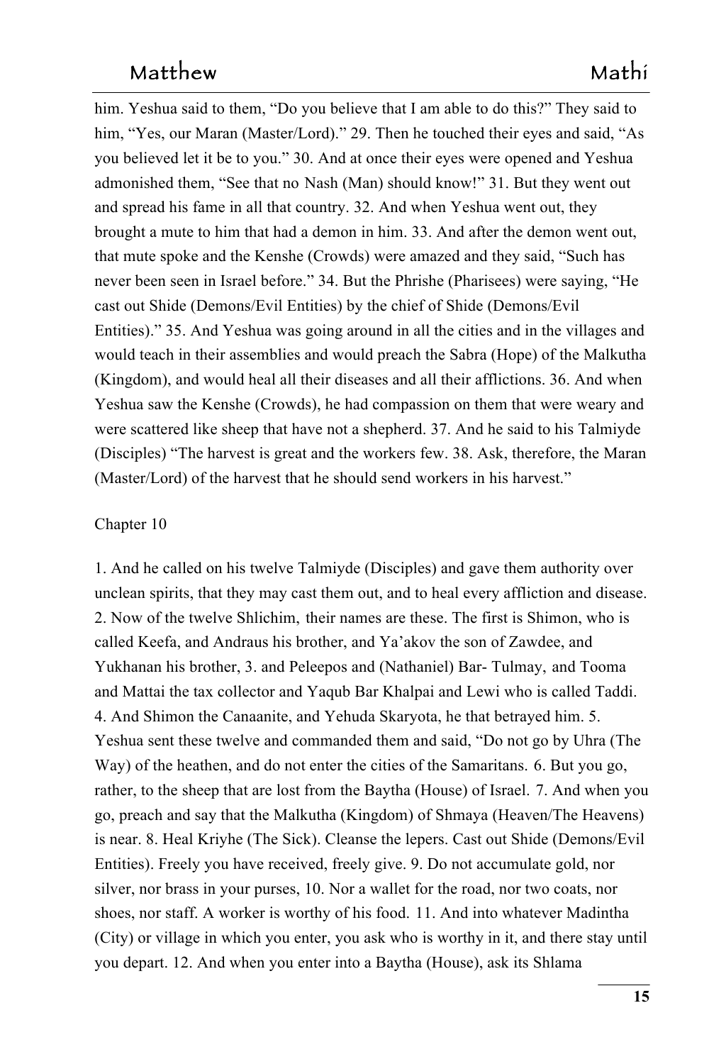him. Yeshua said to them, "Do you believe that I am able to do this?" They said to him, "Yes, our Maran (Master/Lord)." 29. Then he touched their eyes and said, "As you believed let it be to you." 30. And at once their eyes were opened and Yeshua admonished them, "See that no Nash (Man) should know!" 31. But they went out and spread his fame in all that country. 32. And when Yeshua went out, they brought a mute to him that had a demon in him. 33. And after the demon went out, that mute spoke and the Kenshe (Crowds) were amazed and they said, "Such has never been seen in Israel before." 34. But the Phrishe (Pharisees) were saying, "He cast out Shide (Demons/Evil Entities) by the chief of Shide (Demons/Evil Entities)." 35. And Yeshua was going around in all the cities and in the villages and would teach in their assemblies and would preach the Sabra (Hope) of the Malkutha (Kingdom), and would heal all their diseases and all their afflictions. 36. And when Yeshua saw the Kenshe (Crowds), he had compassion on them that were weary and were scattered like sheep that have not a shepherd. 37. And he said to his Talmiyde (Disciples) "The harvest is great and the workers few. 38. Ask, therefore, the Maran (Master/Lord) of the harvest that he should send workers in his harvest."

Chapter 10

1. And he called on his twelve Talmiyde (Disciples) and gave them authority over unclean spirits, that they may cast them out, and to heal every affliction and disease. 2. Now of the twelve Shlichim, their names are these. The first is Shimon, who is called Keefa, and Andraus his brother, and Ya'akov the son of Zawdee, and Yukhanan his brother, 3. and Peleepos and (Nathaniel) Bar- Tulmay, and Tooma and Mattai the tax collector and Yaqub Bar Khalpai and Lewi who is called Taddi. 4. And Shimon the Canaanite, and Yehuda Skaryota, he that betrayed him. 5. Yeshua sent these twelve and commanded them and said, "Do not go by Uhra (The Way) of the heathen, and do not enter the cities of the Samaritans. 6. But you go, rather, to the sheep that are lost from the Baytha (House) of Israel. 7. And when you go, preach and say that the Malkutha (Kingdom) of Shmaya (Heaven/The Heavens) is near. 8. Heal Kriyhe (The Sick). Cleanse the lepers. Cast out Shide (Demons/Evil Entities). Freely you have received, freely give. 9. Do not accumulate gold, nor silver, nor brass in your purses, 10. Nor a wallet for the road, nor two coats, nor shoes, nor staff. A worker is worthy of his food. 11. And into whatever Madintha (City) or village in which you enter, you ask who is worthy in it, and there stay until you depart. 12. And when you enter into a Baytha (House), ask its Shlama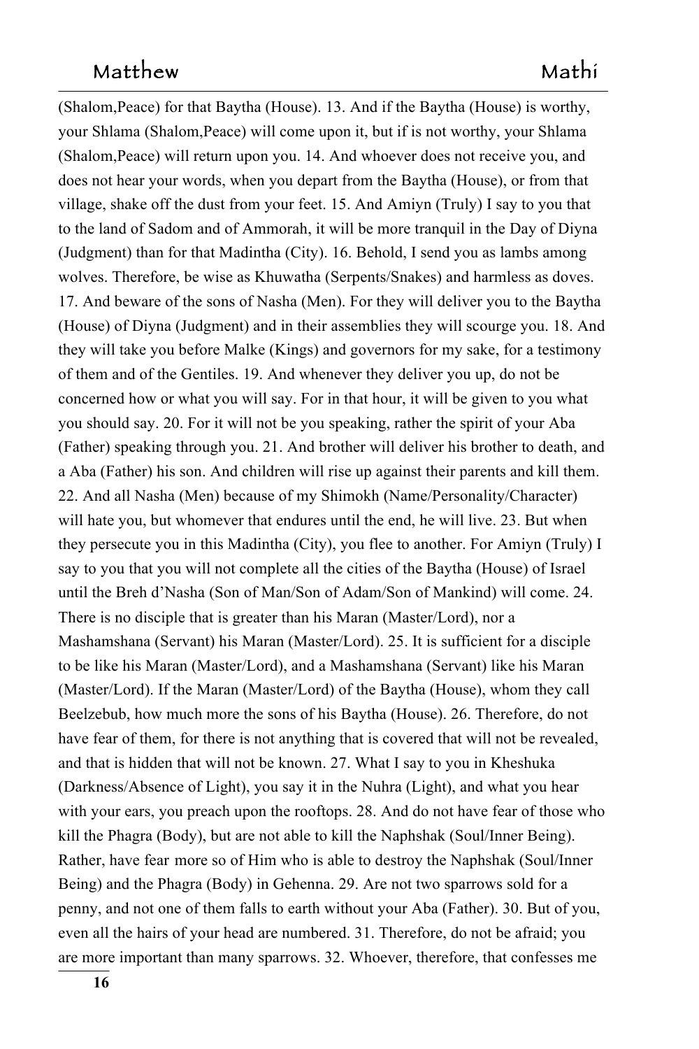(Shalom,Peace) for that Baytha (House). 13. And if the Baytha (House) is worthy, your Shlama (Shalom,Peace) will come upon it, but if is not worthy, your Shlama (Shalom,Peace) will return upon you. 14. And whoever does not receive you, and does not hear your words, when you depart from the Baytha (House), or from that village, shake off the dust from your feet. 15. And Amiyn (Truly) I say to you that to the land of Sadom and of Ammorah, it will be more tranquil in the Day of Diyna (Judgment) than for that Madintha (City). 16. Behold, I send you as lambs among wolves. Therefore, be wise as Khuwatha (Serpents/Snakes) and harmless as doves. 17. And beware of the sons of Nasha (Men). For they will deliver you to the Baytha (House) of Diyna (Judgment) and in their assemblies they will scourge you. 18. And they will take you before Malke (Kings) and governors for my sake, for a testimony of them and of the Gentiles. 19. And whenever they deliver you up, do not be concerned how or what you will say. For in that hour, it will be given to you what you should say. 20. For it will not be you speaking, rather the spirit of your Aba (Father) speaking through you. 21. And brother will deliver his brother to death, and a Aba (Father) his son. And children will rise up against their parents and kill them. 22. And all Nasha (Men) because of my Shimokh (Name/Personality/Character) will hate you, but whomever that endures until the end, he will live. 23. But when they persecute you in this Madintha (City), you flee to another. For Amiyn (Truly) I say to you that you will not complete all the cities of the Baytha (House) of Israel until the Breh d'Nasha (Son of Man/Son of Adam/Son of Mankind) will come. 24. There is no disciple that is greater than his Maran (Master/Lord), nor a Mashamshana (Servant) his Maran (Master/Lord). 25. It is sufficient for a disciple to be like his Maran (Master/Lord), and a Mashamshana (Servant) like his Maran (Master/Lord). If the Maran (Master/Lord) of the Baytha (House), whom they call Beelzebub, how much more the sons of his Baytha (House). 26. Therefore, do not have fear of them, for there is not anything that is covered that will not be revealed, and that is hidden that will not be known. 27. What I say to you in Kheshuka (Darkness/Absence of Light), you say it in the Nuhra (Light), and what you hear with your ears, you preach upon the rooftops. 28. And do not have fear of those who kill the Phagra (Body), but are not able to kill the Naphshak (Soul/Inner Being). Rather, have fear more so of Him who is able to destroy the Naphshak (Soul/Inner Being) and the Phagra (Body) in Gehenna. 29. Are not two sparrows sold for a penny, and not one of them falls to earth without your Aba (Father). 30. But of you, even all the hairs of your head are numbered. 31. Therefore, do not be afraid; you are more important than many sparrows. 32. Whoever, therefore, that confesses me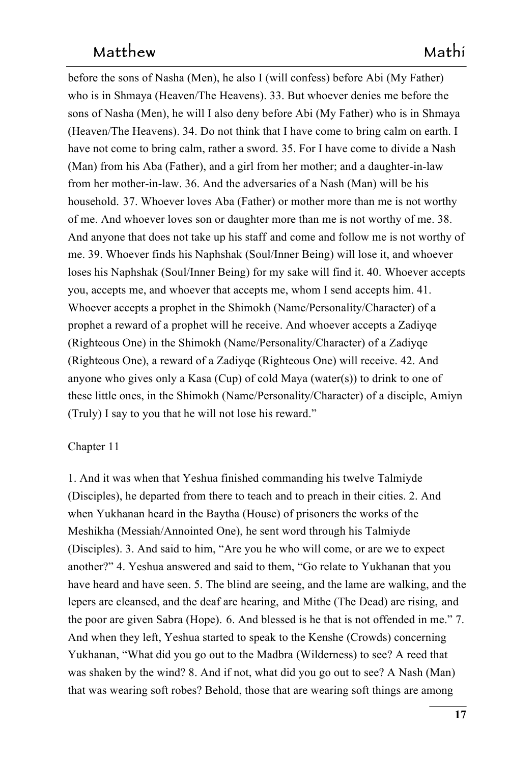before the sons of Nasha (Men), he also I (will confess) before Abi (My Father) who is in Shmaya (Heaven/The Heavens). 33. But whoever denies me before the sons of Nasha (Men), he will I also deny before Abi (My Father) who is in Shmaya (Heaven/The Heavens). 34. Do not think that I have come to bring calm on earth. I have not come to bring calm, rather a sword. 35. For I have come to divide a Nash (Man) from his Aba (Father), and a girl from her mother; and a daughter-in-law from her mother-in-law. 36. And the adversaries of a Nash (Man) will be his household. 37. Whoever loves Aba (Father) or mother more than me is not worthy of me. And whoever loves son or daughter more than me is not worthy of me. 38. And anyone that does not take up his staff and come and follow me is not worthy of me. 39. Whoever finds his Naphshak (Soul/Inner Being) will lose it, and whoever loses his Naphshak (Soul/Inner Being) for my sake will find it. 40. Whoever accepts you, accepts me, and whoever that accepts me, whom I send accepts him. 41. Whoever accepts a prophet in the Shimokh (Name/Personality/Character) of a prophet a reward of a prophet will he receive. And whoever accepts a Zadiyqe (Righteous One) in the Shimokh (Name/Personality/Character) of a Zadiyqe (Righteous One), a reward of a Zadiyqe (Righteous One) will receive. 42. And anyone who gives only a Kasa (Cup) of cold Maya (water(s)) to drink to one of these little ones, in the Shimokh (Name/Personality/Character) of a disciple, Amiyn (Truly) I say to you that he will not lose his reward."

Chapter 11

1. And it was when that Yeshua finished commanding his twelve Talmiyde (Disciples), he departed from there to teach and to preach in their cities. 2. And when Yukhanan heard in the Baytha (House) of prisoners the works of the Meshikha (Messiah/Annointed One), he sent word through his Talmiyde (Disciples). 3. And said to him, "Are you he who will come, or are we to expect another?" 4. Yeshua answered and said to them, "Go relate to Yukhanan that you have heard and have seen. 5. The blind are seeing, and the lame are walking, and the lepers are cleansed, and the deaf are hearing, and Mithe (The Dead) are rising, and the poor are given Sabra (Hope). 6. And blessed is he that is not offended in me." 7. And when they left, Yeshua started to speak to the Kenshe (Crowds) concerning Yukhanan, "What did you go out to the Madbra (Wilderness) to see? A reed that was shaken by the wind? 8. And if not, what did you go out to see? A Nash (Man) that was wearing soft robes? Behold, those that are wearing soft things are among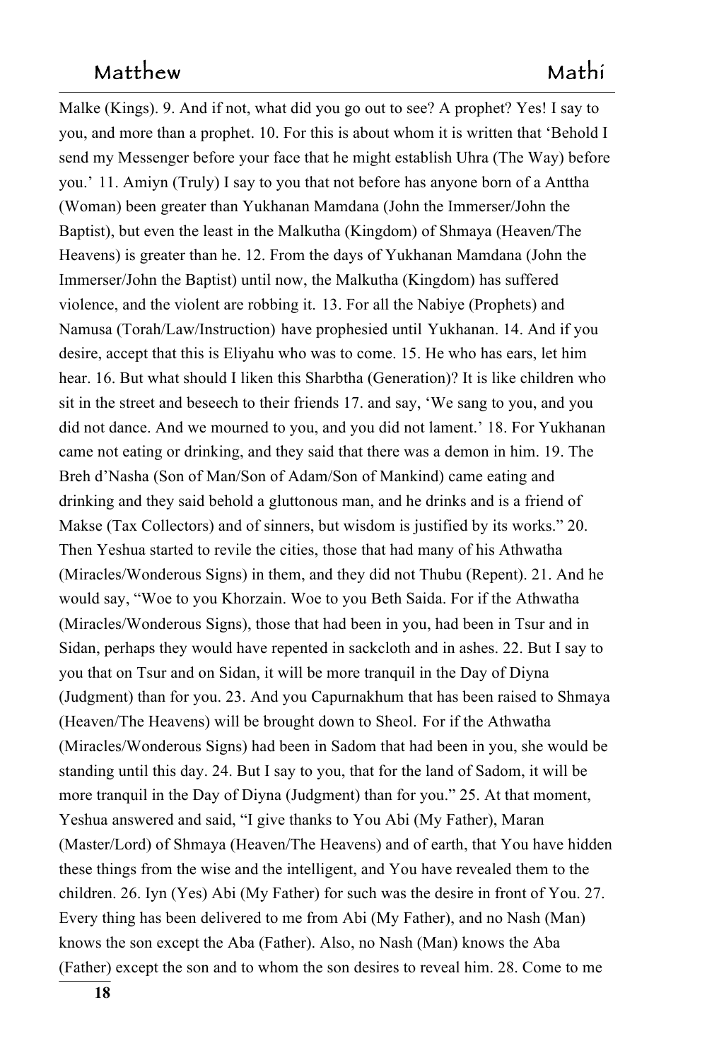Malke (Kings). 9. And if not, what did you go out to see? A prophet? Yes! I say to you, and more than a prophet. 10. For this is about whom it is written that 'Behold I send my Messenger before your face that he might establish Uhra (The Way) before you.' 11. Amiyn (Truly) I say to you that not before has anyone born of a Anttha (Woman) been greater than Yukhanan Mamdana (John the Immerser/John the Baptist), but even the least in the Malkutha (Kingdom) of Shmaya (Heaven/The Heavens) is greater than he. 12. From the days of Yukhanan Mamdana (John the Immerser/John the Baptist) until now, the Malkutha (Kingdom) has suffered violence, and the violent are robbing it. 13. For all the Nabiye (Prophets) and Namusa (Torah/Law/Instruction) have prophesied until Yukhanan. 14. And if you desire, accept that this is Eliyahu who was to come. 15. He who has ears, let him hear. 16. But what should I liken this Sharbtha (Generation)? It is like children who sit in the street and beseech to their friends 17. and say, 'We sang to you, and you did not dance. And we mourned to you, and you did not lament.' 18. For Yukhanan came not eating or drinking, and they said that there was a demon in him. 19. The Breh d'Nasha (Son of Man/Son of Adam/Son of Mankind) came eating and drinking and they said behold a gluttonous man, and he drinks and is a friend of Makse (Tax Collectors) and of sinners, but wisdom is justified by its works." 20. Then Yeshua started to revile the cities, those that had many of his Athwatha (Miracles/Wonderous Signs) in them, and they did not Thubu (Repent). 21. And he would say, "Woe to you Khorzain. Woe to you Beth Saida. For if the Athwatha (Miracles/Wonderous Signs), those that had been in you, had been in Tsur and in Sidan, perhaps they would have repented in sackcloth and in ashes. 22. But I say to you that on Tsur and on Sidan, it will be more tranquil in the Day of Diyna (Judgment) than for you. 23. And you Capurnakhum that has been raised to Shmaya (Heaven/The Heavens) will be brought down to Sheol. For if the Athwatha (Miracles/Wonderous Signs) had been in Sadom that had been in you, she would be standing until this day. 24. But I say to you, that for the land of Sadom, it will be more tranquil in the Day of Diyna (Judgment) than for you." 25. At that moment, Yeshua answered and said, "I give thanks to You Abi (My Father), Maran (Master/Lord) of Shmaya (Heaven/The Heavens) and of earth, that You have hidden these things from the wise and the intelligent, and You have revealed them to the children. 26. Iyn (Yes) Abi (My Father) for such was the desire in front of You. 27. Every thing has been delivered to me from Abi (My Father), and no Nash (Man) knows the son except the Aba (Father). Also, no Nash (Man) knows the Aba (Father) except the son and to whom the son desires to reveal him. 28. Come to me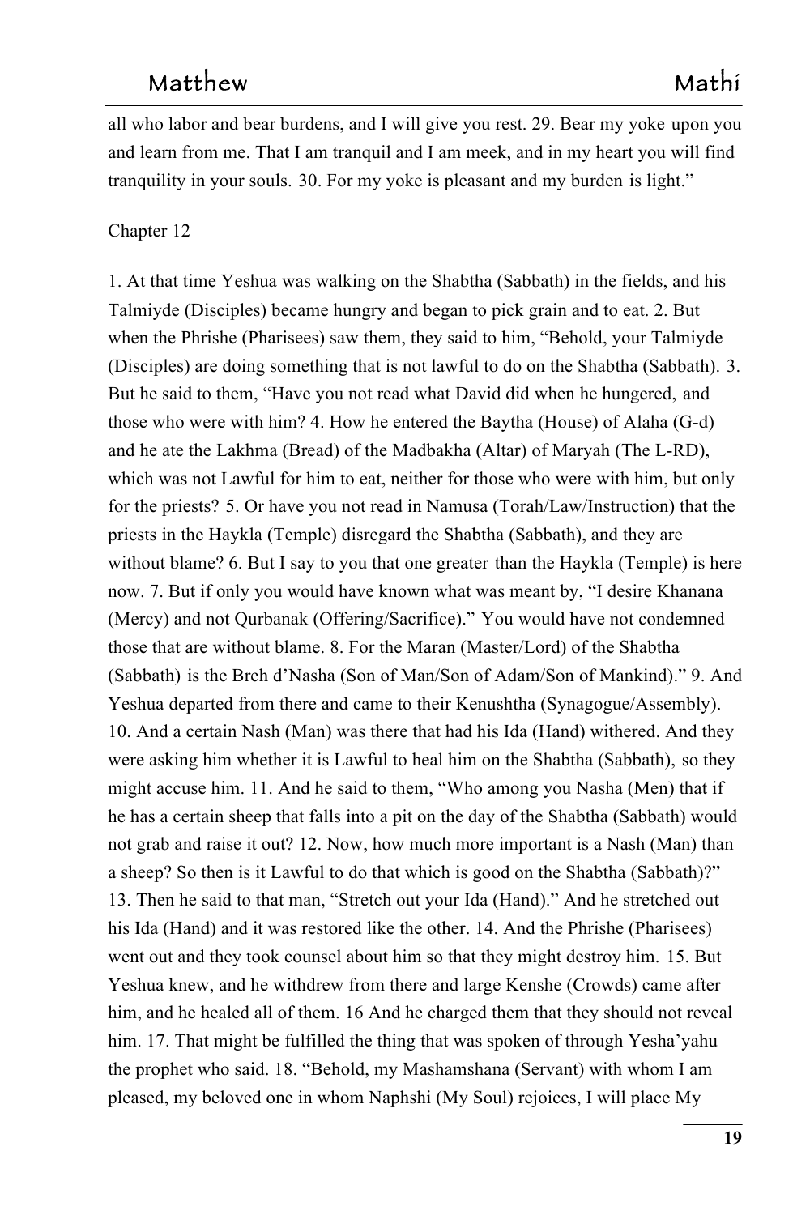all who labor and bear burdens, and I will give you rest. 29. Bear my yoke upon you and learn from me. That I am tranquil and I am meek, and in my heart you will find tranquility in your souls. 30. For my yoke is pleasant and my burden is light."

Chapter 12

1. At that time Yeshua was walking on the Shabtha (Sabbath) in the fields, and his Talmiyde (Disciples) became hungry and began to pick grain and to eat. 2. But when the Phrishe (Pharisees) saw them, they said to him, "Behold, your Talmiyde (Disciples) are doing something that is not lawful to do on the Shabtha (Sabbath). 3. But he said to them, "Have you not read what David did when he hungered, and those who were with him? 4. How he entered the Baytha (House) of Alaha (G-d) and he ate the Lakhma (Bread) of the Madbakha (Altar) of Maryah (The L-RD), which was not Lawful for him to eat, neither for those who were with him, but only for the priests? 5. Or have you not read in Namusa (Torah/Law/Instruction) that the priests in the Haykla (Temple) disregard the Shabtha (Sabbath), and they are without blame? 6. But I say to you that one greater than the Haykla (Temple) is here now. 7. But if only you would have known what was meant by, "I desire Khanana (Mercy) and not Qurbanak (Offering/Sacrifice)." You would have not condemned those that are without blame. 8. For the Maran (Master/Lord) of the Shabtha (Sabbath) is the Breh d'Nasha (Son of Man/Son of Adam/Son of Mankind)." 9. And Yeshua departed from there and came to their Kenushtha (Synagogue/Assembly). 10. And a certain Nash (Man) was there that had his Ida (Hand) withered. And they were asking him whether it is Lawful to heal him on the Shabtha (Sabbath), so they might accuse him. 11. And he said to them, "Who among you Nasha (Men) that if he has a certain sheep that falls into a pit on the day of the Shabtha (Sabbath) would not grab and raise it out? 12. Now, how much more important is a Nash (Man) than a sheep? So then is it Lawful to do that which is good on the Shabtha (Sabbath)?" 13. Then he said to that man, "Stretch out your Ida (Hand)." And he stretched out his Ida (Hand) and it was restored like the other. 14. And the Phrishe (Pharisees) went out and they took counsel about him so that they might destroy him. 15. But Yeshua knew, and he withdrew from there and large Kenshe (Crowds) came after him, and he healed all of them. 16 And he charged them that they should not reveal him. 17. That might be fulfilled the thing that was spoken of through Yesha'yahu the prophet who said. 18. "Behold, my Mashamshana (Servant) with whom I am pleased, my beloved one in whom Naphshi (My Soul) rejoices, I will place My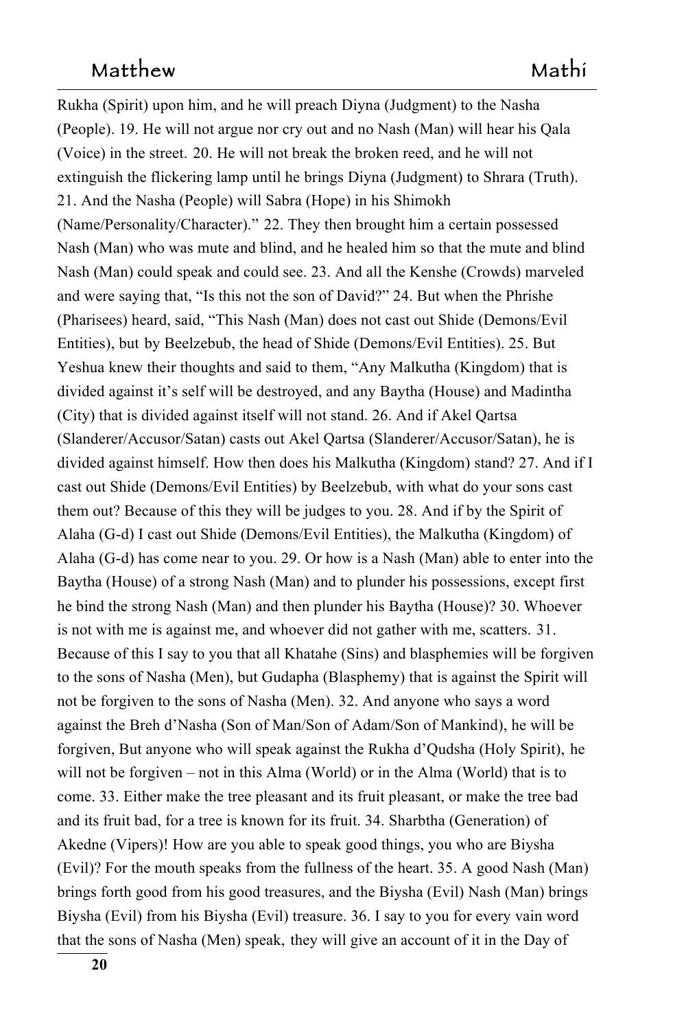Rukha (Spirit) upon him, and he will preach Diyna (Judgment) to the Nasha (People). 19. He will not argue nor cry out and no Nash (Man) will hear his Qala (Voice) in the street. 20. He will not break the broken reed, and he will not extinguish the flickering lamp until he brings Diyna (Judgment) to Shrara (Truth). 21. And the Nasha (People) will Sabra (Hope) in his Shimokh (Name/Personality/Character)." 22. They then brought him a certain possessed Nash (Man) who was mute and blind, and he healed him so that the mute and blind Nash (Man) could speak and could see. 23. And all the Kenshe (Crowds) marveled and were saying that, "Is this not the son of David?" 24. But when the Phrishe (Pharisees) heard, said, "This Nash (Man) does not cast out Shide (Demons/Evil Entities), but by Beelzebub, the head of Shide (Demons/Evil Entities). 25. But Yeshua knew their thoughts and said to them, "Any Malkutha (Kingdom) that is divided against it's self will be destroyed, and any Baytha (House) and Madintha (City) that is divided against itself will not stand. 26. And if Akel Qartsa (Slanderer/Accusor/Satan) casts out Akel Qartsa (Slanderer/Accusor/Satan), he is divided against himself. How then does his Malkutha (Kingdom) stand? 27. And if I cast out Shide (Demons/Evil Entities) by Beelzebub, with what do your sons cast them out? Because of this they will be judges to you. 28. And if by the Spirit of Alaha (G-d) I cast out Shide (Demons/Evil Entities), the Malkutha (Kingdom) of Alaha (G-d) has come near to you. 29. Or how is a Nash (Man) able to enter into the Baytha (House) of a strong Nash (Man) and to plunder his possessions, except first he bind the strong Nash (Man) and then plunder his Baytha (House)? 30. Whoever is not with me is against me, and whoever did not gather with me, scatters. 31. Because of this I say to you that all Khatahe (Sins) and blasphemies will be forgiven to the sons of Nasha (Men), but Gudapha (Blasphemy) that is against the Spirit will not be forgiven to the sons of Nasha (Men). 32. And anyone who says a word against the Breh d'Nasha (Son of Man/Son of Adam/Son of Mankind), he will be forgiven, But anyone who will speak against the Rukha d'Qudsha (Holy Spirit), he will not be forgiven – not in this Alma (World) or in the Alma (World) that is to come. 33. Either make the tree pleasant and its fruit pleasant, or make the tree bad and its fruit bad, for a tree is known for its fruit. 34. Sharbtha (Generation) of Akedne (Vipers)! How are you able to speak good things, you who are Biysha (Evil)? For the mouth speaks from the fullness of the heart. 35. A good Nash (Man) brings forth good from his good treasures, and the Biysha (Evil) Nash (Man) brings Biysha (Evil) from his Biysha (Evil) treasure. 36. I say to you for every vain word that the sons of Nasha (Men) speak, they will give an account of it in the Day of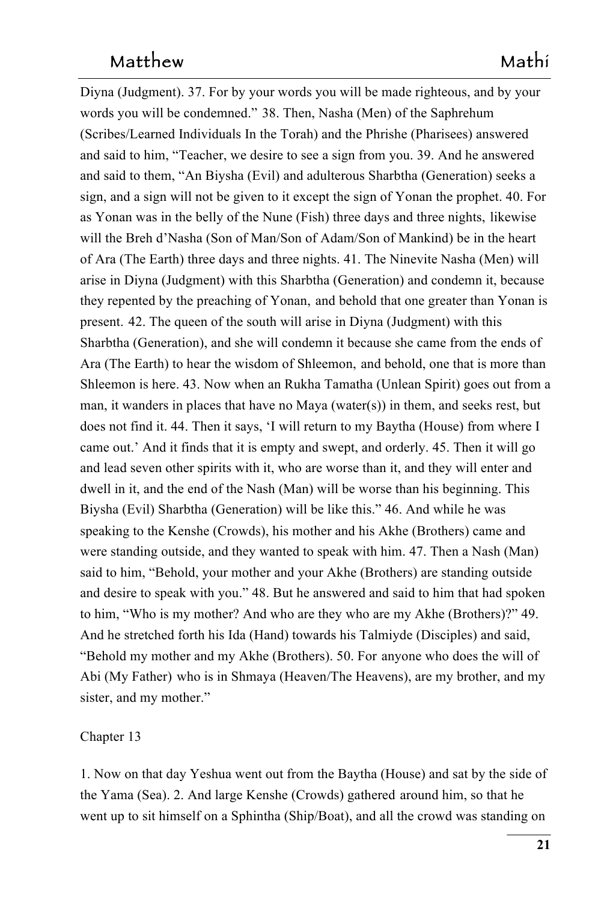Diyna (Judgment). 37. For by your words you will be made righteous, and by your words you will be condemned." 38. Then, Nasha (Men) of the Saphrehum (Scribes/Learned Individuals In the Torah) and the Phrishe (Pharisees) answered and said to him, "Teacher, we desire to see a sign from you. 39. And he answered and said to them, "An Biysha (Evil) and adulterous Sharbtha (Generation) seeks a sign, and a sign will not be given to it except the sign of Yonan the prophet. 40. For as Yonan was in the belly of the Nune (Fish) three days and three nights, likewise will the Breh d'Nasha (Son of Man/Son of Adam/Son of Mankind) be in the heart of Ara (The Earth) three days and three nights. 41. The Ninevite Nasha (Men) will arise in Diyna (Judgment) with this Sharbtha (Generation) and condemn it, because they repented by the preaching of Yonan, and behold that one greater than Yonan is present. 42. The queen of the south will arise in Diyna (Judgment) with this Sharbtha (Generation), and she will condemn it because she came from the ends of Ara (The Earth) to hear the wisdom of Shleemon, and behold, one that is more than Shleemon is here. 43. Now when an Rukha Tamatha (Unlean Spirit) goes out from a man, it wanders in places that have no Maya (water(s)) in them, and seeks rest, but does not find it. 44. Then it says, 'I will return to my Baytha (House) from where I came out.' And it finds that it is empty and swept, and orderly. 45. Then it will go and lead seven other spirits with it, who are worse than it, and they will enter and dwell in it, and the end of the Nash (Man) will be worse than his beginning. This Biysha (Evil) Sharbtha (Generation) will be like this." 46. And while he was speaking to the Kenshe (Crowds), his mother and his Akhe (Brothers) came and were standing outside, and they wanted to speak with him. 47. Then a Nash (Man) said to him, "Behold, your mother and your Akhe (Brothers) are standing outside and desire to speak with you." 48. But he answered and said to him that had spoken to him, "Who is my mother? And who are they who are my Akhe (Brothers)?" 49. And he stretched forth his Ida (Hand) towards his Talmiyde (Disciples) and said, "Behold my mother and my Akhe (Brothers). 50. For anyone who does the will of Abi (My Father) who is in Shmaya (Heaven/The Heavens), are my brother, and my sister, and my mother."

Chapter 13

1. Now on that day Yeshua went out from the Baytha (House) and sat by the side of the Yama (Sea). 2. And large Kenshe (Crowds) gathered around him, so that he went up to sit himself on a Sphintha (Ship/Boat), and all the crowd was standing on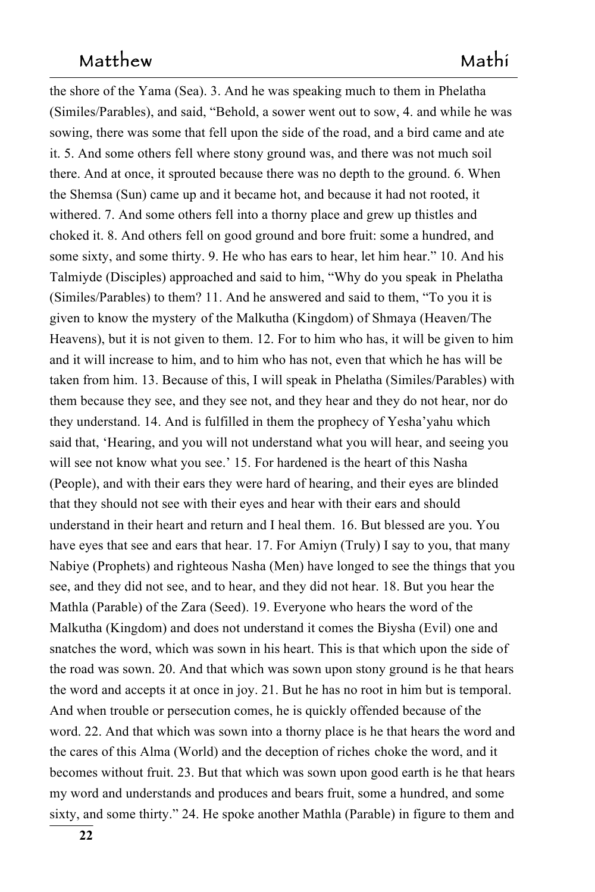the shore of the Yama (Sea). 3. And he was speaking much to them in Phelatha (Similes/Parables), and said, "Behold, a sower went out to sow, 4. and while he was sowing, there was some that fell upon the side of the road, and a bird came and ate it. 5. And some others fell where stony ground was, and there was not much soil there. And at once, it sprouted because there was no depth to the ground. 6. When the Shemsa (Sun) came up and it became hot, and because it had not rooted, it withered. 7. And some others fell into a thorny place and grew up thistles and choked it. 8. And others fell on good ground and bore fruit: some a hundred, and some sixty, and some thirty. 9. He who has ears to hear, let him hear." 10. And his Talmiyde (Disciples) approached and said to him, "Why do you speak in Phelatha (Similes/Parables) to them? 11. And he answered and said to them, "To you it is given to know the mystery of the Malkutha (Kingdom) of Shmaya (Heaven/The Heavens), but it is not given to them. 12. For to him who has, it will be given to him and it will increase to him, and to him who has not, even that which he has will be taken from him. 13. Because of this, I will speak in Phelatha (Similes/Parables) with them because they see, and they see not, and they hear and they do not hear, nor do they understand. 14. And is fulfilled in them the prophecy of Yesha'yahu which said that, 'Hearing, and you will not understand what you will hear, and seeing you will see not know what you see.' 15. For hardened is the heart of this Nasha (People), and with their ears they were hard of hearing, and their eyes are blinded that they should not see with their eyes and hear with their ears and should understand in their heart and return and I heal them. 16. But blessed are you. You have eyes that see and ears that hear. 17. For Amiyn (Truly) I say to you, that many Nabiye (Prophets) and righteous Nasha (Men) have longed to see the things that you see, and they did not see, and to hear, and they did not hear. 18. But you hear the Mathla (Parable) of the Zara (Seed). 19. Everyone who hears the word of the Malkutha (Kingdom) and does not understand it comes the Biysha (Evil) one and snatches the word, which was sown in his heart. This is that which upon the side of the road was sown. 20. And that which was sown upon stony ground is he that hears the word and accepts it at once in joy. 21. But he has no root in him but is temporal. And when trouble or persecution comes, he is quickly offended because of the word. 22. And that which was sown into a thorny place is he that hears the word and the cares of this Alma (World) and the deception of riches choke the word, and it becomes without fruit. 23. But that which was sown upon good earth is he that hears my word and understands and produces and bears fruit, some a hundred, and some sixty, and some thirty." 24. He spoke another Mathla (Parable) in figure to them and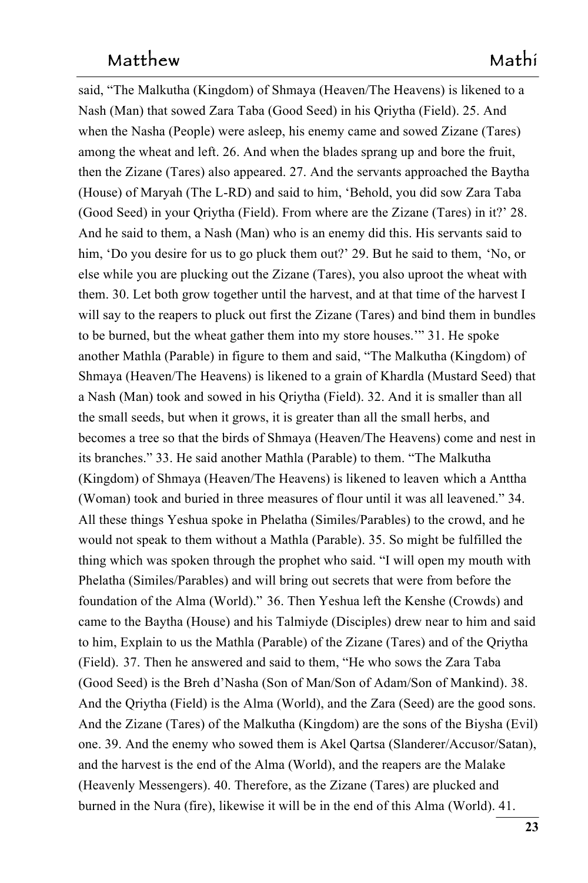said, “The Malkutha (Kingdom) of Shmaya (Heaven/The Heavens) is likened to a Nash (Man) that sowed Zara Taba (Good Seed) in his Qriytha (Field). 25. And when the Nasha (People) were asleep, his enemy came and sowed Zizane (Tares) among the wheat and left. 26. And when the blades sprang up and bore the fruit, then the Zizane (Tares) also appeared. 27. And the servants approached the Baytha (House) of Maryah (The L-RD) and said to him, ‘Behold, you did sow Zara Taba (Good Seed) in your Qriytha (Field). From where are the Zizane (Tares) in it?’ 28. And he said to them, a Nash (Man) who is an enemy did this. His servants said to him, ‘Do you desire for us to go pluck them out?’ 29. But he said to them, ‘No, or else while you are plucking out the Zizane (Tares), you also uproot the wheat with them. 30. Let both grow together until the harvest, and at that time of the harvest I will say to the reapers to pluck out first the Zizane (Tares) and bind them in bundles to be burned, but the wheat gather them into my store houses.’” 31. He spoke another Mathla (Parable) in figure to them and said, “The Malkutha (Kingdom) of Shmaya (Heaven/The Heavens) is likened to a grain of Khardla (Mustard Seed) that a Nash (Man) took and sowed in his Qriytha (Field). 32. And it is smaller than all the small seeds, but when it grows, it is greater than all the small herbs, and becomes a tree so that the birds of Shmaya (Heaven/The Heavens) come and nest in its branches.” 33. He said another Mathla (Parable) to them. “The Malkutha (Kingdom) of Shmaya (Heaven/The Heavens) is likened to leaven which a Anttha (Woman) took and buried in three measures of flour until it was all leavened.” 34. All these things Yeshua spoke in Phelatha (Similes/Parables) to the crowd, and he would not speak to them without a Mathla (Parable). 35. So might be fulfilled the thing which was spoken through the prophet who said. “I will open my mouth with Phelatha (Similes/Parables) and will bring out secrets that were from before the foundation of the Alma (World).” 36. Then Yeshua left the Kenshe (Crowds) and came to the Baytha (House) and his Talmiyde (Disciples) drew near to him and said to him, Explain to us the Mathla (Parable) of the Zizane (Tares) and of the Qriytha (Field). 37. Then he answered and said to them, “He who sows the Zara Taba (Good Seed) is the Breh d’Nasha (Son of Man/Son of Adam/Son of Mankind). 38. And the Qriytha (Field) is the Alma (World), and the Zara (Seed) are the good sons. And the Zizane (Tares) of the Malkutha (Kingdom) are the sons of the Biysha (Evil) one. 39. And the enemy who sowed them is Akel Qartsa (Slanderer/Accusor/Satan), and the harvest is the end of the Alma (World), and the reapers are the Malake (Heavenly Messengers). 40. Therefore, as the Zizane (Tares) are plucked and burned in the Nura (fire), likewise it will be in the end of this Alma (World). 41.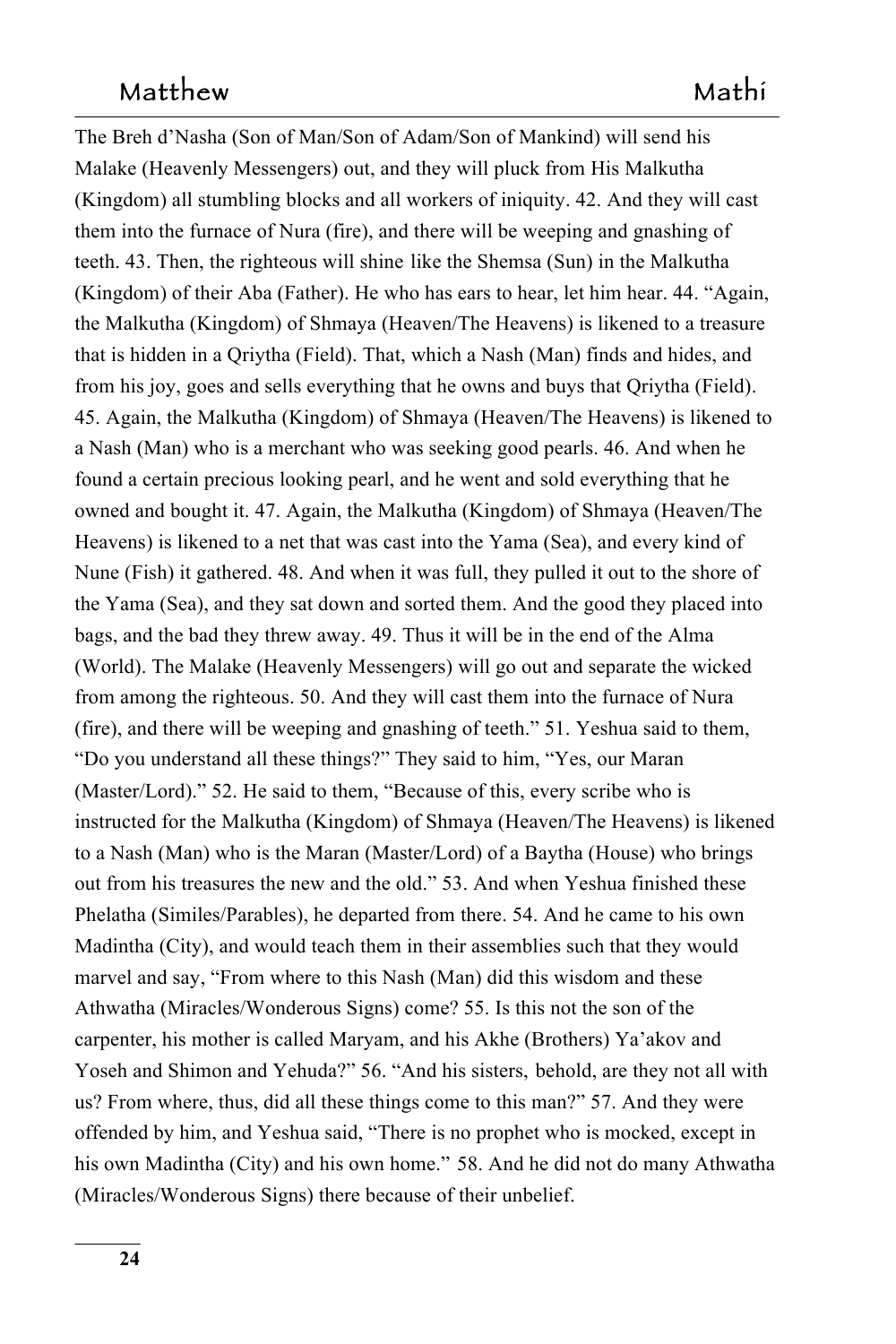The Breh d'Nasha (Son of Man/Son of Adam/Son of Mankind) will send his Malake (Heavenly Messengers) out, and they will pluck from His Malkutha (Kingdom) all stumbling blocks and all workers of iniquity. 42. And they will cast them into the furnace of Nura (fire), and there will be weeping and gnashing of teeth. 43. Then, the righteous will shine like the Shemsa (Sun) in the Malkutha (Kingdom) of their Aba (Father). He who has ears to hear, let him hear. 44. "Again, the Malkutha (Kingdom) of Shmaya (Heaven/The Heavens) is likened to a treasure that is hidden in a Qriytha (Field). That, which a Nash (Man) finds and hides, and from his joy, goes and sells everything that he owns and buys that Qriytha (Field). 45. Again, the Malkutha (Kingdom) of Shmaya (Heaven/The Heavens) is likened to a Nash (Man) who is a merchant who was seeking good pearls. 46. And when he found a certain precious looking pearl, and he went and sold everything that he owned and bought it. 47. Again, the Malkutha (Kingdom) of Shmaya (Heaven/The Heavens) is likened to a net that was cast into the Yama (Sea), and every kind of Nune (Fish) it gathered. 48. And when it was full, they pulled it out to the shore of the Yama (Sea), and they sat down and sorted them. And the good they placed into bags, and the bad they threw away. 49. Thus it will be in the end of the Alma (World). The Malake (Heavenly Messengers) will go out and separate the wicked from among the righteous. 50. And they will cast them into the furnace of Nura (fire), and there will be weeping and gnashing of teeth." 51. Yeshua said to them, "Do you understand all these things?" They said to him, "Yes, our Maran (Master/Lord)." 52. He said to them, "Because of this, every scribe who is instructed for the Malkutha (Kingdom) of Shmaya (Heaven/The Heavens) is likened to a Nash (Man) who is the Maran (Master/Lord) of a Baytha (House) who brings out from his treasures the new and the old." 53. And when Yeshua finished these Phelatha (Similes/Parables), he departed from there. 54. And he came to his own Madintha (City), and would teach them in their assemblies such that they would marvel and say, "From where to this Nash (Man) did this wisdom and these Athwatha (Miracles/Wonderous Signs) come? 55. Is this not the son of the carpenter, his mother is called Maryam, and his Akhe (Brothers) Ya'akov and Yoseh and Shimon and Yehuda?" 56. "And his sisters, behold, are they not all with us? From where, thus, did all these things come to this man?" 57. And they were offended by him, and Yeshua said, "There is no prophet who is mocked, except in his own Madintha (City) and his own home." 58. And he did not do many Athwatha (Miracles/Wonderous Signs) there because of their unbelief.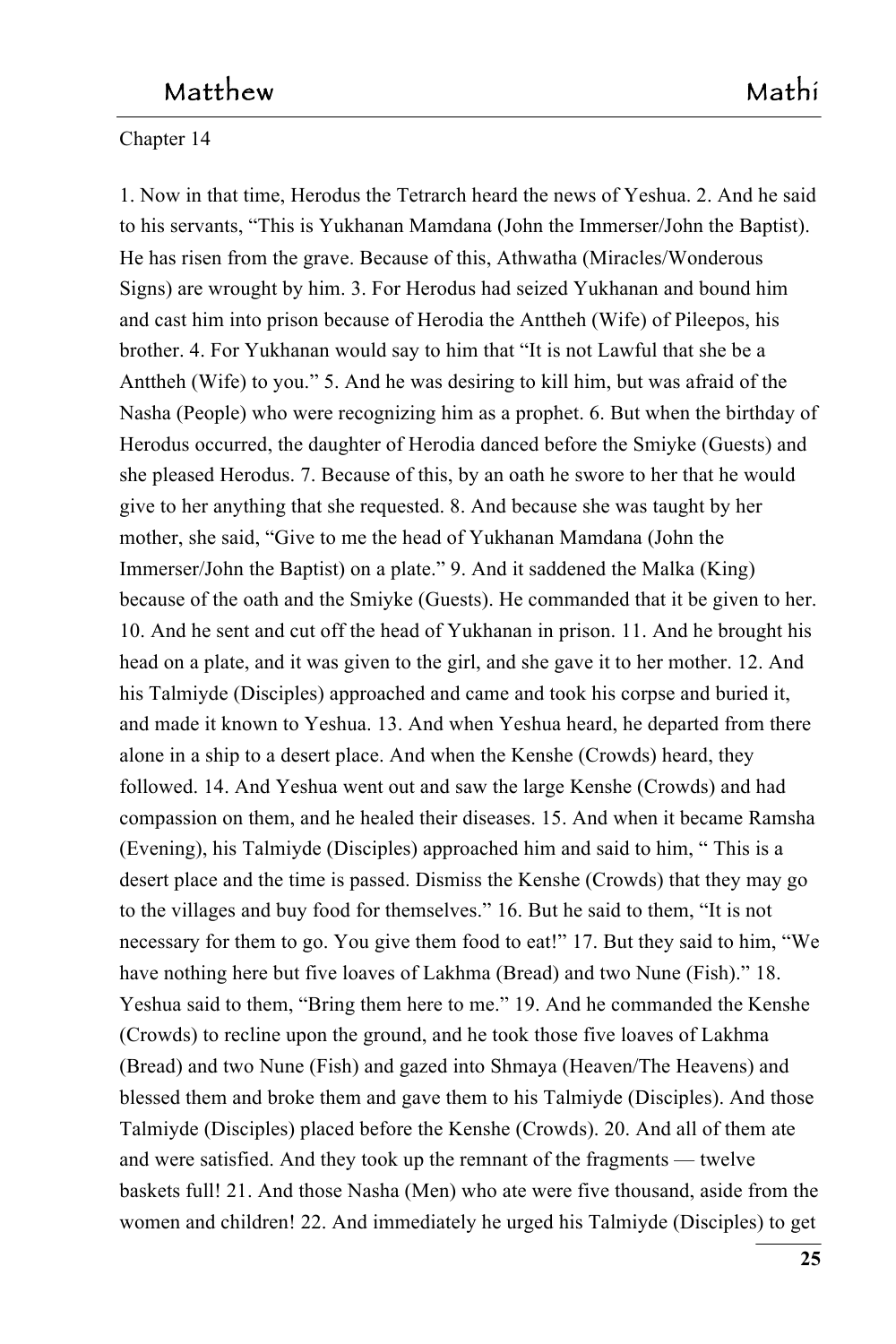Chapter 14

1. Now in that time, Herodus the Tetrarch heard the news of Yeshua. 2. And he said to his servants, "This is Yukhanan Mamdana (John the Immerser/John the Baptist). He has risen from the grave. Because of this, Athwatha (Miracles/Wonderous Signs) are wrought by him. 3. For Herodus had seized Yukhanan and bound him and cast him into prison because of Herodia the Anttheh (Wife) of Pileepos, his brother. 4. For Yukhanan would say to him that "It is not Lawful that she be a Anttheh (Wife) to you." 5. And he was desiring to kill him, but was afraid of the Nasha (People) who were recognizing him as a prophet. 6. But when the birthday of Herodus occurred, the daughter of Herodia danced before the Smiyke (Guests) and she pleased Herodus. 7. Because of this, by an oath he swore to her that he would give to her anything that she requested. 8. And because she was taught by her mother, she said, "Give to me the head of Yukhanan Mamdana (John the Immerser/John the Baptist) on a plate." 9. And it saddened the Malka (King) because of the oath and the Smiyke (Guests). He commanded that it be given to her. 10. And he sent and cut off the head of Yukhanan in prison. 11. And he brought his head on a plate, and it was given to the girl, and she gave it to her mother. 12. And his Talmiyde (Disciples) approached and came and took his corpse and buried it, and made it known to Yeshua. 13. And when Yeshua heard, he departed from there alone in a ship to a desert place. And when the Kenshe (Crowds) heard, they followed. 14. And Yeshua went out and saw the large Kenshe (Crowds) and had compassion on them, and he healed their diseases. 15. And when it became Ramsha (Evening), his Talmiyde (Disciples) approached him and said to him, " This is a desert place and the time is passed. Dismiss the Kenshe (Crowds) that they may go to the villages and buy food for themselves." 16. But he said to them, "It is not necessary for them to go. You give them food to eat!" 17. But they said to him, "We have nothing here but five loaves of Lakhma (Bread) and two Nune (Fish)." 18. Yeshua said to them, "Bring them here to me." 19. And he commanded the Kenshe (Crowds) to recline upon the ground, and he took those five loaves of Lakhma (Bread) and two Nune (Fish) and gazed into Shmaya (Heaven/The Heavens) and blessed them and broke them and gave them to his Talmiyde (Disciples). And those Talmiyde (Disciples) placed before the Kenshe (Crowds). 20. And all of them ate and were satisfied. And they took up the remnant of the fragments — twelve baskets full! 21. And those Nasha (Men) who ate were five thousand, aside from the women and children! 22. And immediately he urged his Talmiyde (Disciples) to get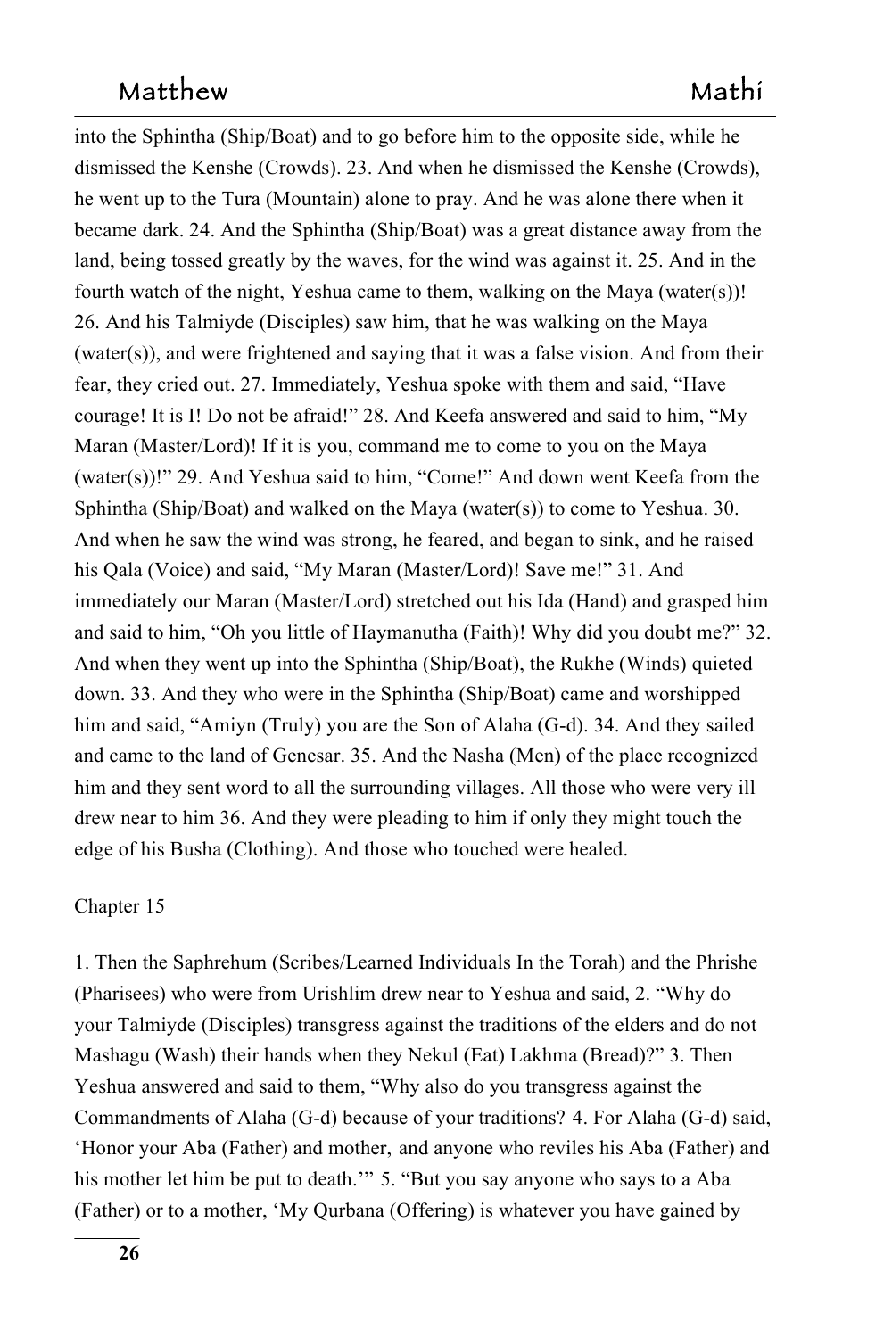into the Sphintha (Ship/Boat) and to go before him to the opposite side, while he dismissed the Kenshe (Crowds). 23. And when he dismissed the Kenshe (Crowds), he went up to the Tura (Mountain) alone to pray. And he was alone there when it became dark. 24. And the Sphintha (Ship/Boat) was a great distance away from the land, being tossed greatly by the waves, for the wind was against it. 25. And in the fourth watch of the night, Yeshua came to them, walking on the Maya (water(s))! 26. And his Talmiyde (Disciples) saw him, that he was walking on the Maya (water(s)), and were frightened and saying that it was a false vision. And from their fear, they cried out. 27. Immediately, Yeshua spoke with them and said, "Have courage! It is I! Do not be afraid!" 28. And Keefa answered and said to him, "My Maran (Master/Lord)! If it is you, command me to come to you on the Maya (water(s))!" 29. And Yeshua said to him, "Come!" And down went Keefa from the Sphintha (Ship/Boat) and walked on the Maya (water(s)) to come to Yeshua. 30. And when he saw the wind was strong, he feared, and began to sink, and he raised his Qala (Voice) and said, "My Maran (Master/Lord)! Save me!" 31. And immediately our Maran (Master/Lord) stretched out his Ida (Hand) and grasped him and said to him, "Oh you little of Haymanutha (Faith)! Why did you doubt me?" 32. And when they went up into the Sphintha (Ship/Boat), the Rukhe (Winds) quieted down. 33. And they who were in the Sphintha (Ship/Boat) came and worshipped him and said, "Amiyn (Truly) you are the Son of Alaha (G-d). 34. And they sailed and came to the land of Genesar. 35. And the Nasha (Men) of the place recognized him and they sent word to all the surrounding villages. All those who were very ill drew near to him 36. And they were pleading to him if only they might touch the edge of his Busha (Clothing). And those who touched were healed.

Chapter 15

1. Then the Saphrehum (Scribes/Learned Individuals In the Torah) and the Phrishe (Pharisees) who were from Urishlim drew near to Yeshua and said, 2. "Why do your Talmiyde (Disciples) transgress against the traditions of the elders and do not Mashagu (Wash) their hands when they Nekul (Eat) Lakhma (Bread)?" 3. Then Yeshua answered and said to them, "Why also do you transgress against the Commandments of Alaha (G-d) because of your traditions? 4. For Alaha (G-d) said, 'Honor your Aba (Father) and mother, and anyone who reviles his Aba (Father) and his mother let him be put to death.'" 5. "But you say anyone who says to a Aba (Father) or to a mother, 'My Qurbana (Offering) is whatever you have gained by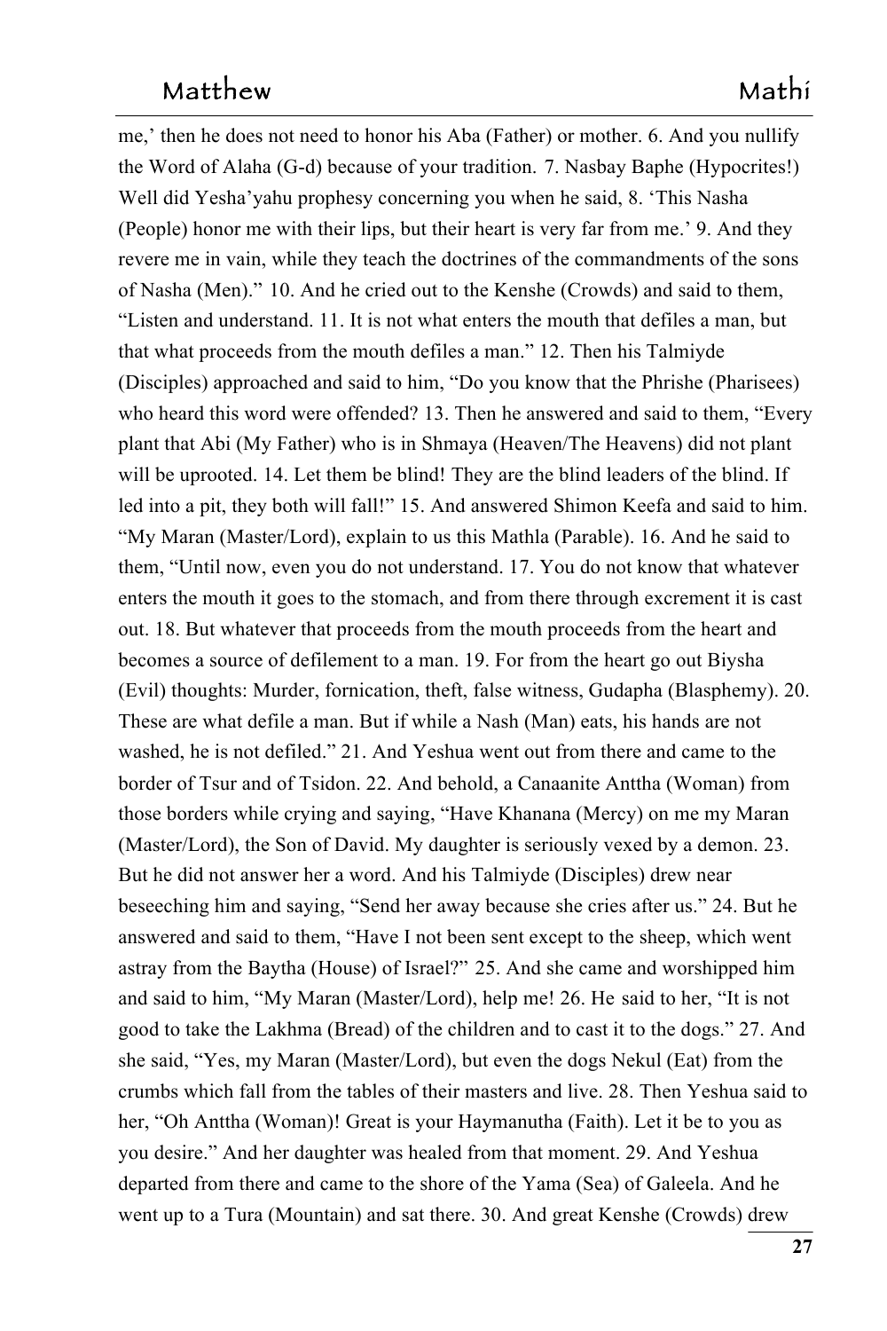me,' then he does not need to honor his Aba (Father) or mother. 6. And you nullify the Word of Alaha (G-d) because of your tradition. 7. Nasbay Baphe (Hypocrites!) Well did Yesha'yahu prophesy concerning you when he said, 8. 'This Nasha (People) honor me with their lips, but their heart is very far from me.' 9. And they revere me in vain, while they teach the doctrines of the commandments of the sons of Nasha (Men)." 10. And he cried out to the Kenshe (Crowds) and said to them, "Listen and understand. 11. It is not what enters the mouth that defiles a man, but that what proceeds from the mouth defiles a man." 12. Then his Talmiyde (Disciples) approached and said to him, "Do you know that the Phrishe (Pharisees) who heard this word were offended? 13. Then he answered and said to them, "Every plant that Abi (My Father) who is in Shmaya (Heaven/The Heavens) did not plant will be uprooted. 14. Let them be blind! They are the blind leaders of the blind. If led into a pit, they both will fall!" 15. And answered Shimon Keefa and said to him. "My Maran (Master/Lord), explain to us this Mathla (Parable). 16. And he said to them, "Until now, even you do not understand. 17. You do not know that whatever enters the mouth it goes to the stomach, and from there through excrement it is cast out. 18. But whatever that proceeds from the mouth proceeds from the heart and becomes a source of defilement to a man. 19. For from the heart go out Biysha (Evil) thoughts: Murder, fornication, theft, false witness, Gudapha (Blasphemy). 20. These are what defile a man. But if while a Nash (Man) eats, his hands are not washed, he is not defiled." 21. And Yeshua went out from there and came to the border of Tsur and of Tsidon. 22. And behold, a Canaanite Anttha (Woman) from those borders while crying and saying, "Have Khanana (Mercy) on me my Maran (Master/Lord), the Son of David. My daughter is seriously vexed by a demon. 23. But he did not answer her a word. And his Talmiyde (Disciples) drew near beseeching him and saying, "Send her away because she cries after us." 24. But he answered and said to them, "Have I not been sent except to the sheep, which went astray from the Baytha (House) of Israel?" 25. And she came and worshipped him and said to him, "My Maran (Master/Lord), help me! 26. He said to her, "It is not good to take the Lakhma (Bread) of the children and to cast it to the dogs." 27. And she said, "Yes, my Maran (Master/Lord), but even the dogs Nekul (Eat) from the crumbs which fall from the tables of their masters and live. 28. Then Yeshua said to her, "Oh Anttha (Woman)! Great is your Haymanutha (Faith). Let it be to you as you desire." And her daughter was healed from that moment. 29. And Yeshua departed from there and came to the shore of the Yama (Sea) of Galeela. And he went up to a Tura (Mountain) and sat there. 30. And great Kenshe (Crowds) drew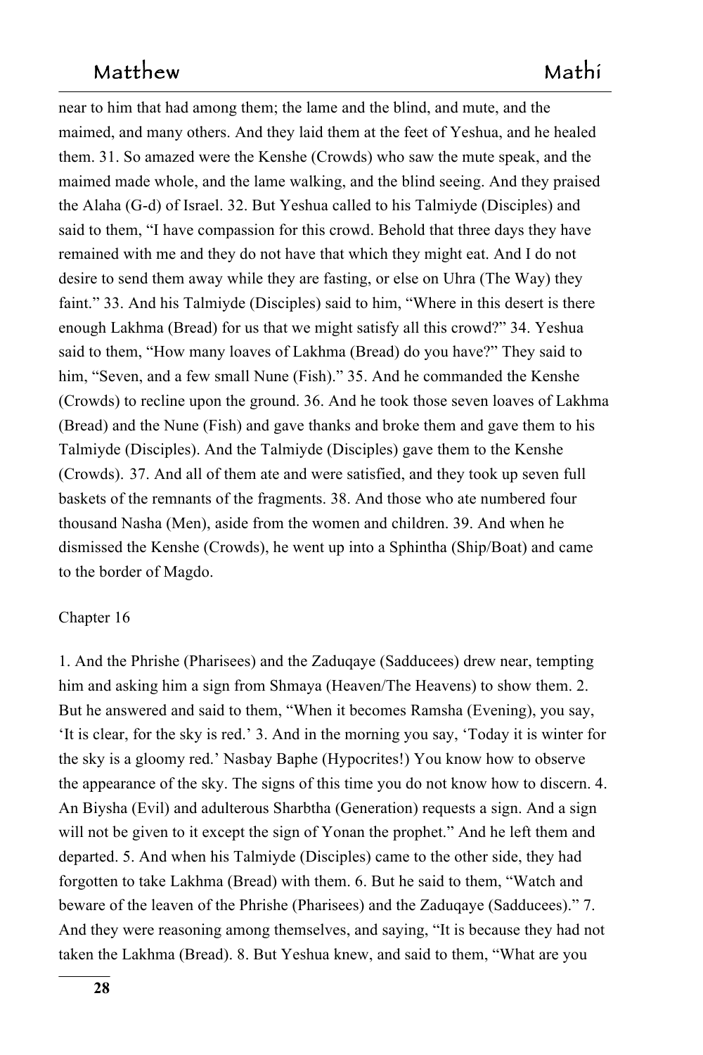near to him that had among them; the lame and the blind, and mute, and the maimed, and many others. And they laid them at the feet of Yeshua, and he healed them. 31. So amazed were the Kenshe (Crowds) who saw the mute speak, and the maimed made whole, and the lame walking, and the blind seeing. And they praised the Alaha (G-d) of Israel. 32. But Yeshua called to his Talmiyde (Disciples) and said to them, "I have compassion for this crowd. Behold that three days they have remained with me and they do not have that which they might eat. And I do not desire to send them away while they are fasting, or else on Uhra (The Way) they faint." 33. And his Talmiyde (Disciples) said to him, "Where in this desert is there enough Lakhma (Bread) for us that we might satisfy all this crowd?" 34. Yeshua said to them, "How many loaves of Lakhma (Bread) do you have?" They said to him, "Seven, and a few small Nune (Fish)." 35. And he commanded the Kenshe (Crowds) to recline upon the ground. 36. And he took those seven loaves of Lakhma (Bread) and the Nune (Fish) and gave thanks and broke them and gave them to his Talmiyde (Disciples). And the Talmiyde (Disciples) gave them to the Kenshe (Crowds). 37. And all of them ate and were satisfied, and they took up seven full baskets of the remnants of the fragments. 38. And those who ate numbered four thousand Nasha (Men), aside from the women and children. 39. And when he dismissed the Kenshe (Crowds), he went up into a Sphintha (Ship/Boat) and came to the border of Magdo.

## Chapter 16

1. And the Phrishe (Pharisees) and the Zaduqaye (Sadducees) drew near, tempting him and asking him a sign from Shmaya (Heaven/The Heavens) to show them. 2. But he answered and said to them, "When it becomes Ramsha (Evening), you say, 'It is clear, for the sky is red.' 3. And in the morning you say, 'Today it is winter for the sky is a gloomy red.' Nasbay Baphe (Hypocrites!) You know how to observe the appearance of the sky. The signs of this time you do not know how to discern. 4. An Biysha (Evil) and adulterous Sharbtha (Generation) requests a sign. And a sign will not be given to it except the sign of Yonan the prophet." And he left them and departed. 5. And when his Talmiyde (Disciples) came to the other side, they had forgotten to take Lakhma (Bread) with them. 6. But he said to them, "Watch and beware of the leaven of the Phrishe (Pharisees) and the Zaduqaye (Sadducees)." 7. And they were reasoning among themselves, and saying, "It is because they had not taken the Lakhma (Bread). 8. But Yeshua knew, and said to them, "What are you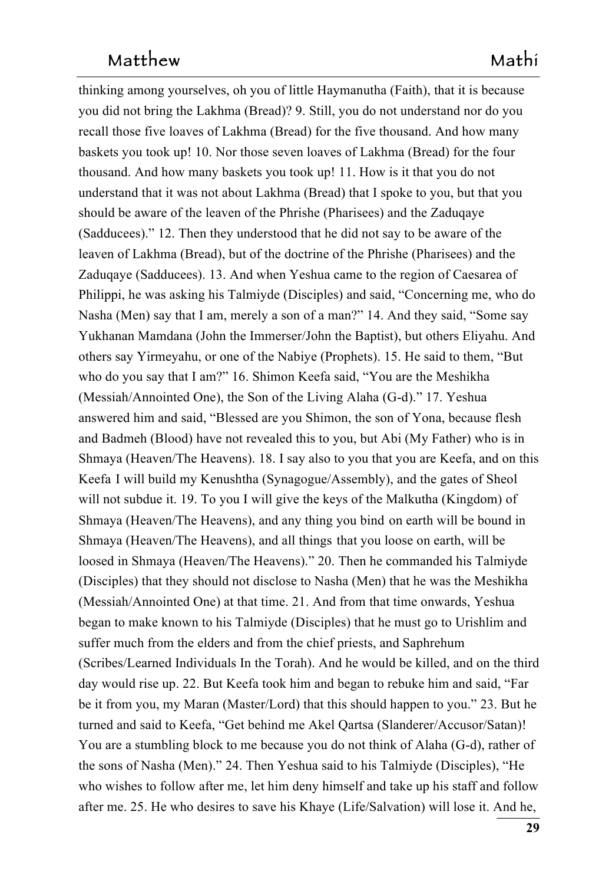thinking among yourselves, oh you of little Haymanutha (Faith), that it is because you did not bring the Lakhma (Bread)? 9. Still, you do not understand nor do you recall those five loaves of Lakhma (Bread) for the five thousand. And how many baskets you took up! 10. Nor those seven loaves of Lakhma (Bread) for the four thousand. And how many baskets you took up! 11. How is it that you do not understand that it was not about Lakhma (Bread) that I spoke to you, but that you should be aware of the leaven of the Phrishe (Pharisees) and the Zaduqaye (Sadducees)." 12. Then they understood that he did not say to be aware of the leaven of Lakhma (Bread), but of the doctrine of the Phrishe (Pharisees) and the Zaduqaye (Sadducees). 13. And when Yeshua came to the region of Caesarea of Philippi, he was asking his Talmiyde (Disciples) and said, "Concerning me, who do Nasha (Men) say that I am, merely a son of a man?" 14. And they said, "Some say Yukhanan Mamdana (John the Immerser/John the Baptist), but others Eliyahu. And others say Yirmeyahu, or one of the Nabiye (Prophets). 15. He said to them, "But who do you say that I am?" 16. Shimon Keefa said, "You are the Meshikha (Messiah/Annointed One), the Son of the Living Alaha (G-d)." 17. Yeshua answered him and said, "Blessed are you Shimon, the son of Yona, because flesh and Badmeh (Blood) have not revealed this to you, but Abi (My Father) who is in Shmaya (Heaven/The Heavens). 18. I say also to you that you are Keefa, and on this Keefa I will build my Kenushtha (Synagogue/Assembly), and the gates of Sheol will not subdue it. 19. To you I will give the keys of the Malkutha (Kingdom) of Shmaya (Heaven/The Heavens), and any thing you bind on earth will be bound in Shmaya (Heaven/The Heavens), and all things that you loose on earth, will be loosed in Shmaya (Heaven/The Heavens)." 20. Then he commanded his Talmiyde (Disciples) that they should not disclose to Nasha (Men) that he was the Meshikha (Messiah/Annointed One) at that time. 21. And from that time onwards, Yeshua began to make known to his Talmiyde (Disciples) that he must go to Urishlim and suffer much from the elders and from the chief priests, and Saphrehum (Scribes/Learned Individuals In the Torah). And he would be killed, and on the third day would rise up. 22. But Keefa took him and began to rebuke him and said, "Far be it from you, my Maran (Master/Lord) that this should happen to you." 23. But he turned and said to Keefa, "Get behind me Akel Qartsa (Slanderer/Accusor/Satan)! You are a stumbling block to me because you do not think of Alaha (G-d), rather of the sons of Nasha (Men)." 24. Then Yeshua said to his Talmiyde (Disciples), "He who wishes to follow after me, let him deny himself and take up his staff and follow after me. 25. He who desires to save his Khaye (Life/Salvation) will lose it. And he,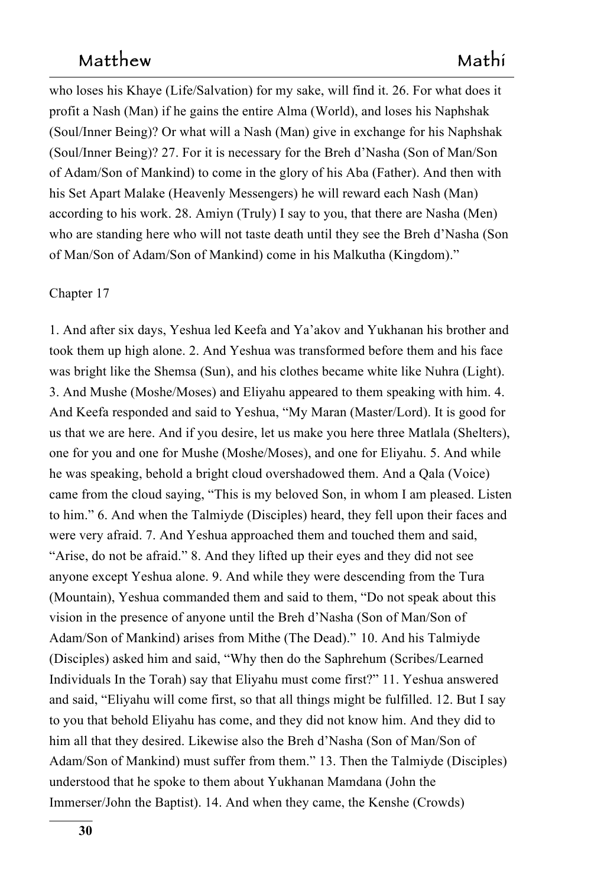who loses his Khaye (Life/Salvation) for my sake, will find it. 26. For what does it profit a Nash (Man) if he gains the entire Alma (World), and loses his Naphshak (Soul/Inner Being)? Or what will a Nash (Man) give in exchange for his Naphshak (Soul/Inner Being)? 27. For it is necessary for the Breh d'Nasha (Son of Man/Son of Adam/Son of Mankind) to come in the glory of his Aba (Father). And then with his Set Apart Malake (Heavenly Messengers) he will reward each Nash (Man) according to his work. 28. Amiyn (Truly) I say to you, that there are Nasha (Men) who are standing here who will not taste death until they see the Breh d'Nasha (Son of Man/Son of Adam/Son of Mankind) come in his Malkutha (Kingdom)."

Chapter 17

1. And after six days, Yeshua led Keefa and Ya'akov and Yukhanan his brother and took them up high alone. 2. And Yeshua was transformed before them and his face was bright like the Shemsa (Sun), and his clothes became white like Nuhra (Light). 3. And Mushe (Moshe/Moses) and Eliyahu appeared to them speaking with him. 4. And Keefa responded and said to Yeshua, "My Maran (Master/Lord). It is good for us that we are here. And if you desire, let us make you here three Matlala (Shelters), one for you and one for Mushe (Moshe/Moses), and one for Eliyahu. 5. And while he was speaking, behold a bright cloud overshadowed them. And a Qala (Voice) came from the cloud saying, "This is my beloved Son, in whom I am pleased. Listen to him." 6. And when the Talmiyde (Disciples) heard, they fell upon their faces and were very afraid. 7. And Yeshua approached them and touched them and said, "Arise, do not be afraid." 8. And they lifted up their eyes and they did not see anyone except Yeshua alone. 9. And while they were descending from the Tura (Mountain), Yeshua commanded them and said to them, "Do not speak about this vision in the presence of anyone until the Breh d'Nasha (Son of Man/Son of Adam/Son of Mankind) arises from Mithe (The Dead)." 10. And his Talmiyde (Disciples) asked him and said, "Why then do the Saphrehum (Scribes/Learned Individuals In the Torah) say that Eliyahu must come first?" 11. Yeshua answered and said, "Eliyahu will come first, so that all things might be fulfilled. 12. But I say to you that behold Eliyahu has come, and they did not know him. And they did to him all that they desired. Likewise also the Breh d'Nasha (Son of Man/Son of Adam/Son of Mankind) must suffer from them." 13. Then the Talmiyde (Disciples) understood that he spoke to them about Yukhanan Mamdana (John the Immerser/John the Baptist). 14. And when they came, the Kenshe (Crowds)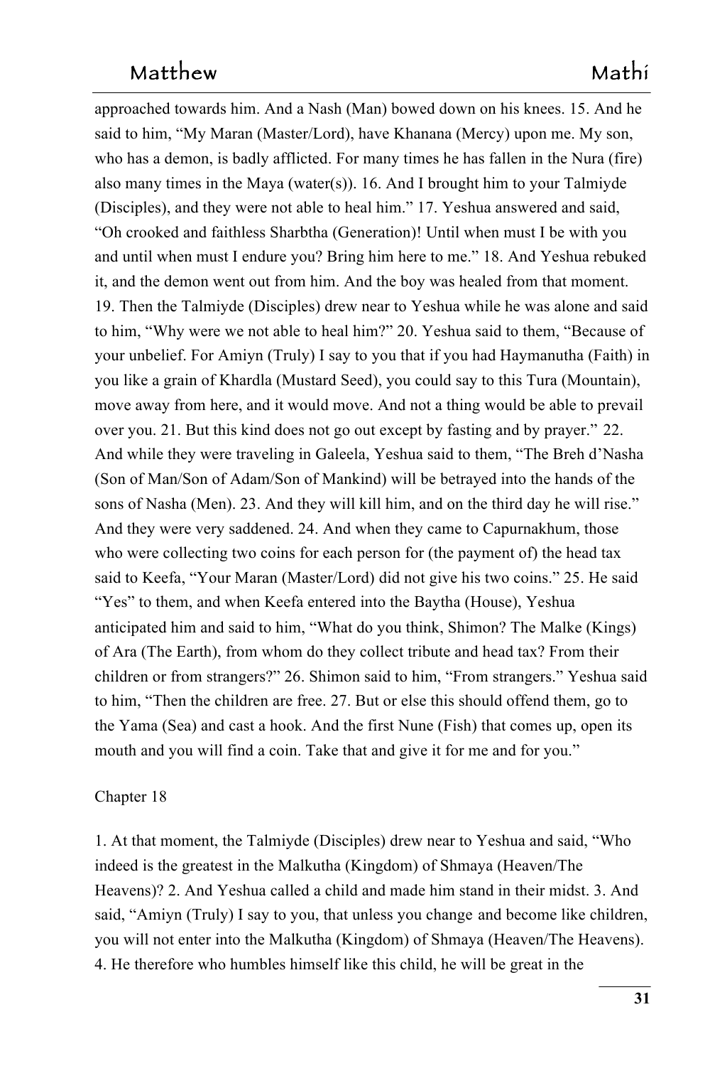approached towards him. And a Nash (Man) bowed down on his knees. 15. And he said to him, “My Maran (Master/Lord), have Khanana (Mercy) upon me. My son, who has a demon, is badly afflicted. For many times he has fallen in the Nura (fire) also many times in the Maya (water(s)). 16. And I brought him to your Talmiyde (Disciples), and they were not able to heal him.” 17. Yeshua answered and said, “Oh crooked and faithless Sharbtha (Generation)! Until when must I be with you and until when must I endure you? Bring him here to me.” 18. And Yeshua rebuked it, and the demon went out from him. And the boy was healed from that moment. 19. Then the Talmiyde (Disciples) drew near to Yeshua while he was alone and said to him, “Why were we not able to heal him?” 20. Yeshua said to them, “Because of your unbelief. For Amiyn (Truly) I say to you that if you had Haymanutha (Faith) in you like a grain of Khardla (Mustard Seed), you could say to this Tura (Mountain), move away from here, and it would move. And not a thing would be able to prevail over you. 21. But this kind does not go out except by fasting and by prayer.” 22. And while they were traveling in Galeela, Yeshua said to them, “The Breh d’Nasha (Son of Man/Son of Adam/Son of Mankind) will be betrayed into the hands of the sons of Nasha (Men). 23. And they will kill him, and on the third day he will rise.” And they were very saddened. 24. And when they came to Capurnakhum, those who were collecting two coins for each person for (the payment of) the head tax said to Keefa, “Your Maran (Master/Lord) did not give his two coins.” 25. He said “Yes” to them, and when Keefa entered into the Baytha (House), Yeshua anticipated him and said to him, “What do you think, Shimon? The Malke (Kings) of Ara (The Earth), from whom do they collect tribute and head tax? From their children or from strangers?” 26. Shimon said to him, “From strangers.” Yeshua said to him, “Then the children are free. 27. But or else this should offend them, go to the Yama (Sea) and cast a hook. And the first Nune (Fish) that comes up, open its mouth and you will find a coin. Take that and give it for me and for you.”

## Chapter 18

1. At that moment, the Talmiyde (Disciples) drew near to Yeshua and said, “Who indeed is the greatest in the Malkutha (Kingdom) of Shmaya (Heaven/The Heavens)? 2. And Yeshua called a child and made him stand in their midst. 3. And said, “Amiyn (Truly) I say to you, that unless you change and become like children, you will not enter into the Malkutha (Kingdom) of Shmaya (Heaven/The Heavens). 4. He therefore who humbles himself like this child, he will be great in the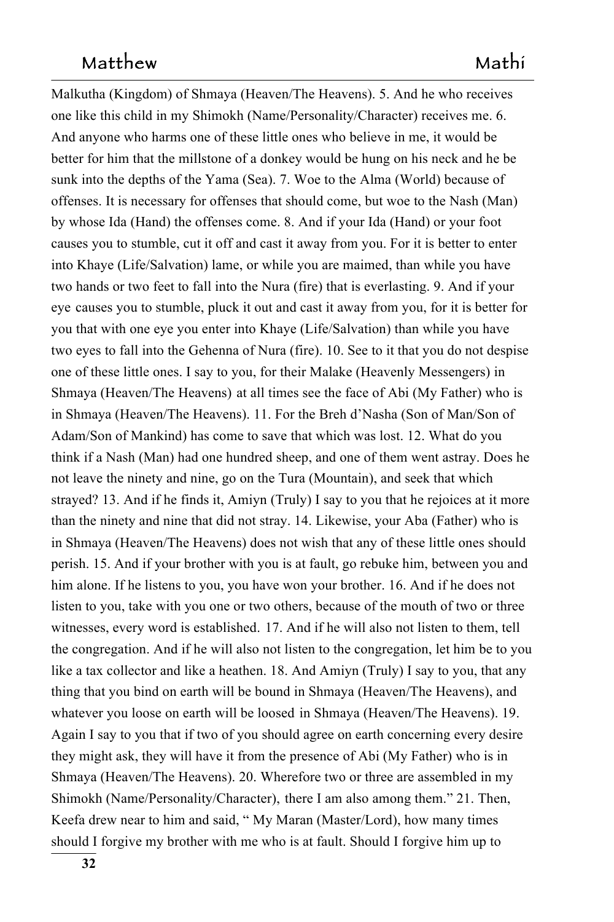Malkutha (Kingdom) of Shmaya (Heaven/The Heavens). 5. And he who receives one like this child in my Shimokh (Name/Personality/Character) receives me. 6. And anyone who harms one of these little ones who believe in me, it would be better for him that the millstone of a donkey would be hung on his neck and he be sunk into the depths of the Yama (Sea). 7. Woe to the Alma (World) because of offenses. It is necessary for offenses that should come, but woe to the Nash (Man) by whose Ida (Hand) the offenses come. 8. And if your Ida (Hand) or your foot causes you to stumble, cut it off and cast it away from you. For it is better to enter into Khaye (Life/Salvation) lame, or while you are maimed, than while you have two hands or two feet to fall into the Nura (fire) that is everlasting. 9. And if your eye causes you to stumble, pluck it out and cast it away from you, for it is better for you that with one eye you enter into Khaye (Life/Salvation) than while you have two eyes to fall into the Gehenna of Nura (fire). 10. See to it that you do not despise one of these little ones. I say to you, for their Malake (Heavenly Messengers) in Shmaya (Heaven/The Heavens) at all times see the face of Abi (My Father) who is in Shmaya (Heaven/The Heavens). 11. For the Breh d'Nasha (Son of Man/Son of Adam/Son of Mankind) has come to save that which was lost. 12. What do you think if a Nash (Man) had one hundred sheep, and one of them went astray. Does he not leave the ninety and nine, go on the Tura (Mountain), and seek that which strayed? 13. And if he finds it, Amiyn (Truly) I say to you that he rejoices at it more than the ninety and nine that did not stray. 14. Likewise, your Aba (Father) who is in Shmaya (Heaven/The Heavens) does not wish that any of these little ones should perish. 15. And if your brother with you is at fault, go rebuke him, between you and him alone. If he listens to you, you have won your brother. 16. And if he does not listen to you, take with you one or two others, because of the mouth of two or three witnesses, every word is established. 17. And if he will also not listen to them, tell the congregation. And if he will also not listen to the congregation, let him be to you like a tax collector and like a heathen. 18. And Amiyn (Truly) I say to you, that any thing that you bind on earth will be bound in Shmaya (Heaven/The Heavens), and whatever you loose on earth will be loosed in Shmaya (Heaven/The Heavens). 19. Again I say to you that if two of you should agree on earth concerning every desire they might ask, they will have it from the presence of Abi (My Father) who is in Shmaya (Heaven/The Heavens). 20. Wherefore two or three are assembled in my Shimokh (Name/Personality/Character), there I am also among them." 21. Then, Keefa drew near to him and said, " My Maran (Master/Lord), how many times should I forgive my brother with me who is at fault. Should I forgive him up to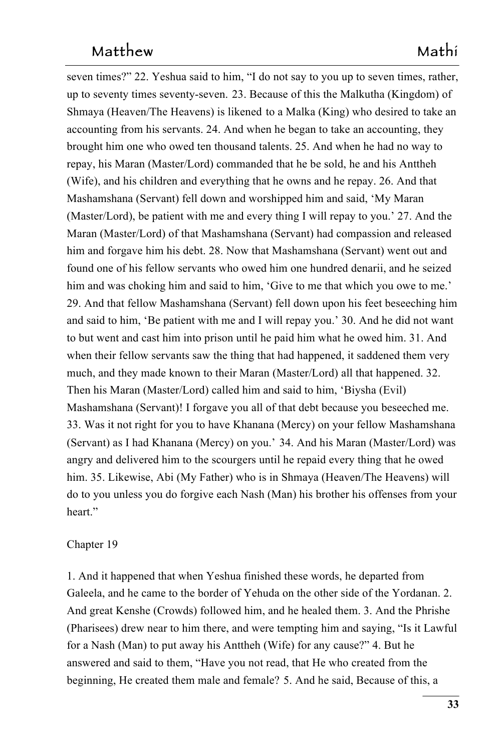seven times?" 22. Yeshua said to him, "I do not say to you up to seven times, rather, up to seventy times seventy-seven. 23. Because of this the Malkutha (Kingdom) of Shmaya (Heaven/The Heavens) is likened to a Malka (King) who desired to take an accounting from his servants. 24. And when he began to take an accounting, they brought him one who owed ten thousand talents. 25. And when he had no way to repay, his Maran (Master/Lord) commanded that he be sold, he and his Anttheh (Wife), and his children and everything that he owns and he repay. 26. And that Mashamshana (Servant) fell down and worshipped him and said, 'My Maran (Master/Lord), be patient with me and every thing I will repay to you.' 27. And the Maran (Master/Lord) of that Mashamshana (Servant) had compassion and released him and forgave him his debt. 28. Now that Mashamshana (Servant) went out and found one of his fellow servants who owed him one hundred denarii, and he seized him and was choking him and said to him, 'Give to me that which you owe to me.' 29. And that fellow Mashamshana (Servant) fell down upon his feet beseeching him and said to him, 'Be patient with me and I will repay you.' 30. And he did not want to but went and cast him into prison until he paid him what he owed him. 31. And when their fellow servants saw the thing that had happened, it saddened them very much, and they made known to their Maran (Master/Lord) all that happened. 32. Then his Maran (Master/Lord) called him and said to him, 'Biysha (Evil) Mashamshana (Servant)! I forgave you all of that debt because you beseeched me. 33. Was it not right for you to have Khanana (Mercy) on your fellow Mashamshana (Servant) as I had Khanana (Mercy) on you.' 34. And his Maran (Master/Lord) was angry and delivered him to the scourgers until he repaid every thing that he owed him. 35. Likewise, Abi (My Father) who is in Shmaya (Heaven/The Heavens) will do to you unless you do forgive each Nash (Man) his brother his offenses from your heart."

Chapter 19

1. And it happened that when Yeshua finished these words, he departed from Galeela, and he came to the border of Yehuda on the other side of the Yordanan. 2. And great Kenshe (Crowds) followed him, and he healed them. 3. And the Phrishe (Pharisees) drew near to him there, and were tempting him and saying, "Is it Lawful for a Nash (Man) to put away his Anttheh (Wife) for any cause?" 4. But he answered and said to them, "Have you not read, that He who created from the beginning, He created them male and female? 5. And he said, Because of this, a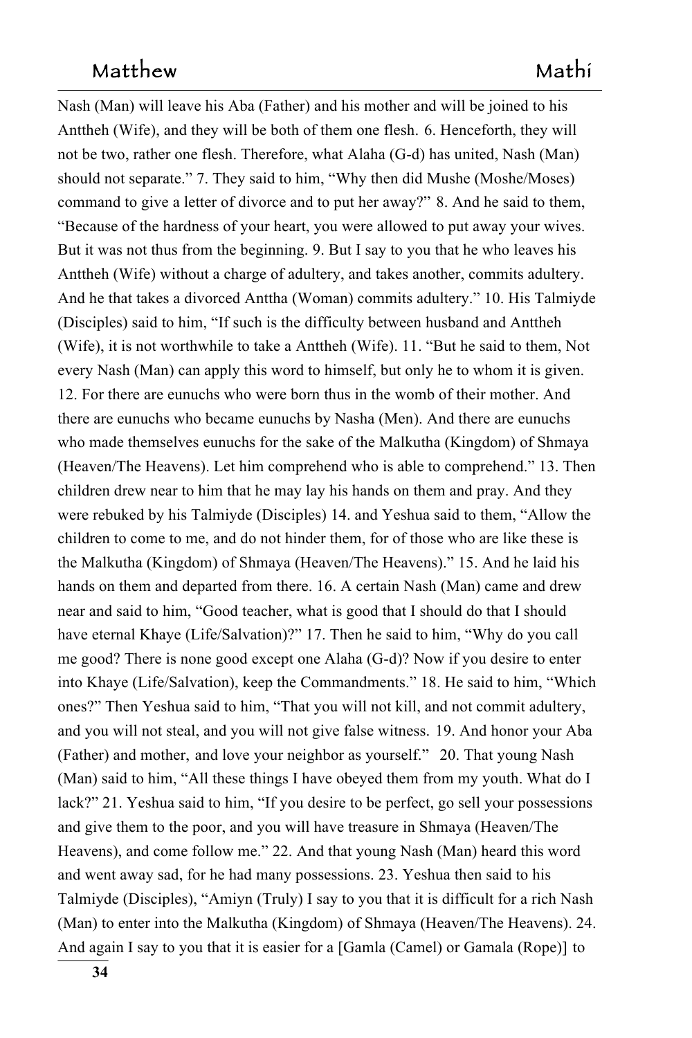Nash (Man) will leave his Aba (Father) and his mother and will be joined to his Anttheh (Wife), and they will be both of them one flesh. 6. Henceforth, they will not be two, rather one flesh. Therefore, what Alaha (G-d) has united, Nash (Man) should not separate." 7. They said to him, "Why then did Mushe (Moshe/Moses) command to give a letter of divorce and to put her away?" 8. And he said to them, "Because of the hardness of your heart, you were allowed to put away your wives. But it was not thus from the beginning. 9. But I say to you that he who leaves his Anttheh (Wife) without a charge of adultery, and takes another, commits adultery. And he that takes a divorced Anttha (Woman) commits adultery." 10. His Talmiyde (Disciples) said to him, "If such is the difficulty between husband and Anttheh (Wife), it is not worthwhile to take a Anttheh (Wife). 11. "But he said to them, Not every Nash (Man) can apply this word to himself, but only he to whom it is given. 12. For there are eunuchs who were born thus in the womb of their mother. And there are eunuchs who became eunuchs by Nasha (Men). And there are eunuchs who made themselves eunuchs for the sake of the Malkutha (Kingdom) of Shmaya (Heaven/The Heavens). Let him comprehend who is able to comprehend." 13. Then children drew near to him that he may lay his hands on them and pray. And they were rebuked by his Talmiyde (Disciples) 14. and Yeshua said to them, "Allow the children to come to me, and do not hinder them, for of those who are like these is the Malkutha (Kingdom) of Shmaya (Heaven/The Heavens)." 15. And he laid his hands on them and departed from there. 16. A certain Nash (Man) came and drew near and said to him, "Good teacher, what is good that I should do that I should have eternal Khaye (Life/Salvation)?" 17. Then he said to him, "Why do you call me good? There is none good except one Alaha (G-d)? Now if you desire to enter into Khaye (Life/Salvation), keep the Commandments." 18. He said to him, "Which ones?" Then Yeshua said to him, "That you will not kill, and not commit adultery, and you will not steal, and you will not give false witness. 19. And honor your Aba (Father) and mother, and love your neighbor as yourself." 20. That young Nash (Man) said to him, "All these things I have obeyed them from my youth. What do I lack?" 21. Yeshua said to him, "If you desire to be perfect, go sell your possessions and give them to the poor, and you will have treasure in Shmaya (Heaven/The Heavens), and come follow me." 22. And that young Nash (Man) heard this word and went away sad, for he had many possessions. 23. Yeshua then said to his Talmiyde (Disciples), "Amiyn (Truly) I say to you that it is difficult for a rich Nash (Man) to enter into the Malkutha (Kingdom) of Shmaya (Heaven/The Heavens). 24. And again I say to you that it is easier for a [Gamla (Camel) or Gamala (Rope)] to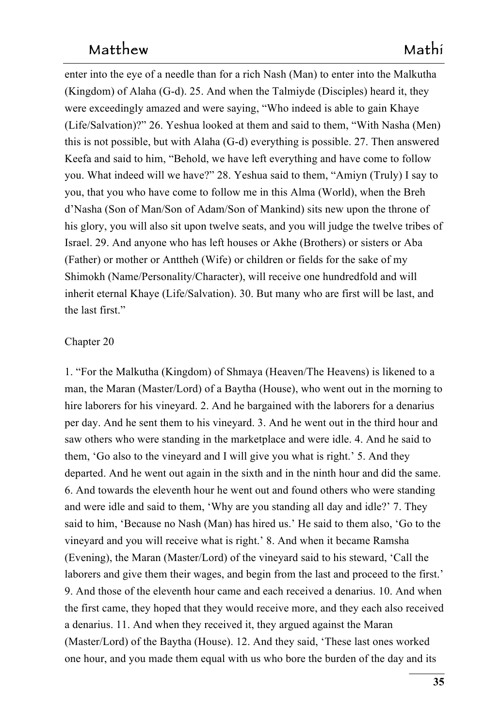enter into the eye of a needle than for a rich Nash (Man) to enter into the Malkutha (Kingdom) of Alaha (G-d). 25. And when the Talmiyde (Disciples) heard it, they were exceedingly amazed and were saying, "Who indeed is able to gain Khaye (Life/Salvation)?" 26. Yeshua looked at them and said to them, "With Nasha (Men) this is not possible, but with Alaha (G-d) everything is possible. 27. Then answered Keefa and said to him, "Behold, we have left everything and have come to follow you. What indeed will we have?" 28. Yeshua said to them, "Amiyn (Truly) I say to you, that you who have come to follow me in this Alma (World), when the Breh d'Nasha (Son of Man/Son of Adam/Son of Mankind) sits new upon the throne of his glory, you will also sit upon twelve seats, and you will judge the twelve tribes of Israel. 29. And anyone who has left houses or Akhe (Brothers) or sisters or Aba (Father) or mother or Anttheh (Wife) or children or fields for the sake of my Shimokh (Name/Personality/Character), will receive one hundredfold and will inherit eternal Khaye (Life/Salvation). 30. But many who are first will be last, and the last first."

Chapter 20

1. "For the Malkutha (Kingdom) of Shmaya (Heaven/The Heavens) is likened to a man, the Maran (Master/Lord) of a Baytha (House), who went out in the morning to hire laborers for his vineyard. 2. And he bargained with the laborers for a denarius per day. And he sent them to his vineyard. 3. And he went out in the third hour and saw others who were standing in the marketplace and were idle. 4. And he said to them, 'Go also to the vineyard and I will give you what is right.' 5. And they departed. And he went out again in the sixth and in the ninth hour and did the same. 6. And towards the eleventh hour he went out and found others who were standing and were idle and said to them, 'Why are you standing all day and idle?' 7. They said to him, 'Because no Nash (Man) has hired us.' He said to them also, 'Go to the vineyard and you will receive what is right.' 8. And when it became Ramsha (Evening), the Maran (Master/Lord) of the vineyard said to his steward, 'Call the laborers and give them their wages, and begin from the last and proceed to the first.' 9. And those of the eleventh hour came and each received a denarius. 10. And when the first came, they hoped that they would receive more, and they each also received a denarius. 11. And when they received it, they argued against the Maran (Master/Lord) of the Baytha (House). 12. And they said, 'These last ones worked one hour, and you made them equal with us who bore the burden of the day and its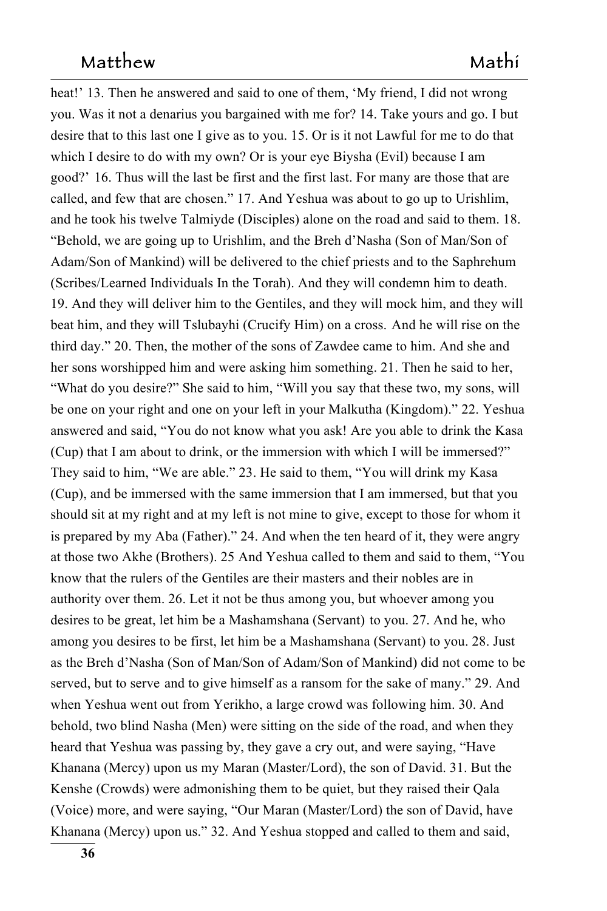heat!' 13. Then he answered and said to one of them, 'My friend, I did not wrong you. Was it not a denarius you bargained with me for? 14. Take yours and go. I but desire that to this last one I give as to you. 15. Or is it not Lawful for me to do that which I desire to do with my own? Or is your eye Biysha (Evil) because I am good?' 16. Thus will the last be first and the first last. For many are those that are called, and few that are chosen." 17. And Yeshua was about to go up to Urishlim, and he took his twelve Talmiyde (Disciples) alone on the road and said to them. 18. "Behold, we are going up to Urishlim, and the Breh d'Nasha (Son of Man/Son of Adam/Son of Mankind) will be delivered to the chief priests and to the Saphrehum (Scribes/Learned Individuals In the Torah). And they will condemn him to death. 19. And they will deliver him to the Gentiles, and they will mock him, and they will beat him, and they will Tslubayhi (Crucify Him) on a cross. And he will rise on the third day." 20. Then, the mother of the sons of Zawdee came to him. And she and her sons worshipped him and were asking him something. 21. Then he said to her, "What do you desire?" She said to him, "Will you say that these two, my sons, will be one on your right and one on your left in your Malkutha (Kingdom)." 22. Yeshua answered and said, "You do not know what you ask! Are you able to drink the Kasa (Cup) that I am about to drink, or the immersion with which I will be immersed?" They said to him, "We are able." 23. He said to them, "You will drink my Kasa (Cup), and be immersed with the same immersion that I am immersed, but that you should sit at my right and at my left is not mine to give, except to those for whom it is prepared by my Aba (Father)." 24. And when the ten heard of it, they were angry at those two Akhe (Brothers). 25 And Yeshua called to them and said to them, "You know that the rulers of the Gentiles are their masters and their nobles are in authority over them. 26. Let it not be thus among you, but whoever among you desires to be great, let him be a Mashamshana (Servant) to you. 27. And he, who among you desires to be first, let him be a Mashamshana (Servant) to you. 28. Just as the Breh d'Nasha (Son of Man/Son of Adam/Son of Mankind) did not come to be served, but to serve and to give himself as a ransom for the sake of many." 29. And when Yeshua went out from Yerikho, a large crowd was following him. 30. And behold, two blind Nasha (Men) were sitting on the side of the road, and when they heard that Yeshua was passing by, they gave a cry out, and were saying, "Have Khanana (Mercy) upon us my Maran (Master/Lord), the son of David. 31. But the Kenshe (Crowds) were admonishing them to be quiet, but they raised their Qala (Voice) more, and were saying, "Our Maran (Master/Lord) the son of David, have Khanana (Mercy) upon us." 32. And Yeshua stopped and called to them and said,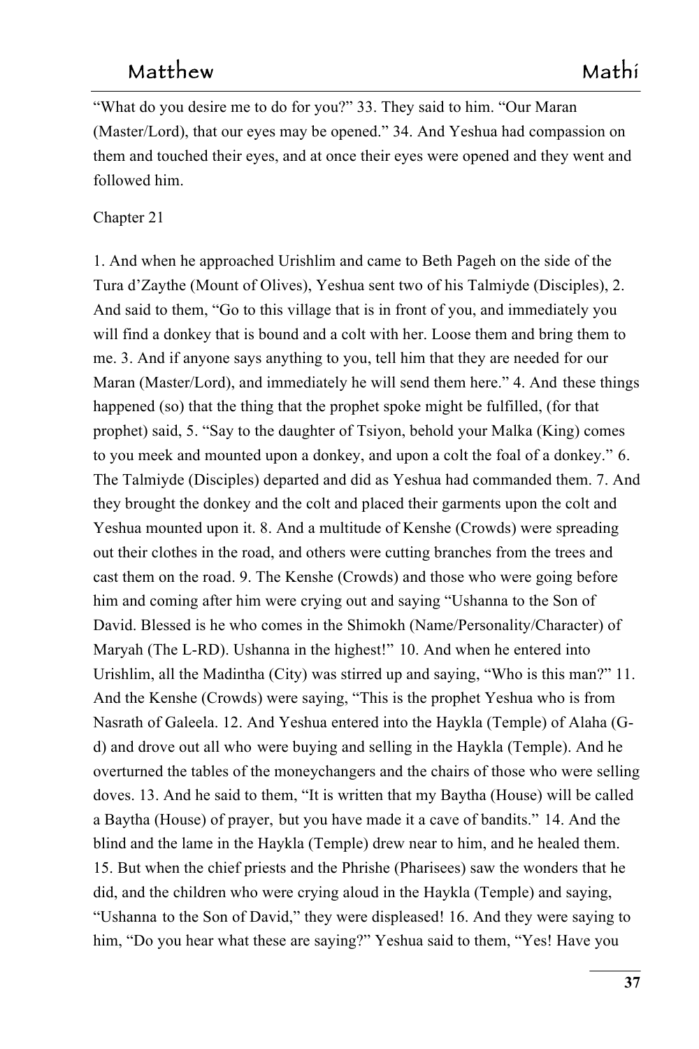"What do you desire me to do for you?" 33. They said to him. "Our Maran (Master/Lord), that our eyes may be opened." 34. And Yeshua had compassion on them and touched their eyes, and at once their eyes were opened and they went and followed him.

Chapter 21

1. And when he approached Urishlim and came to Beth Pageh on the side of the Tura d'Zaythe (Mount of Olives), Yeshua sent two of his Talmiyde (Disciples), 2. And said to them, "Go to this village that is in front of you, and immediately you will find a donkey that is bound and a colt with her. Loose them and bring them to me. 3. And if anyone says anything to you, tell him that they are needed for our Maran (Master/Lord), and immediately he will send them here." 4. And these things happened (so) that the thing that the prophet spoke might be fulfilled, (for that prophet) said, 5. "Say to the daughter of Tsiyon, behold your Malka (King) comes to you meek and mounted upon a donkey, and upon a colt the foal of a donkey." 6. The Talmiyde (Disciples) departed and did as Yeshua had commanded them. 7. And they brought the donkey and the colt and placed their garments upon the colt and Yeshua mounted upon it. 8. And a multitude of Kenshe (Crowds) were spreading out their clothes in the road, and others were cutting branches from the trees and cast them on the road. 9. The Kenshe (Crowds) and those who were going before him and coming after him were crying out and saying "Ushanna to the Son of David. Blessed is he who comes in the Shimokh (Name/Personality/Character) of Maryah (The L-RD). Ushanna in the highest!" 10. And when he entered into Urishlim, all the Madintha (City) was stirred up and saying, "Who is this man?" 11. And the Kenshe (Crowds) were saying, "This is the prophet Yeshua who is from Nasrath of Galeela. 12. And Yeshua entered into the Haykla (Temple) of Alaha (G-d) and drove out all who were buying and selling in the Haykla (Temple). And he overturned the tables of the moneychangers and the chairs of those who were selling doves. 13. And he said to them, "It is written that my Baytha (House) will be called a Baytha (House) of prayer, but you have made it a cave of bandits." 14. And the blind and the lame in the Haykla (Temple) drew near to him, and he healed them. 15. But when the chief priests and the Phrishe (Pharisees) saw the wonders that he did, and the children who were crying aloud in the Haykla (Temple) and saying, "Ushanna to the Son of David," they were displeased! 16. And they were saying to him, "Do you hear what these are saying?" Yeshua said to them, "Yes! Have you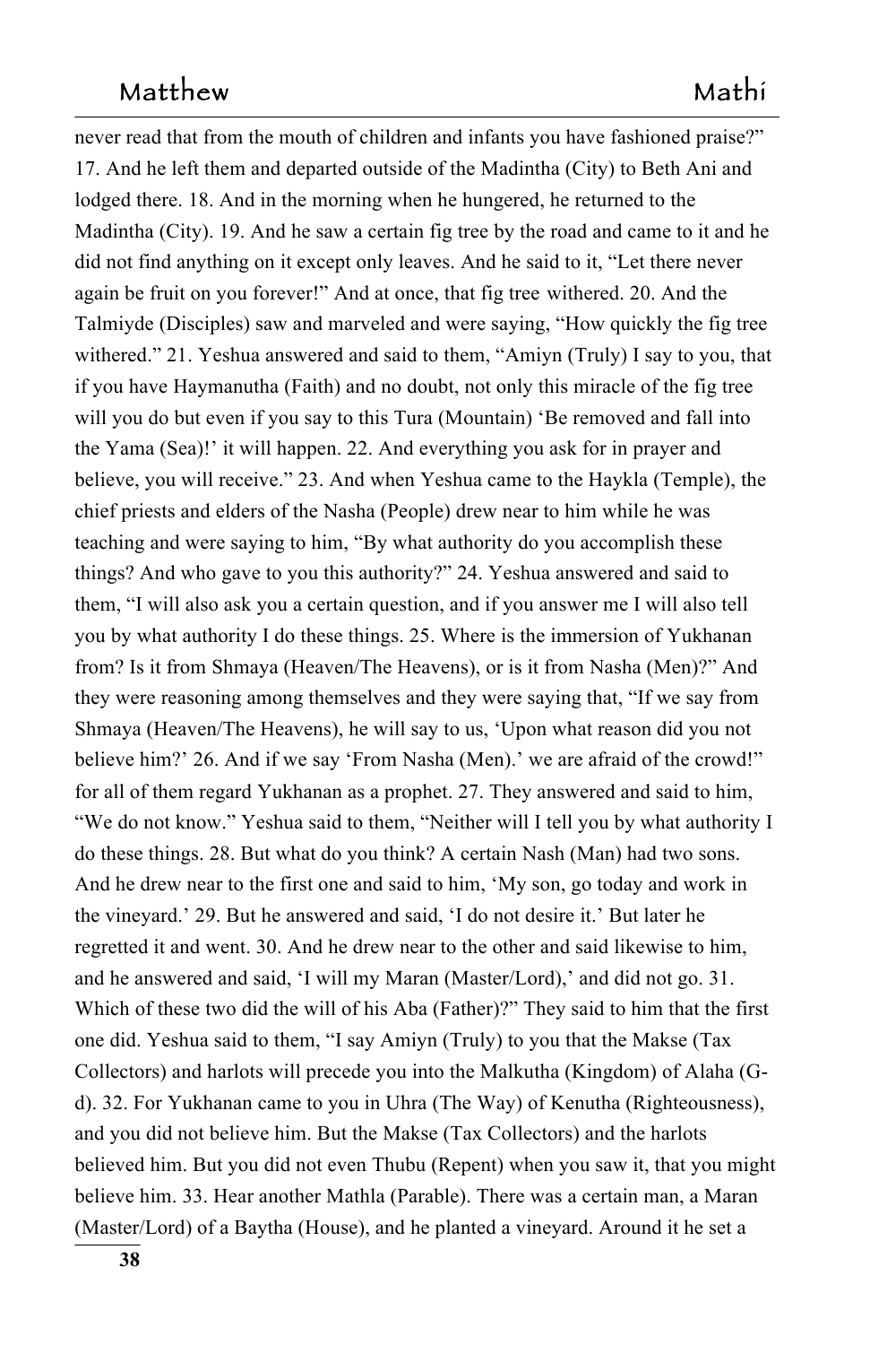never read that from the mouth of children and infants you have fashioned praise?" 17. And he left them and departed outside of the Madintha (City) to Beth Ani and lodged there. 18. And in the morning when he hungered, he returned to the Madintha (City). 19. And he saw a certain fig tree by the road and came to it and he did not find anything on it except only leaves. And he said to it, "Let there never again be fruit on you forever!" And at once, that fig tree withered. 20. And the Talmiyde (Disciples) saw and marveled and were saying, "How quickly the fig tree withered." 21. Yeshua answered and said to them, "Amiyn (Truly) I say to you, that if you have Haymanutha (Faith) and no doubt, not only this miracle of the fig tree will you do but even if you say to this Tura (Mountain) 'Be removed and fall into the Yama (Sea)!' it will happen. 22. And everything you ask for in prayer and believe, you will receive." 23. And when Yeshua came to the Haykla (Temple), the chief priests and elders of the Nasha (People) drew near to him while he was teaching and were saying to him, "By what authority do you accomplish these things? And who gave to you this authority?" 24. Yeshua answered and said to them, "I will also ask you a certain question, and if you answer me I will also tell you by what authority I do these things. 25. Where is the immersion of Yukhanan from? Is it from Shmaya (Heaven/The Heavens), or is it from Nasha (Men)?" And they were reasoning among themselves and they were saying that, "If we say from Shmaya (Heaven/The Heavens), he will say to us, 'Upon what reason did you not believe him?' 26. And if we say 'From Nasha (Men).' we are afraid of the crowd!" for all of them regard Yukhanan as a prophet. 27. They answered and said to him, "We do not know." Yeshua said to them, "Neither will I tell you by what authority I do these things. 28. But what do you think? A certain Nash (Man) had two sons. And he drew near to the first one and said to him, 'My son, go today and work in the vineyard.' 29. But he answered and said, 'I do not desire it.' But later he regretted it and went. 30. And he drew near to the other and said likewise to him, and he answered and said, 'I will my Maran (Master/Lord),' and did not go. 31. Which of these two did the will of his Aba (Father)?" They said to him that the first one did. Yeshua said to them, "I say Amiyn (Truly) to you that the Makse (Tax Collectors) and harlots will precede you into the Malkutha (Kingdom) of Alaha (G-d). 32. For Yukhanan came to you in Uhra (The Way) of Kenutha (Righteousness), and you did not believe him. But the Makse (Tax Collectors) and the harlots believed him. But you did not even Thubu (Repent) when you saw it, that you might believe him. 33. Hear another Mathla (Parable). There was a certain man, a Maran (Master/Lord) of a Baytha (House), and he planted a vineyard. Around it he set a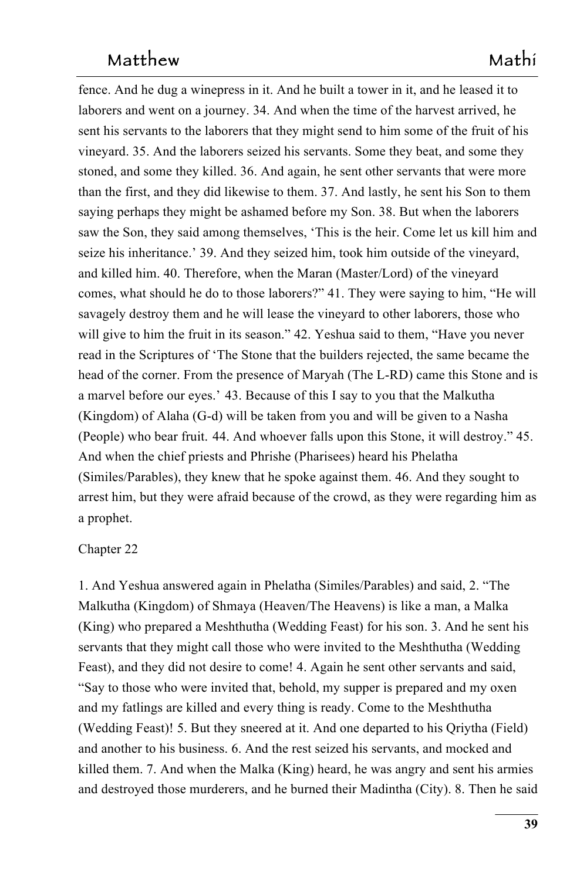fence. And he dug a winepress in it. And he built a tower in it, and he leased it to laborers and went on a journey. 34. And when the time of the harvest arrived, he sent his servants to the laborers that they might send to him some of the fruit of his vineyard. 35. And the laborers seized his servants. Some they beat, and some they stoned, and some they killed. 36. And again, he sent other servants that were more than the first, and they did likewise to them. 37. And lastly, he sent his Son to them saying perhaps they might be ashamed before my Son. 38. But when the laborers saw the Son, they said among themselves, 'This is the heir. Come let us kill him and seize his inheritance.' 39. And they seized him, took him outside of the vineyard, and killed him. 40. Therefore, when the Maran (Master/Lord) of the vineyard comes, what should he do to those laborers?" 41. They were saying to him, "He will savagely destroy them and he will lease the vineyard to other laborers, those who will give to him the fruit in its season." 42. Yeshua said to them, "Have you never read in the Scriptures of 'The Stone that the builders rejected, the same became the head of the corner. From the presence of Maryah (The L-RD) came this Stone and is a marvel before our eyes.' 43. Because of this I say to you that the Malkutha (Kingdom) of Alaha (G-d) will be taken from you and will be given to a Nasha (People) who bear fruit. 44. And whoever falls upon this Stone, it will destroy." 45. And when the chief priests and Phrishe (Pharisees) heard his Phelatha (Similes/Parables), they knew that he spoke against them. 46. And they sought to arrest him, but they were afraid because of the crowd, as they were regarding him as a prophet.

Chapter 22

1. And Yeshua answered again in Phelatha (Similes/Parables) and said, 2. "The Malkutha (Kingdom) of Shmaya (Heaven/The Heavens) is like a man, a Malka (King) who prepared a Meshthutha (Wedding Feast) for his son. 3. And he sent his servants that they might call those who were invited to the Meshthutha (Wedding Feast), and they did not desire to come! 4. Again he sent other servants and said, "Say to those who were invited that, behold, my supper is prepared and my oxen and my fatlings are killed and every thing is ready. Come to the Meshthutha (Wedding Feast)! 5. But they sneered at it. And one departed to his Qriytha (Field) and another to his business. 6. And the rest seized his servants, and mocked and killed them. 7. And when the Malka (King) heard, he was angry and sent his armies and destroyed those murderers, and he burned their Madintha (City). 8. Then he said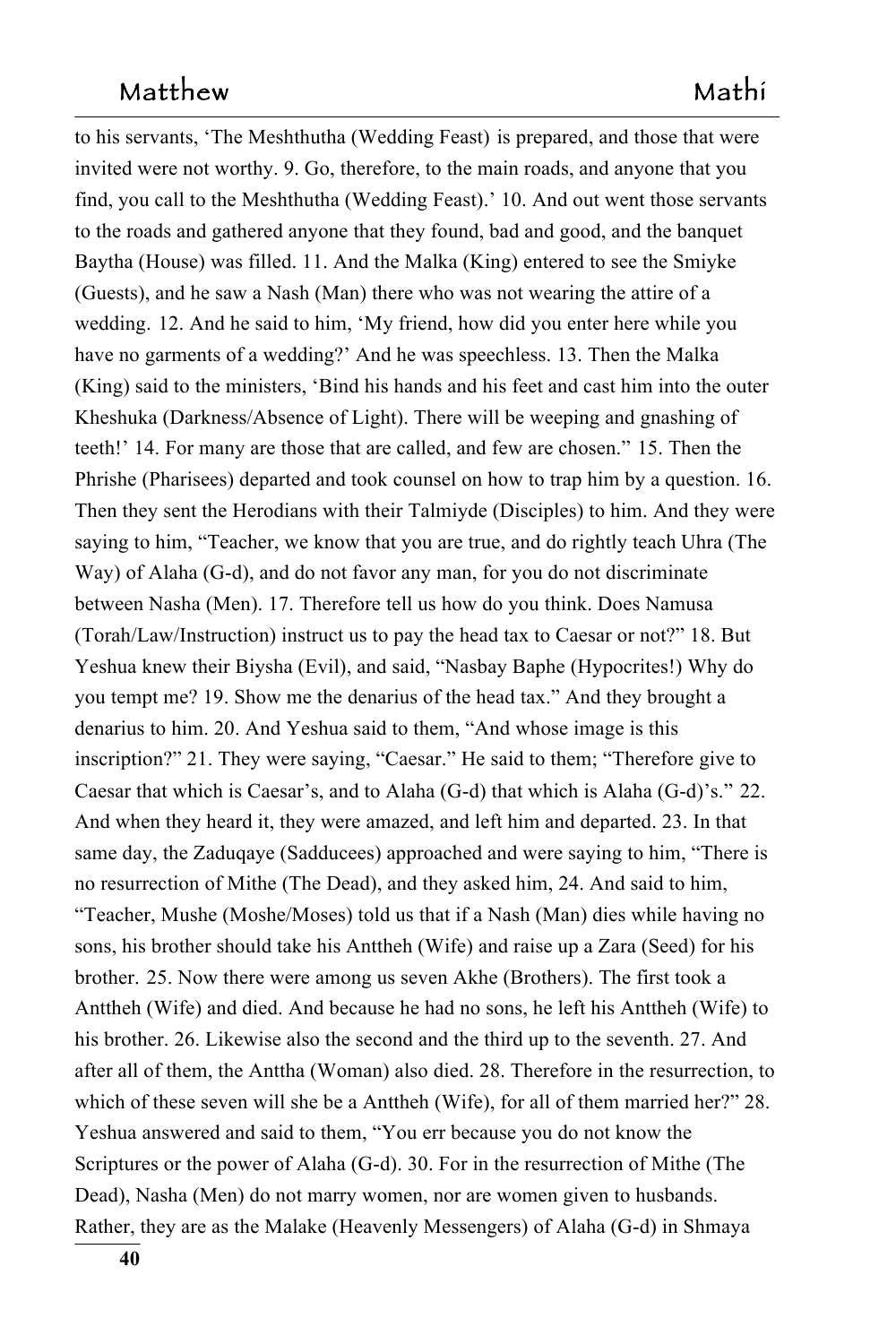to his servants, 'The Meshthutha (Wedding Feast) is prepared, and those that were invited were not worthy. 9. Go, therefore, to the main roads, and anyone that you find, you call to the Meshthutha (Wedding Feast).' 10. And out went those servants to the roads and gathered anyone that they found, bad and good, and the banquet Baytha (House) was filled. 11. And the Malka (King) entered to see the Smiyke (Guests), and he saw a Nash (Man) there who was not wearing the attire of a wedding. 12. And he said to him, 'My friend, how did you enter here while you have no garments of a wedding?' And he was speechless. 13. Then the Malka (King) said to the ministers, 'Bind his hands and his feet and cast him into the outer Kheshuka (Darkness/Absence of Light). There will be weeping and gnashing of teeth!' 14. For many are those that are called, and few are chosen." 15. Then the Phrishe (Pharisees) departed and took counsel on how to trap him by a question. 16. Then they sent the Herodians with their Talmiyde (Disciples) to him. And they were saying to him, "Teacher, we know that you are true, and do rightly teach Uhra (The Way) of Alaha (G-d), and do not favor any man, for you do not discriminate between Nasha (Men). 17. Therefore tell us how do you think. Does Namusa (Torah/Law/Instruction) instruct us to pay the head tax to Caesar or not?" 18. But Yeshua knew their Biysha (Evil), and said, "Nasbay Baphe (Hypocrites!) Why do you tempt me? 19. Show me the denarius of the head tax." And they brought a denarius to him. 20. And Yeshua said to them, "And whose image is this inscription?" 21. They were saying, "Caesar." He said to them; "Therefore give to Caesar that which is Caesar's, and to Alaha (G-d) that which is Alaha (G-d)'s." 22. And when they heard it, they were amazed, and left him and departed. 23. In that same day, the Zaduqaye (Sadducees) approached and were saying to him, "There is no resurrection of Mithe (The Dead), and they asked him, 24. And said to him, "Teacher, Mushe (Moshe/Moses) told us that if a Nash (Man) dies while having no sons, his brother should take his Anttheh (Wife) and raise up a Zara (Seed) for his brother. 25. Now there were among us seven Akhe (Brothers). The first took a Anttheh (Wife) and died. And because he had no sons, he left his Anttheh (Wife) to his brother. 26. Likewise also the second and the third up to the seventh. 27. And after all of them, the Anttha (Woman) also died. 28. Therefore in the resurrection, to which of these seven will she be a Anttheh (Wife), for all of them married her?" 28. Yeshua answered and said to them, "You err because you do not know the Scriptures or the power of Alaha (G-d). 30. For in the resurrection of Mithe (The Dead), Nasha (Men) do not marry women, nor are women given to husbands. Rather, they are as the Malake (Heavenly Messengers) of Alaha (G-d) in Shmaya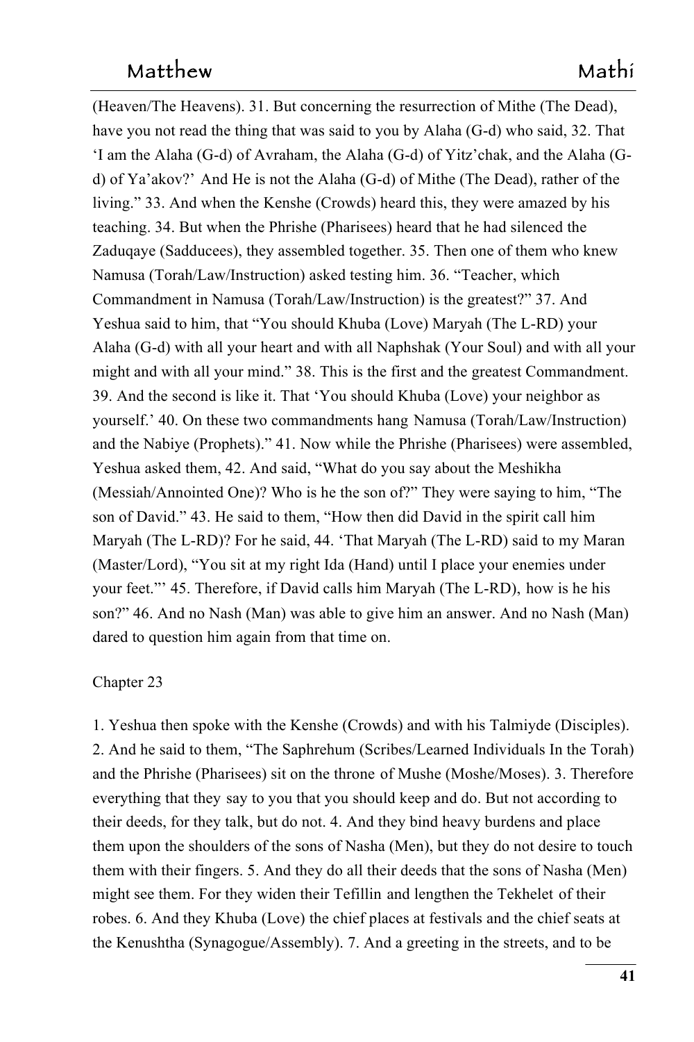(Heaven/The Heavens). 31. But concerning the resurrection of Mithe (The Dead), have you not read the thing that was said to you by Alaha (G-d) who said, 32. That 'I am the Alaha (G-d) of Avraham, the Alaha (G-d) of Yitz'chak, and the Alaha (G-d) of Ya'akov?' And He is not the Alaha (G-d) of Mithe (The Dead), rather of the living." 33. And when the Kenshe (Crowds) heard this, they were amazed by his teaching. 34. But when the Phrishe (Pharisees) heard that he had silenced the Zaduqaye (Sadducees), they assembled together. 35. Then one of them who knew Namusa (Torah/Law/Instruction) asked testing him. 36. "Teacher, which Commandment in Namusa (Torah/Law/Instruction) is the greatest?" 37. And Yeshua said to him, that "You should Khuba (Love) Maryah (The L-RD) your Alaha (G-d) with all your heart and with all Naphshak (Your Soul) and with all your might and with all your mind." 38. This is the first and the greatest Commandment. 39. And the second is like it. That 'You should Khuba (Love) your neighbor as yourself.' 40. On these two commandments hang Namusa (Torah/Law/Instruction) and the Nabiye (Prophets)." 41. Now while the Phrishe (Pharisees) were assembled, Yeshua asked them, 42. And said, "What do you say about the Meshikha (Messiah/Annointed One)? Who is he the son of?" They were saying to him, "The son of David." 43. He said to them, "How then did David in the spirit call him Maryah (The L-RD)? For he said, 44. 'That Maryah (The L-RD) said to my Maran (Master/Lord), "You sit at my right Ida (Hand) until I place your enemies under your feet."' 45. Therefore, if David calls him Maryah (The L-RD), how is he his son?" 46. And no Nash (Man) was able to give him an answer. And no Nash (Man) dared to question him again from that time on.

Chapter 23

1. Yeshua then spoke with the Kenshe (Crowds) and with his Talmiyde (Disciples). 2. And he said to them, "The Saphrehum (Scribes/Learned Individuals In the Torah) and the Phrishe (Pharisees) sit on the throne of Mushe (Moshe/Moses). 3. Therefore everything that they say to you that you should keep and do. But not according to their deeds, for they talk, but do not. 4. And they bind heavy burdens and place them upon the shoulders of the sons of Nasha (Men), but they do not desire to touch them with their fingers. 5. And they do all their deeds that the sons of Nasha (Men) might see them. For they widen their Tefillin and lengthen the Tekhelet of their robes. 6. And they Khuba (Love) the chief places at festivals and the chief seats at the Kenushtha (Synagogue/Assembly). 7. And a greeting in the streets, and to be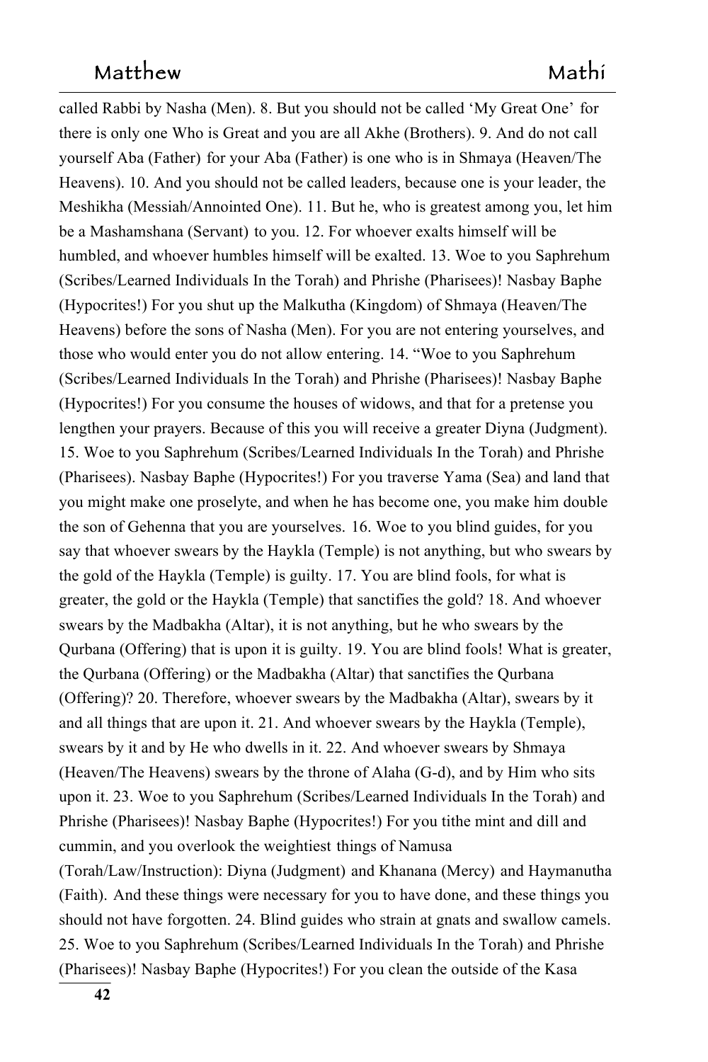called Rabbi by Nasha (Men). 8. But you should not be called 'My Great One' for there is only one Who is Great and you are all Akhe (Brothers). 9. And do not call yourself Aba (Father) for your Aba (Father) is one who is in Shmaya (Heaven/The Heavens). 10. And you should not be called leaders, because one is your leader, the Meshikha (Messiah/Annointed One). 11. But he, who is greatest among you, let him be a Mashamshana (Servant) to you. 12. For whoever exalts himself will be humbled, and whoever humbles himself will be exalted. 13. Woe to you Saphrehum (Scribes/Learned Individuals In the Torah) and Phrishe (Pharisees)! Nasbay Baphe (Hypocrites!) For you shut up the Malkutha (Kingdom) of Shmaya (Heaven/The Heavens) before the sons of Nasha (Men). For you are not entering yourselves, and those who would enter you do not allow entering. 14. "Woe to you Saphrehum (Scribes/Learned Individuals In the Torah) and Phrishe (Pharisees)! Nasbay Baphe (Hypocrites!) For you consume the houses of widows, and that for a pretense you lengthen your prayers. Because of this you will receive a greater Diyna (Judgment). 15. Woe to you Saphrehum (Scribes/Learned Individuals In the Torah) and Phrishe (Pharisees). Nasbay Baphe (Hypocrites!) For you traverse Yama (Sea) and land that you might make one proselyte, and when he has become one, you make him double the son of Gehenna that you are yourselves. 16. Woe to you blind guides, for you say that whoever swears by the Haykla (Temple) is not anything, but who swears by the gold of the Haykla (Temple) is guilty. 17. You are blind fools, for what is greater, the gold or the Haykla (Temple) that sanctifies the gold? 18. And whoever swears by the Madbakha (Altar), it is not anything, but he who swears by the Qurbana (Offering) that is upon it is guilty. 19. You are blind fools! What is greater, the Qurbana (Offering) or the Madbakha (Altar) that sanctifies the Qurbana (Offering)? 20. Therefore, whoever swears by the Madbakha (Altar), swears by it and all things that are upon it. 21. And whoever swears by the Haykla (Temple), swears by it and by He who dwells in it. 22. And whoever swears by Shmaya (Heaven/The Heavens) swears by the throne of Alaha (G-d), and by Him who sits upon it. 23. Woe to you Saphrehum (Scribes/Learned Individuals In the Torah) and Phrishe (Pharisees)! Nasbay Baphe (Hypocrites!) For you tithe mint and dill and cummin, and you overlook the weightiest things of Namusa (Torah/Law/Instruction): Diyna (Judgment) and Khanana (Mercy) and Haymanutha (Faith). And these things were necessary for you to have done, and these things you should not have forgotten. 24. Blind guides who strain at gnats and swallow camels. 25. Woe to you Saphrehum (Scribes/Learned Individuals In the Torah) and Phrishe (Pharisees)! Nasbay Baphe (Hypocrites!) For you clean the outside of the Kasa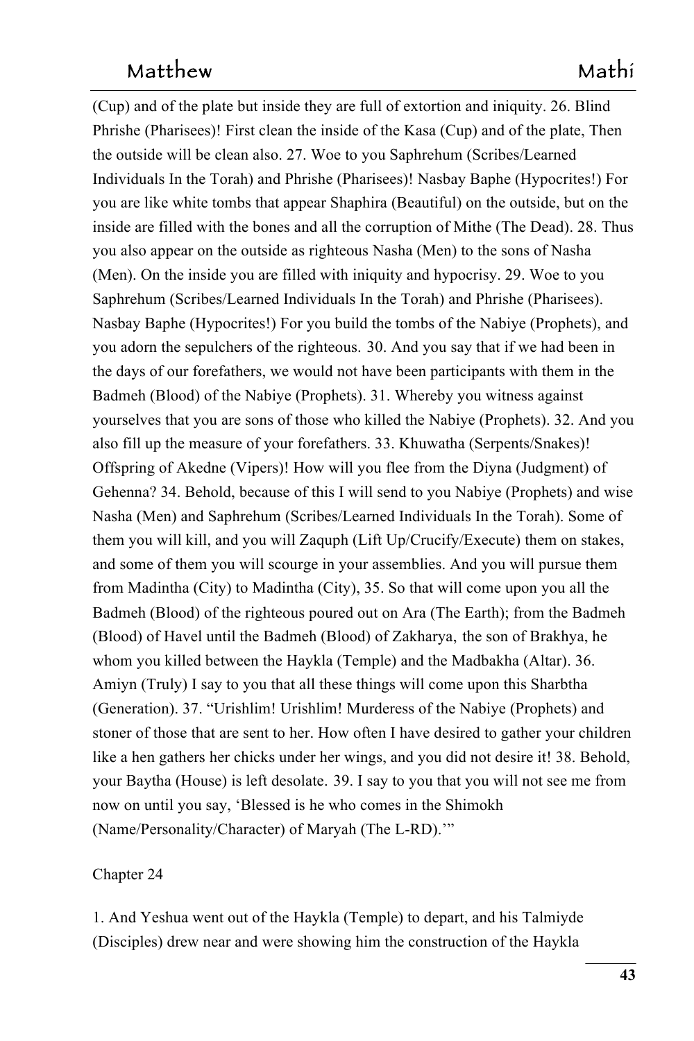(Cup) and of the plate but inside they are full of extortion and iniquity. 26. Blind Phrishe (Pharisees)! First clean the inside of the Kasa (Cup) and of the plate, Then the outside will be clean also. 27. Woe to you Saphrehum (Scribes/Learned Individuals In the Torah) and Phrishe (Pharisees)! Nasbay Baphe (Hypocrites!) For you are like white tombs that appear Shaphira (Beautiful) on the outside, but on the inside are filled with the bones and all the corruption of Mithe (The Dead). 28. Thus you also appear on the outside as righteous Nasha (Men) to the sons of Nasha (Men). On the inside you are filled with iniquity and hypocrisy. 29. Woe to you Saphrehum (Scribes/Learned Individuals In the Torah) and Phrishe (Pharisees). Nasbay Baphe (Hypocrites!) For you build the tombs of the Nabiye (Prophets), and you adorn the sepulchers of the righteous. 30. And you say that if we had been in the days of our forefathers, we would not have been participants with them in the Badmeh (Blood) of the Nabiye (Prophets). 31. Whereby you witness against yourselves that you are sons of those who killed the Nabiye (Prophets). 32. And you also fill up the measure of your forefathers. 33. Khuwatha (Serpents/Snakes)! Offspring of Akedne (Vipers)! How will you flee from the Diyna (Judgment) of Gehenna? 34. Behold, because of this I will send to you Nabiye (Prophets) and wise Nasha (Men) and Saphrehum (Scribes/Learned Individuals In the Torah). Some of them you will kill, and you will Zaquph (Lift Up/Crucify/Execute) them on stakes, and some of them you will scourge in your assemblies. And you will pursue them from Madintha (City) to Madintha (City), 35. So that will come upon you all the Badmeh (Blood) of the righteous poured out on Ara (The Earth); from the Badmeh (Blood) of Havel until the Badmeh (Blood) of Zakharya, the son of Brakhya, he whom you killed between the Haykla (Temple) and the Madbakha (Altar). 36. Amiyn (Truly) I say to you that all these things will come upon this Sharbtha (Generation). 37. "Urishlim! Urishlim! Murderess of the Nabiye (Prophets) and stoner of those that are sent to her. How often I have desired to gather your children like a hen gathers her chicks under her wings, and you did not desire it! 38. Behold, your Baytha (House) is left desolate. 39. I say to you that you will not see me from now on until you say, 'Blessed is he who comes in the Shimokh (Name/Personality/Character) of Maryah (The L-RD).'"

Chapter 24

1. And Yeshua went out of the Haykla (Temple) to depart, and his Talmiyde (Disciples) drew near and were showing him the construction of the Haykla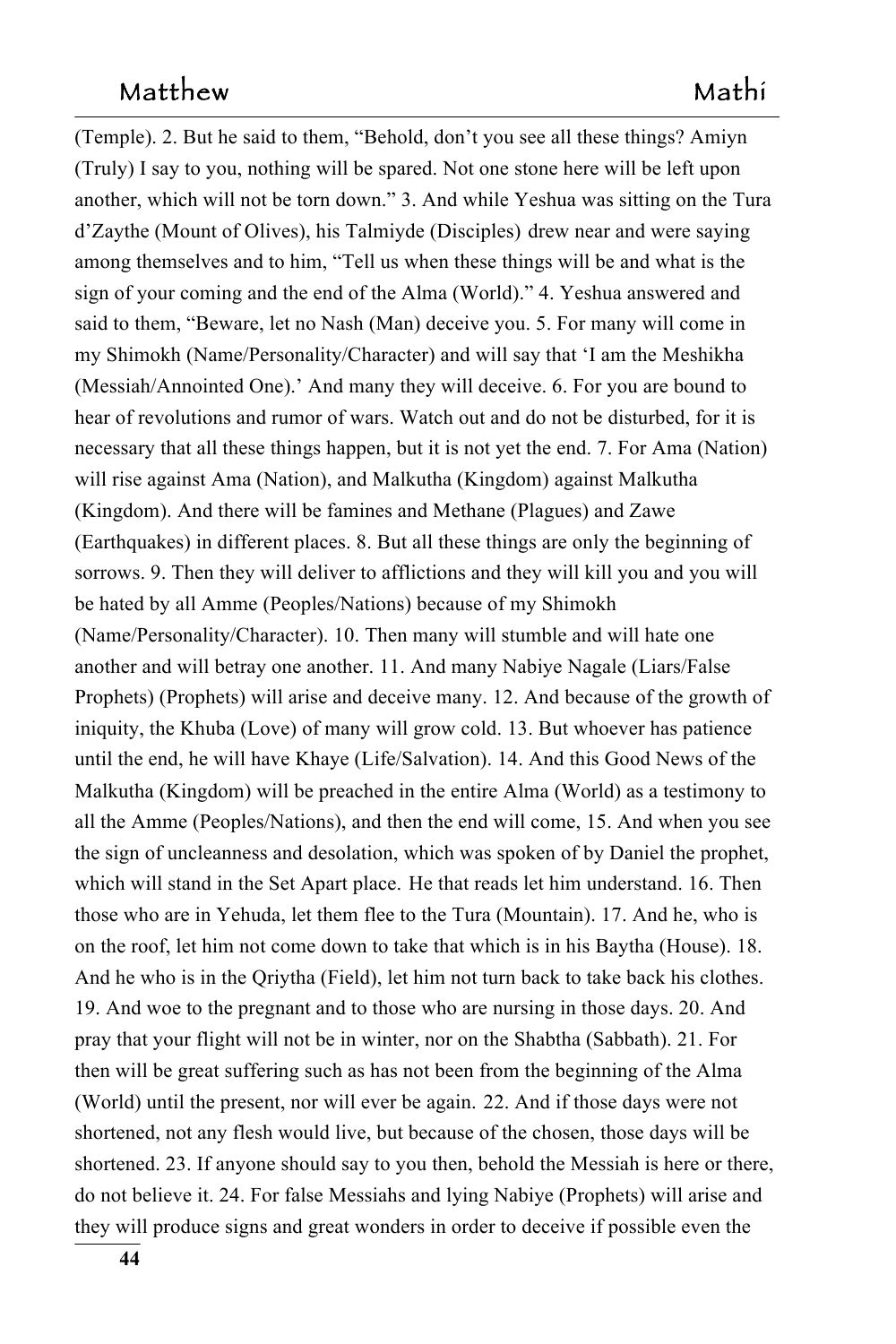(Temple). 2. But he said to them, "Behold, don't you see all these things? Amiyn (Truly) I say to you, nothing will be spared. Not one stone here will be left upon another, which will not be torn down." 3. And while Yeshua was sitting on the Tura d'Zaythe (Mount of Olives), his Talmiyde (Disciples) drew near and were saying among themselves and to him, "Tell us when these things will be and what is the sign of your coming and the end of the Alma (World)." 4. Yeshua answered and said to them, "Beware, let no Nash (Man) deceive you. 5. For many will come in my Shimokh (Name/Personality/Character) and will say that 'I am the Meshikha (Messiah/Annointed One).' And many they will deceive. 6. For you are bound to hear of revolutions and rumor of wars. Watch out and do not be disturbed, for it is necessary that all these things happen, but it is not yet the end. 7. For Ama (Nation) will rise against Ama (Nation), and Malkutha (Kingdom) against Malkutha (Kingdom). And there will be famines and Methane (Plagues) and Zawe (Earthquakes) in different places. 8. But all these things are only the beginning of sorrows. 9. Then they will deliver to afflictions and they will kill you and you will be hated by all Amme (Peoples/Nations) because of my Shimokh (Name/Personality/Character). 10. Then many will stumble and will hate one another and will betray one another. 11. And many Nabiye Nagale (Liars/False Prophets) (Prophets) will arise and deceive many. 12. And because of the growth of iniquity, the Khuba (Love) of many will grow cold. 13. But whoever has patience until the end, he will have Khaye (Life/Salvation). 14. And this Good News of the Malkutha (Kingdom) will be preached in the entire Alma (World) as a testimony to all the Amme (Peoples/Nations), and then the end will come, 15. And when you see the sign of uncleanness and desolation, which was spoken of by Daniel the prophet, which will stand in the Set Apart place. He that reads let him understand. 16. Then those who are in Yehuda, let them flee to the Tura (Mountain). 17. And he, who is on the roof, let him not come down to take that which is in his Baytha (House). 18. And he who is in the Qriytha (Field), let him not turn back to take back his clothes. 19. And woe to the pregnant and to those who are nursing in those days. 20. And pray that your flight will not be in winter, nor on the Shabtha (Sabbath). 21. For then will be great suffering such as has not been from the beginning of the Alma (World) until the present, nor will ever be again. 22. And if those days were not shortened, not any flesh would live, but because of the chosen, those days will be shortened. 23. If anyone should say to you then, behold the Messiah is here or there, do not believe it. 24. For false Messiahs and lying Nabiye (Prophets) will arise and they will produce signs and great wonders in order to deceive if possible even the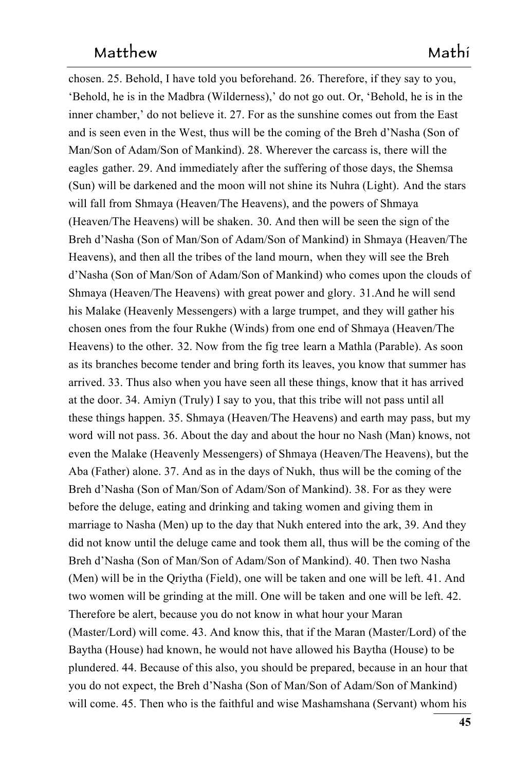chosen. 25. Behold, I have told you beforehand. 26. Therefore, if they say to you, 'Behold, he is in the Madbra (Wilderness),' do not go out. Or, 'Behold, he is in the inner chamber,' do not believe it. 27. For as the sunshine comes out from the East and is seen even in the West, thus will be the coming of the Breh d'Nasha (Son of Man/Son of Adam/Son of Mankind). 28. Wherever the carcass is, there will the eagles gather. 29. And immediately after the suffering of those days, the Shemsa (Sun) will be darkened and the moon will not shine its Nuhra (Light). And the stars will fall from Shmaya (Heaven/The Heavens), and the powers of Shmaya (Heaven/The Heavens) will be shaken. 30. And then will be seen the sign of the Breh d'Nasha (Son of Man/Son of Adam/Son of Mankind) in Shmaya (Heaven/The Heavens), and then all the tribes of the land mourn, when they will see the Breh d'Nasha (Son of Man/Son of Adam/Son of Mankind) who comes upon the clouds of Shmaya (Heaven/The Heavens) with great power and glory. 31.And he will send his Malake (Heavenly Messengers) with a large trumpet, and they will gather his chosen ones from the four Rukhe (Winds) from one end of Shmaya (Heaven/The Heavens) to the other. 32. Now from the fig tree learn a Mathla (Parable). As soon as its branches become tender and bring forth its leaves, you know that summer has arrived. 33. Thus also when you have seen all these things, know that it has arrived at the door. 34. Amiyn (Truly) I say to you, that this tribe will not pass until all these things happen. 35. Shmaya (Heaven/The Heavens) and earth may pass, but my word will not pass. 36. About the day and about the hour no Nash (Man) knows, not even the Malake (Heavenly Messengers) of Shmaya (Heaven/The Heavens), but the Aba (Father) alone. 37. And as in the days of Nukh, thus will be the coming of the Breh d'Nasha (Son of Man/Son of Adam/Son of Mankind). 38. For as they were before the deluge, eating and drinking and taking women and giving them in marriage to Nasha (Men) up to the day that Nukh entered into the ark, 39. And they did not know until the deluge came and took them all, thus will be the coming of the Breh d'Nasha (Son of Man/Son of Adam/Son of Mankind). 40. Then two Nasha (Men) will be in the Qriytha (Field), one will be taken and one will be left. 41. And two women will be grinding at the mill. One will be taken and one will be left. 42. Therefore be alert, because you do not know in what hour your Maran (Master/Lord) will come. 43. And know this, that if the Maran (Master/Lord) of the Baytha (House) had known, he would not have allowed his Baytha (House) to be plundered. 44. Because of this also, you should be prepared, because in an hour that you do not expect, the Breh d'Nasha (Son of Man/Son of Adam/Son of Mankind) will come. 45. Then who is the faithful and wise Mashamshana (Servant) whom his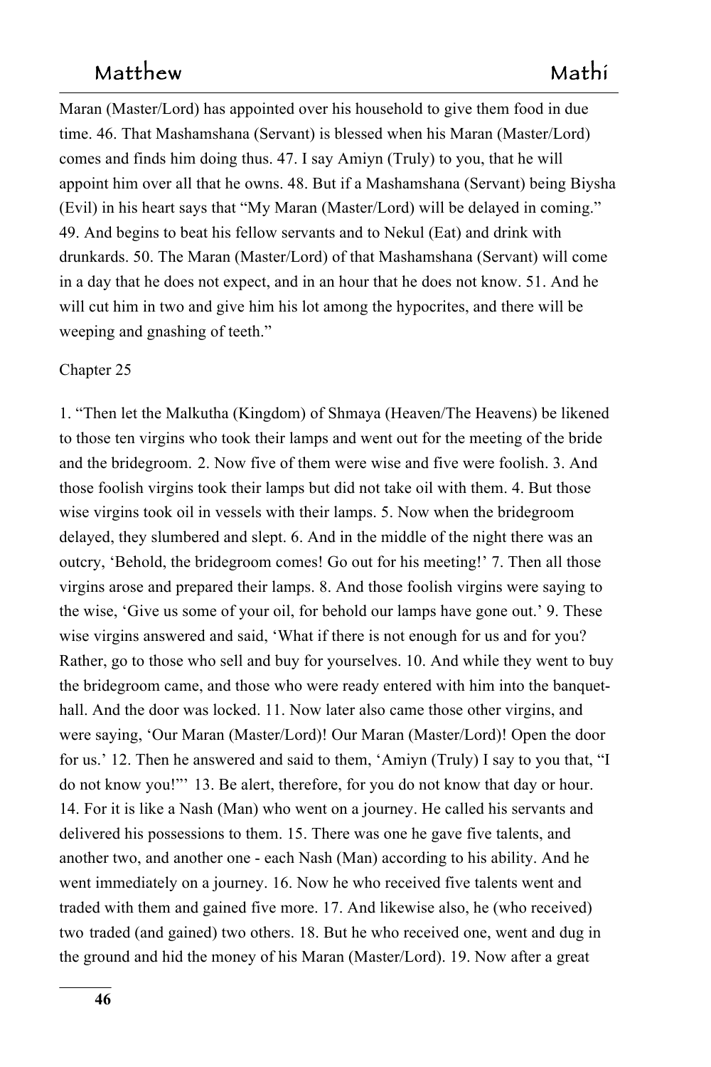Maran (Master/Lord) has appointed over his household to give them food in due time. 46. That Mashamshana (Servant) is blessed when his Maran (Master/Lord) comes and finds him doing thus. 47. I say Amiyn (Truly) to you, that he will appoint him over all that he owns. 48. But if a Mashamshana (Servant) being Biysha (Evil) in his heart says that "My Maran (Master/Lord) will be delayed in coming." 49. And begins to beat his fellow servants and to Nekul (Eat) and drink with drunkards. 50. The Maran (Master/Lord) of that Mashamshana (Servant) will come in a day that he does not expect, and in an hour that he does not know. 51. And he will cut him in two and give him his lot among the hypocrites, and there will be weeping and gnashing of teeth."

Chapter 25

1. "Then let the Malkutha (Kingdom) of Shmaya (Heaven/The Heavens) be likened to those ten virgins who took their lamps and went out for the meeting of the bride and the bridegroom. 2. Now five of them were wise and five were foolish. 3. And those foolish virgins took their lamps but did not take oil with them. 4. But those wise virgins took oil in vessels with their lamps. 5. Now when the bridegroom delayed, they slumbered and slept. 6. And in the middle of the night there was an outcry, 'Behold, the bridegroom comes! Go out for his meeting!' 7. Then all those virgins arose and prepared their lamps. 8. And those foolish virgins were saying to the wise, 'Give us some of your oil, for behold our lamps have gone out.' 9. These wise virgins answered and said, 'What if there is not enough for us and for you? Rather, go to those who sell and buy for yourselves. 10. And while they went to buy the bridegroom came, and those who were ready entered with him into the banquet-hall. And the door was locked. 11. Now later also came those other virgins, and were saying, 'Our Maran (Master/Lord)! Our Maran (Master/Lord)! Open the door for us.' 12. Then he answered and said to them, 'Amiyn (Truly) I say to you that, "I do not know you!"' 13. Be alert, therefore, for you do not know that day or hour. 14. For it is like a Nash (Man) who went on a journey. He called his servants and delivered his possessions to them. 15. There was one he gave five talents, and another two, and another one - each Nash (Man) according to his ability. And he went immediately on a journey. 16. Now he who received five talents went and traded with them and gained five more. 17. And likewise also, he (who received) two traded (and gained) two others. 18. But he who received one, went and dug in the ground and hid the money of his Maran (Master/Lord). 19. Now after a great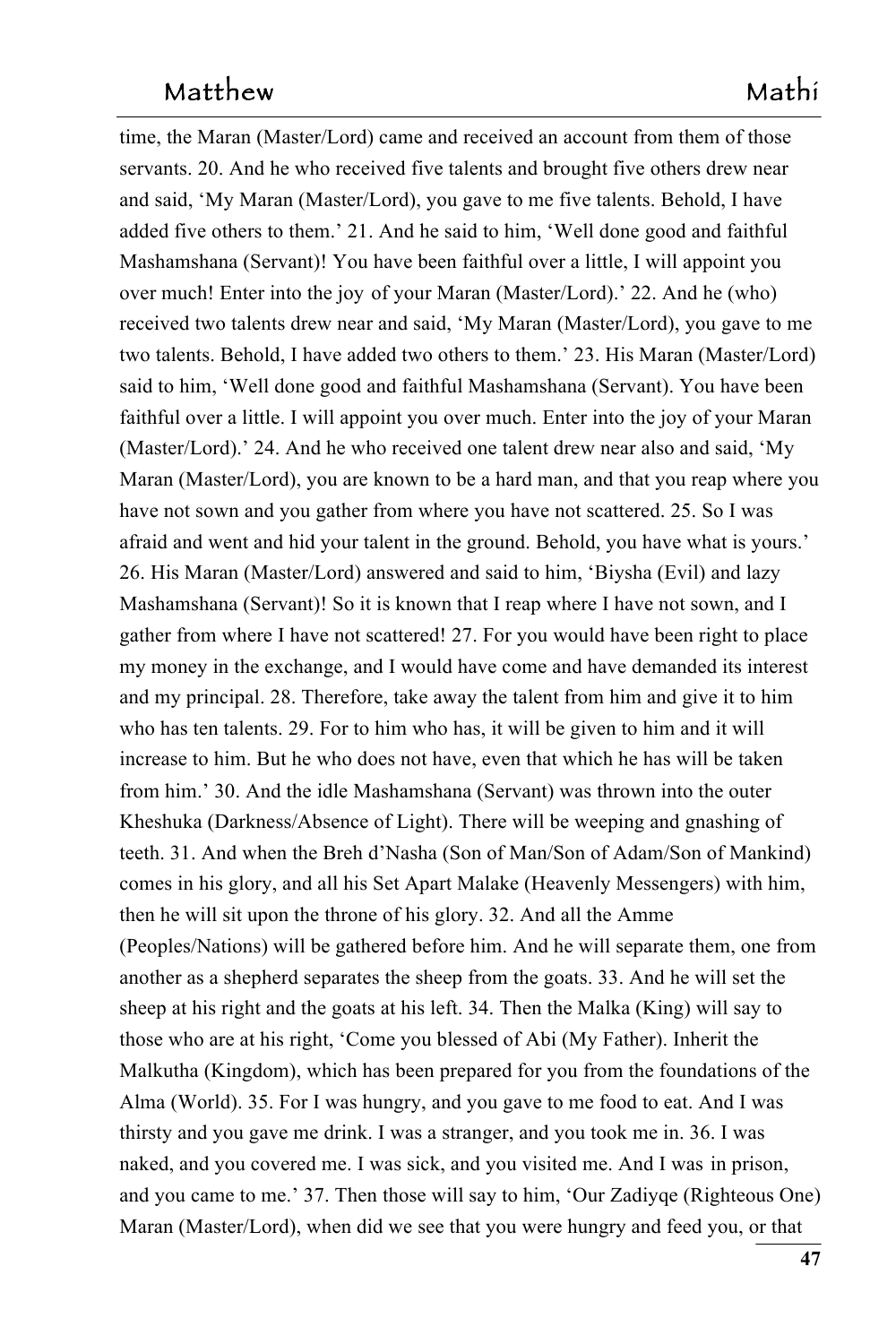time, the Maran (Master/Lord) came and received an account from them of those servants. 20. And he who received five talents and brought five others drew near and said, 'My Maran (Master/Lord), you gave to me five talents. Behold, I have added five others to them.' 21. And he said to him, 'Well done good and faithful Mashamshana (Servant)! You have been faithful over a little, I will appoint you over much! Enter into the joy of your Maran (Master/Lord).' 22. And he (who) received two talents drew near and said, 'My Maran (Master/Lord), you gave to me two talents. Behold, I have added two others to them.' 23. His Maran (Master/Lord) said to him, 'Well done good and faithful Mashamshana (Servant). You have been faithful over a little. I will appoint you over much. Enter into the joy of your Maran (Master/Lord).' 24. And he who received one talent drew near also and said, 'My Maran (Master/Lord), you are known to be a hard man, and that you reap where you have not sown and you gather from where you have not scattered. 25. So I was afraid and went and hid your talent in the ground. Behold, you have what is yours.' 26. His Maran (Master/Lord) answered and said to him, 'Biysha (Evil) and lazy Mashamshana (Servant)! So it is known that I reap where I have not sown, and I gather from where I have not scattered! 27. For you would have been right to place my money in the exchange, and I would have come and have demanded its interest and my principal. 28. Therefore, take away the talent from him and give it to him who has ten talents. 29. For to him who has, it will be given to him and it will increase to him. But he who does not have, even that which he has will be taken from him.' 30. And the idle Mashamshana (Servant) was thrown into the outer Kheshuka (Darkness/Absence of Light). There will be weeping and gnashing of teeth. 31. And when the Breh d'Nasha (Son of Man/Son of Adam/Son of Mankind) comes in his glory, and all his Set Apart Malake (Heavenly Messengers) with him, then he will sit upon the throne of his glory. 32. And all the Amme (Peoples/Nations) will be gathered before him. And he will separate them, one from another as a shepherd separates the sheep from the goats. 33. And he will set the sheep at his right and the goats at his left. 34. Then the Malka (King) will say to those who are at his right, 'Come you blessed of Abi (My Father). Inherit the Malkutha (Kingdom), which has been prepared for you from the foundations of the Alma (World). 35. For I was hungry, and you gave to me food to eat. And I was thirsty and you gave me drink. I was a stranger, and you took me in. 36. I was naked, and you covered me. I was sick, and you visited me. And I was in prison, and you came to me.' 37. Then those will say to him, 'Our Zadiyqe (Righteous One) Maran (Master/Lord), when did we see that you were hungry and feed you, or that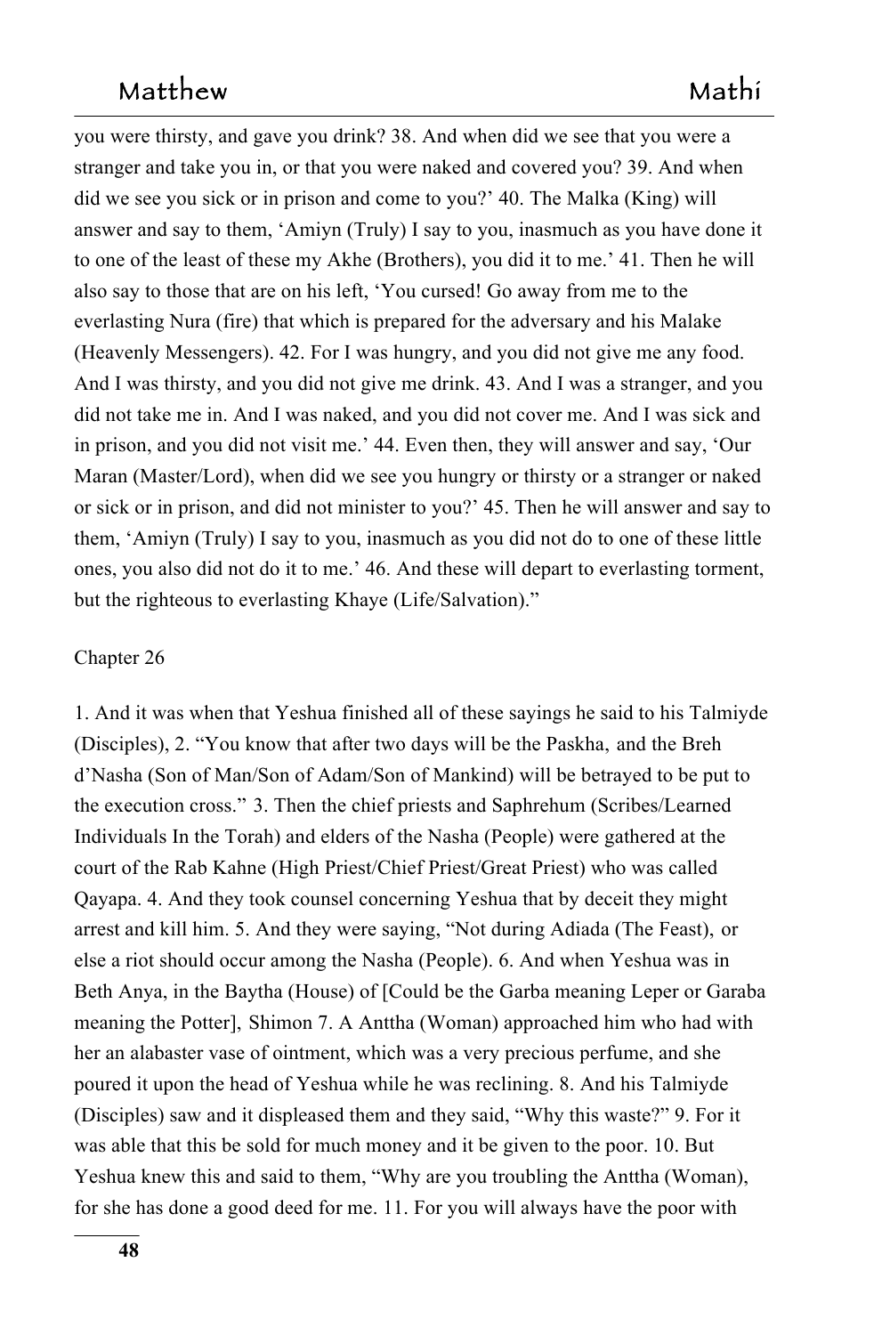you were thirsty, and gave you drink? 38. And when did we see that you were a stranger and take you in, or that you were naked and covered you? 39. And when did we see you sick or in prison and come to you?' 40. The Malka (King) will answer and say to them, 'Amiyn (Truly) I say to you, inasmuch as you have done it to one of the least of these my Akhe (Brothers), you did it to me.' 41. Then he will also say to those that are on his left, 'You cursed! Go away from me to the everlasting Nura (fire) that which is prepared for the adversary and his Malake (Heavenly Messengers). 42. For I was hungry, and you did not give me any food. And I was thirsty, and you did not give me drink. 43. And I was a stranger, and you did not take me in. And I was naked, and you did not cover me. And I was sick and in prison, and you did not visit me.' 44. Even then, they will answer and say, 'Our Maran (Master/Lord), when did we see you hungry or thirsty or a stranger or naked or sick or in prison, and did not minister to you?' 45. Then he will answer and say to them, 'Amiyn (Truly) I say to you, inasmuch as you did not do to one of these little ones, you also did not do it to me.' 46. And these will depart to everlasting torment, but the righteous to everlasting Khaye (Life/Salvation)."

Chapter 26

1. And it was when that Yeshua finished all of these sayings he said to his Talmiyde (Disciples), 2. "You know that after two days will be the Paskha, and the Breh d'Nasha (Son of Man/Son of Adam/Son of Mankind) will be betrayed to be put to the execution cross." 3. Then the chief priests and Saphrehum (Scribes/Learned Individuals In the Torah) and elders of the Nasha (People) were gathered at the court of the Rab Kahne (High Priest/Chief Priest/Great Priest) who was called Qayapa. 4. And they took counsel concerning Yeshua that by deceit they might arrest and kill him. 5. And they were saying, "Not during Adiada (The Feast), or else a riot should occur among the Nasha (People). 6. And when Yeshua was in Beth Anya, in the Baytha (House) of [Could be the Garba meaning Leper or Garaba meaning the Potter], Shimon 7. A Anttha (Woman) approached him who had with her an alabaster vase of ointment, which was a very precious perfume, and she poured it upon the head of Yeshua while he was reclining. 8. And his Talmiyde (Disciples) saw and it displeased them and they said, "Why this waste?" 9. For it was able that this be sold for much money and it be given to the poor. 10. But Yeshua knew this and said to them, "Why are you troubling the Anttha (Woman), for she has done a good deed for me. 11. For you will always have the poor with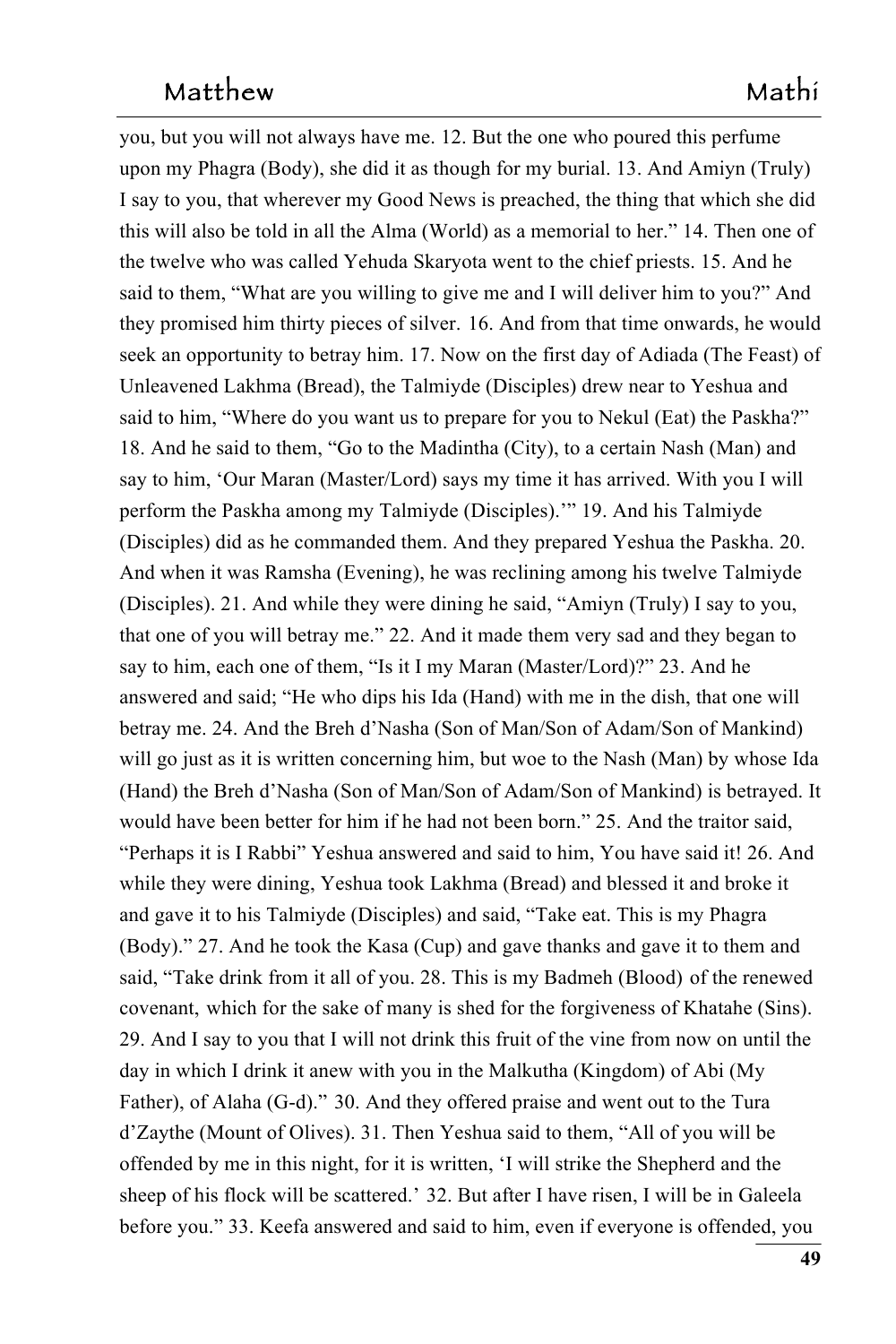you, but you will not always have me. 12. But the one who poured this perfume upon my Phagra (Body), she did it as though for my burial. 13. And Amiyn (Truly) I say to you, that wherever my Good News is preached, the thing that which she did this will also be told in all the Alma (World) as a memorial to her." 14. Then one of the twelve who was called Yehuda Skaryota went to the chief priests. 15. And he said to them, "What are you willing to give me and I will deliver him to you?" And they promised him thirty pieces of silver. 16. And from that time onwards, he would seek an opportunity to betray him. 17. Now on the first day of Adiada (The Feast) of Unleavened Lakhma (Bread), the Talmiyde (Disciples) drew near to Yeshua and said to him, "Where do you want us to prepare for you to Nekul (Eat) the Paskha?" 18. And he said to them, "Go to the Madintha (City), to a certain Nash (Man) and say to him, 'Our Maran (Master/Lord) says my time it has arrived. With you I will perform the Paskha among my Talmiyde (Disciples).'" 19. And his Talmiyde (Disciples) did as he commanded them. And they prepared Yeshua the Paskha. 20. And when it was Ramsha (Evening), he was reclining among his twelve Talmiyde (Disciples). 21. And while they were dining he said, "Amiyn (Truly) I say to you, that one of you will betray me." 22. And it made them very sad and they began to say to him, each one of them, "Is it I my Maran (Master/Lord)?" 23. And he answered and said; "He who dips his Ida (Hand) with me in the dish, that one will betray me. 24. And the Breh d'Nasha (Son of Man/Son of Adam/Son of Mankind) will go just as it is written concerning him, but woe to the Nash (Man) by whose Ida (Hand) the Breh d'Nasha (Son of Man/Son of Adam/Son of Mankind) is betrayed. It would have been better for him if he had not been born." 25. And the traitor said, "Perhaps it is I Rabbi" Yeshua answered and said to him, You have said it! 26. And while they were dining, Yeshua took Lakhma (Bread) and blessed it and broke it and gave it to his Talmiyde (Disciples) and said, "Take eat. This is my Phagra (Body)." 27. And he took the Kasa (Cup) and gave thanks and gave it to them and said, "Take drink from it all of you. 28. This is my Badmeh (Blood) of the renewed covenant, which for the sake of many is shed for the forgiveness of Khatahe (Sins). 29. And I say to you that I will not drink this fruit of the vine from now on until the day in which I drink it anew with you in the Malkutha (Kingdom) of Abi (My Father), of Alaha (G-d)." 30. And they offered praise and went out to the Tura d'Zaythe (Mount of Olives). 31. Then Yeshua said to them, "All of you will be offended by me in this night, for it is written, 'I will strike the Shepherd and the sheep of his flock will be scattered.' 32. But after I have risen, I will be in Galeela before you." 33. Keefa answered and said to him, even if everyone is offended, you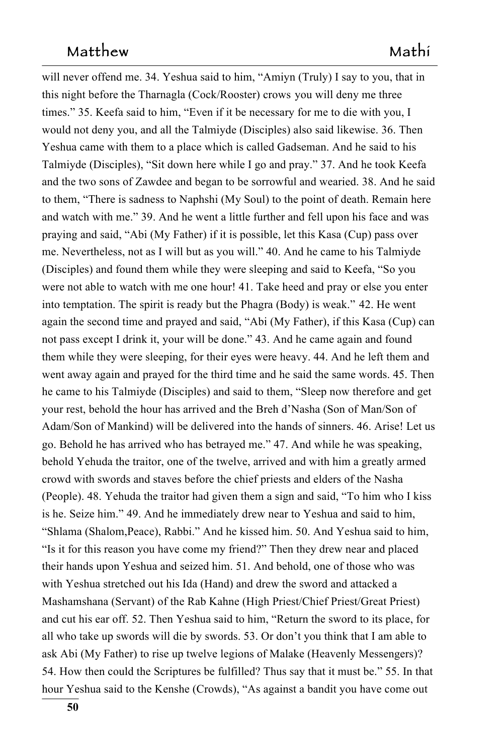will never offend me. 34. Yeshua said to him, “Amiyn (Truly) I say to you, that in this night before the Tharnagla (Cock/Rooster) crows you will deny me three times.” 35. Keefa said to him, “Even if it be necessary for me to die with you, I would not deny you, and all the Talmiyde (Disciples) also said likewise. 36. Then Yeshua came with them to a place which is called Gadseman. And he said to his Talmiyde (Disciples), “Sit down here while I go and pray.” 37. And he took Keefa and the two sons of Zawdee and began to be sorrowful and wearied. 38. And he said to them, “There is sadness to Naphshi (My Soul) to the point of death. Remain here and watch with me.” 39. And he went a little further and fell upon his face and was praying and said, “Abi (My Father) if it is possible, let this Kasa (Cup) pass over me. Nevertheless, not as I will but as you will.” 40. And he came to his Talmiyde (Disciples) and found them while they were sleeping and said to Keefa, “So you were not able to watch with me one hour! 41. Take heed and pray or else you enter into temptation. The spirit is ready but the Phagra (Body) is weak.” 42. He went again the second time and prayed and said, “Abi (My Father), if this Kasa (Cup) can not pass except I drink it, your will be done.” 43. And he came again and found them while they were sleeping, for their eyes were heavy. 44. And he left them and went away again and prayed for the third time and he said the same words. 45. Then he came to his Talmiyde (Disciples) and said to them, “Sleep now therefore and get your rest, behold the hour has arrived and the Breh d’Nasha (Son of Man/Son of Adam/Son of Mankind) will be delivered into the hands of sinners. 46. Arise! Let us go. Behold he has arrived who has betrayed me.” 47. And while he was speaking, behold Yehuda the traitor, one of the twelve, arrived and with him a greatly armed crowd with swords and staves before the chief priests and elders of the Nasha (People). 48. Yehuda the traitor had given them a sign and said, “To him who I kiss is he. Seize him.” 49. And he immediately drew near to Yeshua and said to him, “Shlama (Shalom,Peace), Rabbi.” And he kissed him. 50. And Yeshua said to him, “Is it for this reason you have come my friend?” Then they drew near and placed their hands upon Yeshua and seized him. 51. And behold, one of those who was with Yeshua stretched out his Ida (Hand) and drew the sword and attacked a Mashamshana (Servant) of the Rab Kahne (High Priest/Chief Priest/Great Priest) and cut his ear off. 52. Then Yeshua said to him, “Return the sword to its place, for all who take up swords will die by swords. 53. Or don’t you think that I am able to ask Abi (My Father) to rise up twelve legions of Malake (Heavenly Messengers)? 54. How then could the Scriptures be fulfilled? Thus say that it must be.” 55. In that hour Yeshua said to the Kenshe (Crowds), “As against a bandit you have come out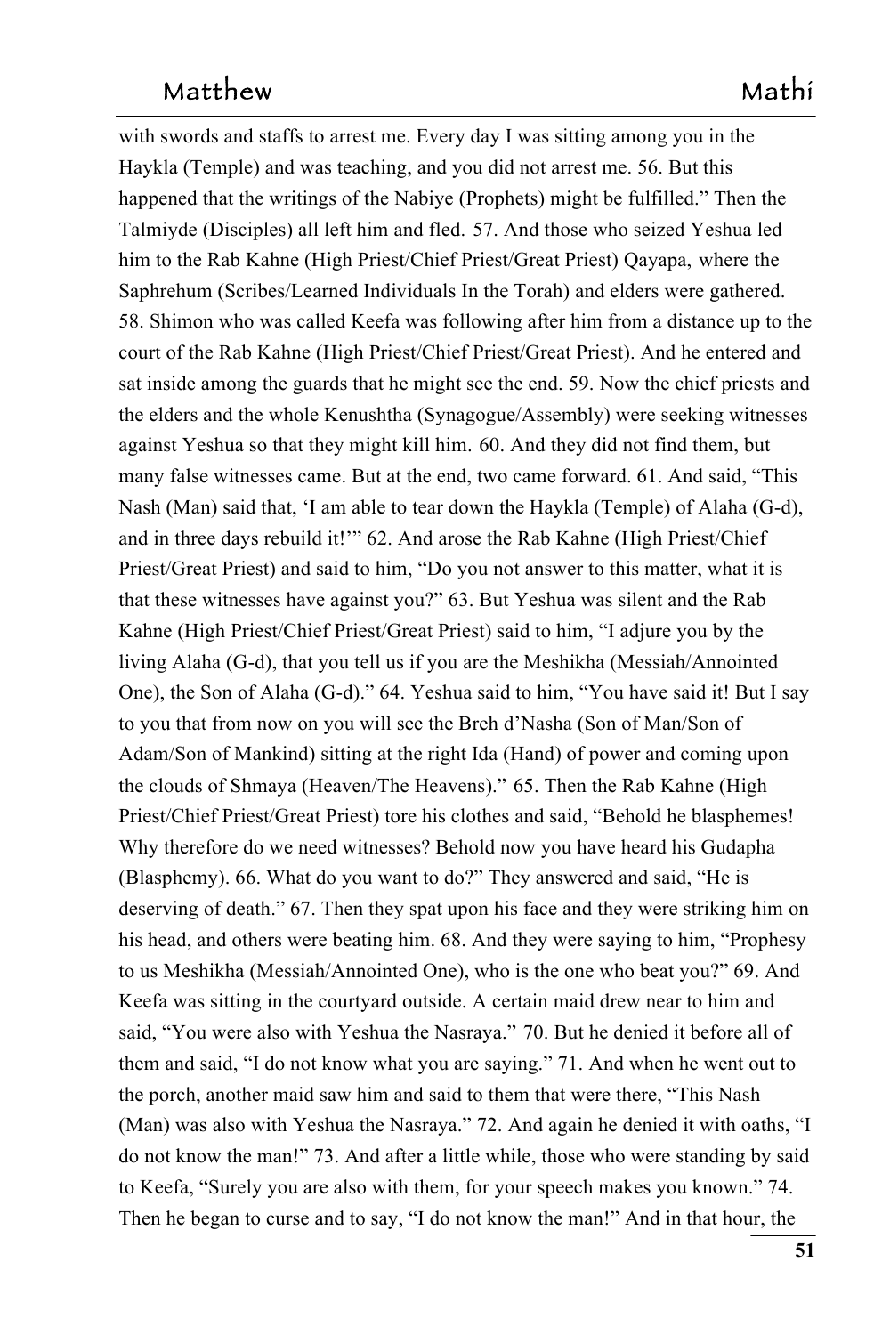with swords and staffs to arrest me. Every day I was sitting among you in the Haykla (Temple) and was teaching, and you did not arrest me. 56. But this happened that the writings of the Nabiye (Prophets) might be fulfilled." Then the Talmiyde (Disciples) all left him and fled. 57. And those who seized Yeshua led him to the Rab Kahne (High Priest/Chief Priest/Great Priest) Qayapa, where the Saphrehum (Scribes/Learned Individuals In the Torah) and elders were gathered. 58. Shimon who was called Keefa was following after him from a distance up to the court of the Rab Kahne (High Priest/Chief Priest/Great Priest). And he entered and sat inside among the guards that he might see the end. 59. Now the chief priests and the elders and the whole Kenushtha (Synagogue/Assembly) were seeking witnesses against Yeshua so that they might kill him. 60. And they did not find them, but many false witnesses came. But at the end, two came forward. 61. And said, "This Nash (Man) said that, 'I am able to tear down the Haykla (Temple) of Alaha (G-d), and in three days rebuild it!'" 62. And arose the Rab Kahne (High Priest/Chief Priest/Great Priest) and said to him, "Do you not answer to this matter, what it is that these witnesses have against you?" 63. But Yeshua was silent and the Rab Kahne (High Priest/Chief Priest/Great Priest) said to him, "I adjure you by the living Alaha (G-d), that you tell us if you are the Meshikha (Messiah/Annointed One), the Son of Alaha (G-d)." 64. Yeshua said to him, "You have said it! But I say to you that from now on you will see the Breh d'Nasha (Son of Man/Son of Adam/Son of Mankind) sitting at the right Ida (Hand) of power and coming upon the clouds of Shmaya (Heaven/The Heavens)." 65. Then the Rab Kahne (High Priest/Chief Priest/Great Priest) tore his clothes and said, "Behold he blasphemes! Why therefore do we need witnesses? Behold now you have heard his Gudapha (Blasphemy). 66. What do you want to do?" They answered and said, "He is deserving of death." 67. Then they spat upon his face and they were striking him on his head, and others were beating him. 68. And they were saying to him, "Prophesy to us Meshikha (Messiah/Annointed One), who is the one who beat you?" 69. And Keefa was sitting in the courtyard outside. A certain maid drew near to him and said, "You were also with Yeshua the Nasraya." 70. But he denied it before all of them and said, "I do not know what you are saying." 71. And when he went out to the porch, another maid saw him and said to them that were there, "This Nash (Man) was also with Yeshua the Nasraya." 72. And again he denied it with oaths, "I do not know the man!" 73. And after a little while, those who were standing by said to Keefa, "Surely you are also with them, for your speech makes you known." 74. Then he began to curse and to say, "I do not know the man!" And in that hour, the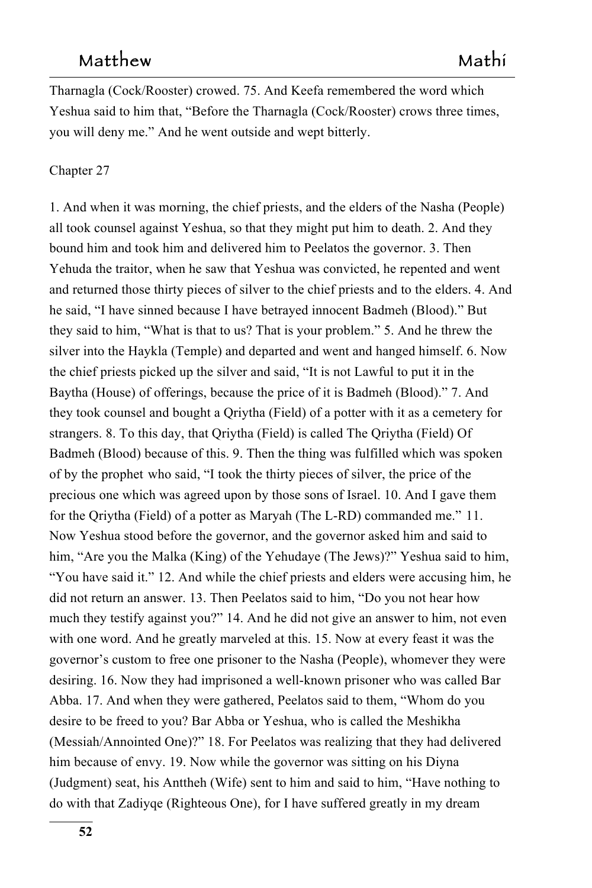Tharnagla (Cock/Rooster) crowed. 75. And Keefa remembered the word which Yeshua said to him that, "Before the Tharnagla (Cock/Rooster) crows three times, you will deny me." And he went outside and wept bitterly.

Chapter 27

1. And when it was morning, the chief priests, and the elders of the Nasha (People) all took counsel against Yeshua, so that they might put him to death. 2. And they bound him and took him and delivered him to Peelatos the governor. 3. Then Yehuda the traitor, when he saw that Yeshua was convicted, he repented and went and returned those thirty pieces of silver to the chief priests and to the elders. 4. And he said, "I have sinned because I have betrayed innocent Badmeh (Blood)." But they said to him, "What is that to us? That is your problem." 5. And he threw the silver into the Haykla (Temple) and departed and went and hanged himself. 6. Now the chief priests picked up the silver and said, "It is not Lawful to put it in the Baytha (House) of offerings, because the price of it is Badmeh (Blood)." 7. And they took counsel and bought a Qriytha (Field) of a potter with it as a cemetery for strangers. 8. To this day, that Qriytha (Field) is called The Qriytha (Field) Of Badmeh (Blood) because of this. 9. Then the thing was fulfilled which was spoken of by the prophet who said, "I took the thirty pieces of silver, the price of the precious one which was agreed upon by those sons of Israel. 10. And I gave them for the Qriytha (Field) of a potter as Maryah (The L-RD) commanded me." 11. Now Yeshua stood before the governor, and the governor asked him and said to him, "Are you the Malka (King) of the Yehudaye (The Jews)?" Yeshua said to him, "You have said it." 12. And while the chief priests and elders were accusing him, he did not return an answer. 13. Then Peelatos said to him, "Do you not hear how much they testify against you?" 14. And he did not give an answer to him, not even with one word. And he greatly marveled at this. 15. Now at every feast it was the governor's custom to free one prisoner to the Nasha (People), whomever they were desiring. 16. Now they had imprisoned a well-known prisoner who was called Bar Abba. 17. And when they were gathered, Peelatos said to them, "Whom do you desire to be freed to you? Bar Abba or Yeshua, who is called the Meshikha (Messiah/Annointed One)?" 18. For Peelatos was realizing that they had delivered him because of envy. 19. Now while the governor was sitting on his Diyna (Judgment) seat, his Anttheh (Wife) sent to him and said to him, "Have nothing to do with that Zadiyqe (Righteous One), for I have suffered greatly in my dream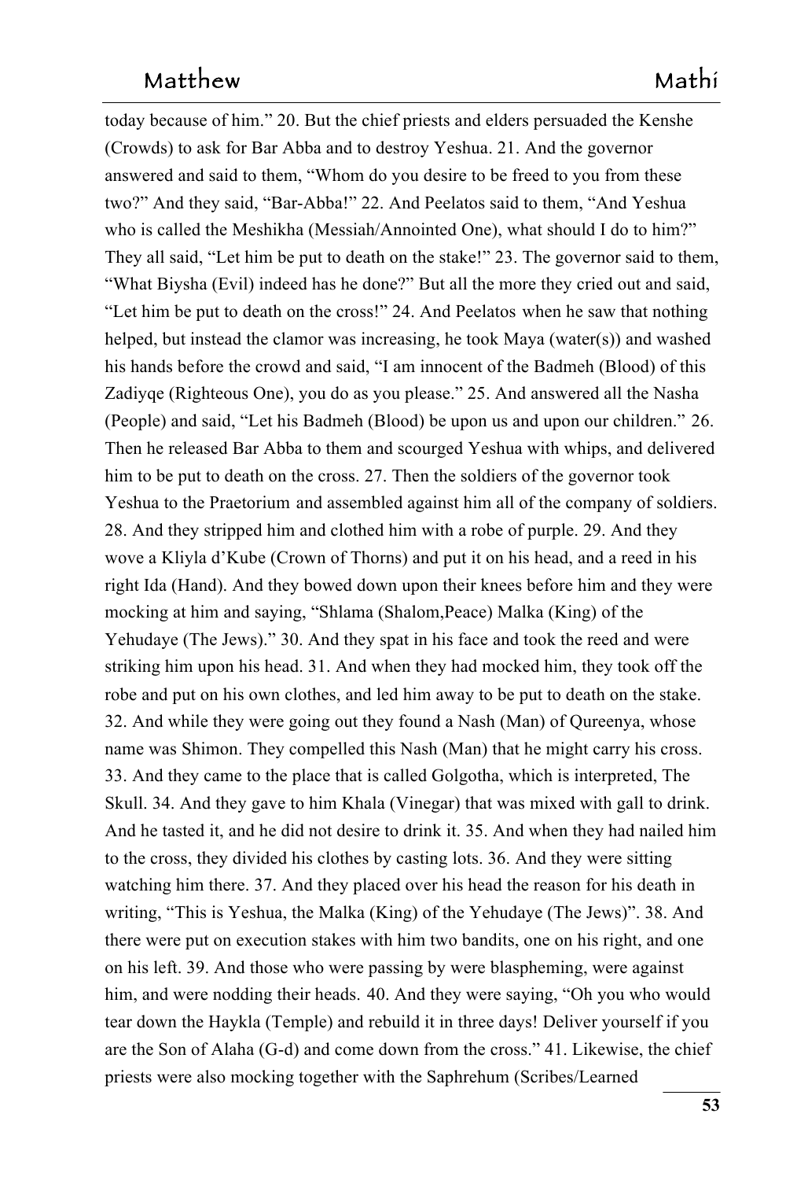today because of him." 20. But the chief priests and elders persuaded the Kenshe (Crowds) to ask for Bar Abba and to destroy Yeshua. 21. And the governor answered and said to them, "Whom do you desire to be freed to you from these two?" And they said, "Bar-Abba!" 22. And Peelatos said to them, "And Yeshua who is called the Meshikha (Messiah/Annointed One), what should I do to him?" They all said, "Let him be put to death on the stake!" 23. The governor said to them, "What Biysha (Evil) indeed has he done?" But all the more they cried out and said, "Let him be put to death on the cross!" 24. And Peelatos when he saw that nothing helped, but instead the clamor was increasing, he took Maya (water(s)) and washed his hands before the crowd and said, "I am innocent of the Badmeh (Blood) of this Zadiyqe (Righteous One), you do as you please." 25. And answered all the Nasha (People) and said, "Let his Badmeh (Blood) be upon us and upon our children." 26. Then he released Bar Abba to them and scourged Yeshua with whips, and delivered him to be put to death on the cross. 27. Then the soldiers of the governor took Yeshua to the Praetorium and assembled against him all of the company of soldiers. 28. And they stripped him and clothed him with a robe of purple. 29. And they wove a Kliyla d'Kube (Crown of Thorns) and put it on his head, and a reed in his right Ida (Hand). And they bowed down upon their knees before him and they were mocking at him and saying, "Shlama (Shalom,Peace) Malka (King) of the Yehudaye (The Jews)." 30. And they spat in his face and took the reed and were striking him upon his head. 31. And when they had mocked him, they took off the robe and put on his own clothes, and led him away to be put to death on the stake. 32. And while they were going out they found a Nash (Man) of Qureenya, whose name was Shimon. They compelled this Nash (Man) that he might carry his cross. 33. And they came to the place that is called Golgotha, which is interpreted, The Skull. 34. And they gave to him Khala (Vinegar) that was mixed with gall to drink. And he tasted it, and he did not desire to drink it. 35. And when they had nailed him to the cross, they divided his clothes by casting lots. 36. And they were sitting watching him there. 37. And they placed over his head the reason for his death in writing, "This is Yeshua, the Malka (King) of the Yehudaye (The Jews)". 38. And there were put on execution stakes with him two bandits, one on his right, and one on his left. 39. And those who were passing by were blaspheming, were against him, and were nodding their heads. 40. And they were saying, "Oh you who would tear down the Haykla (Temple) and rebuild it in three days! Deliver yourself if you are the Son of Alaha (G-d) and come down from the cross." 41. Likewise, the chief priests were also mocking together with the Saphrehum (Scribes/Learned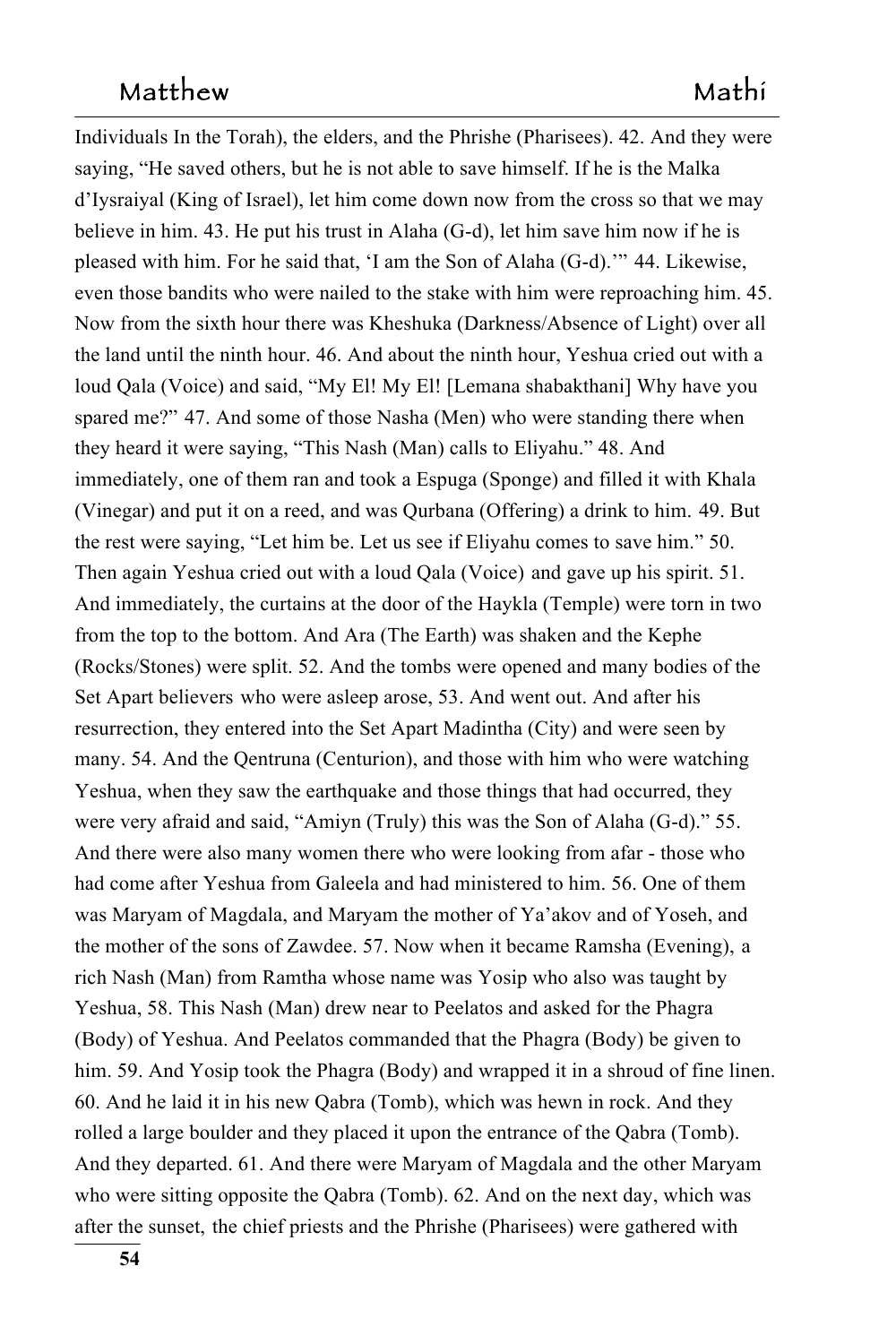Individuals In the Torah), the elders, and the Phrishe (Pharisees). 42. And they were saying, "He saved others, but he is not able to save himself. If he is the Malka d'Iysraiyal (King of Israel), let him come down now from the cross so that we may believe in him. 43. He put his trust in Alaha (G-d), let him save him now if he is pleased with him. For he said that, 'I am the Son of Alaha (G-d).'" 44. Likewise, even those bandits who were nailed to the stake with him were reproaching him. 45. Now from the sixth hour there was Kheshuka (Darkness/Absence of Light) over all the land until the ninth hour. 46. And about the ninth hour, Yeshua cried out with a loud Qala (Voice) and said, "My El! My El! [Lemana shabakthani] Why have you spared me?" 47. And some of those Nasha (Men) who were standing there when they heard it were saying, "This Nash (Man) calls to Eliyahu." 48. And immediately, one of them ran and took a Espuga (Sponge) and filled it with Khala (Vinegar) and put it on a reed, and was Qurbana (Offering) a drink to him. 49. But the rest were saying, "Let him be. Let us see if Eliyahu comes to save him." 50. Then again Yeshua cried out with a loud Qala (Voice) and gave up his spirit. 51. And immediately, the curtains at the door of the Haykla (Temple) were torn in two from the top to the bottom. And Ara (The Earth) was shaken and the Kephe (Rocks/Stones) were split. 52. And the tombs were opened and many bodies of the Set Apart believers who were asleep arose, 53. And went out. And after his resurrection, they entered into the Set Apart Madintha (City) and were seen by many. 54. And the Qentruna (Centurion), and those with him who were watching Yeshua, when they saw the earthquake and those things that had occurred, they were very afraid and said, "Amiyn (Truly) this was the Son of Alaha (G-d)." 55. And there were also many women there who were looking from afar - those who had come after Yeshua from Galeela and had ministered to him. 56. One of them was Maryam of Magdala, and Maryam the mother of Ya'akov and of Yoseh, and the mother of the sons of Zawdee. 57. Now when it became Ramsha (Evening), a rich Nash (Man) from Ramtha whose name was Yosip who also was taught by Yeshua, 58. This Nash (Man) drew near to Peelatos and asked for the Phagra (Body) of Yeshua. And Peelatos commanded that the Phagra (Body) be given to him. 59. And Yosip took the Phagra (Body) and wrapped it in a shroud of fine linen. 60. And he laid it in his new Qabra (Tomb), which was hewn in rock. And they rolled a large boulder and they placed it upon the entrance of the Qabra (Tomb). And they departed. 61. And there were Maryam of Magdala and the other Maryam who were sitting opposite the Qabra (Tomb). 62. And on the next day, which was after the sunset, the chief priests and the Phrishe (Pharisees) were gathered with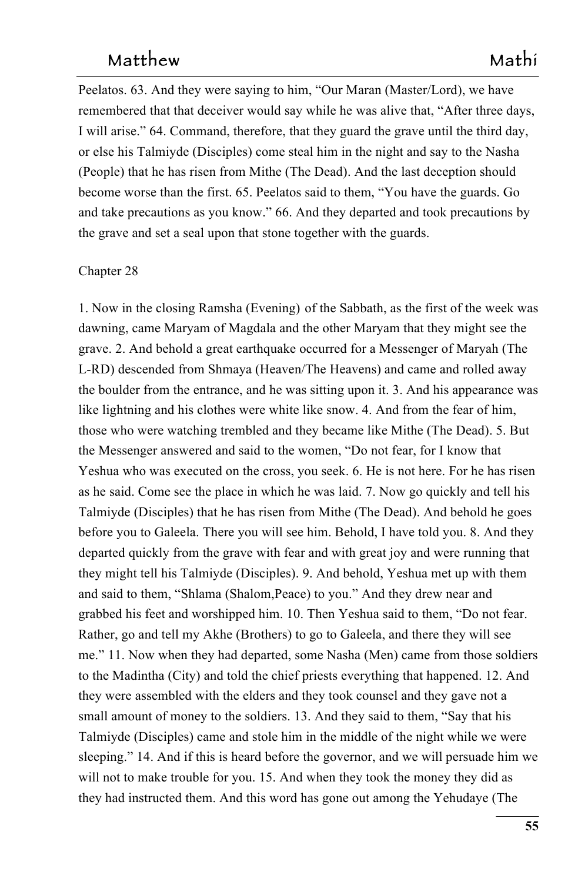Peelatos. 63. And they were saying to him, "Our Maran (Master/Lord), we have remembered that that deceiver would say while he was alive that, "After three days, I will arise." 64. Command, therefore, that they guard the grave until the third day, or else his Talmiyde (Disciples) come steal him in the night and say to the Nasha (People) that he has risen from Mithe (The Dead). And the last deception should become worse than the first. 65. Peelatos said to them, "You have the guards. Go and take precautions as you know." 66. And they departed and took precautions by the grave and set a seal upon that stone together with the guards.

Chapter 28

1. Now in the closing Ramsha (Evening) of the Sabbath, as the first of the week was dawning, came Maryam of Magdala and the other Maryam that they might see the grave. 2. And behold a great earthquake occurred for a Messenger of Maryah (The L-RD) descended from Shmaya (Heaven/The Heavens) and came and rolled away the boulder from the entrance, and he was sitting upon it. 3. And his appearance was like lightning and his clothes were white like snow. 4. And from the fear of him, those who were watching trembled and they became like Mithe (The Dead). 5. But the Messenger answered and said to the women, "Do not fear, for I know that Yeshua who was executed on the cross, you seek. 6. He is not here. For he has risen as he said. Come see the place in which he was laid. 7. Now go quickly and tell his Talmiyde (Disciples) that he has risen from Mithe (The Dead). And behold he goes before you to Galeela. There you will see him. Behold, I have told you. 8. And they departed quickly from the grave with fear and with great joy and were running that they might tell his Talmiyde (Disciples). 9. And behold, Yeshua met up with them and said to them, "Shlama (Shalom,Peace) to you." And they drew near and grabbed his feet and worshipped him. 10. Then Yeshua said to them, "Do not fear. Rather, go and tell my Akhe (Brothers) to go to Galeela, and there they will see me." 11. Now when they had departed, some Nasha (Men) came from those soldiers to the Madintha (City) and told the chief priests everything that happened. 12. And they were assembled with the elders and they took counsel and they gave not a small amount of money to the soldiers. 13. And they said to them, "Say that his Talmiyde (Disciples) came and stole him in the middle of the night while we were sleeping." 14. And if this is heard before the governor, and we will persuade him we will not to make trouble for you. 15. And when they took the money they did as they had instructed them. And this word has gone out among the Yehudaye (The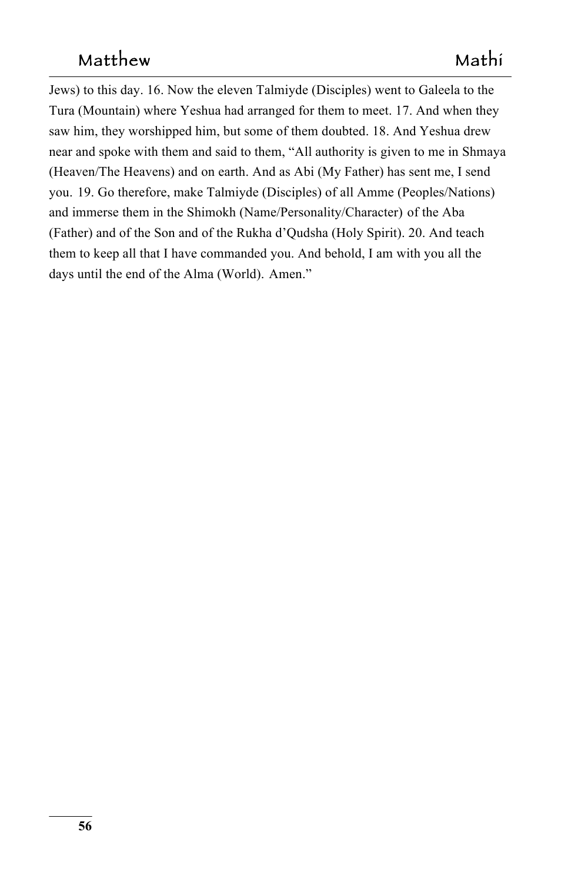Jews) to this day. 16. Now the eleven Talmiyde (Disciples) went to Galeela to the Tura (Mountain) where Yeshua had arranged for them to meet. 17. And when they saw him, they worshipped him, but some of them doubted. 18. And Yeshua drew near and spoke with them and said to them, "All authority is given to me in Shmaya (Heaven/The Heavens) and on earth. And as Abi (My Father) has sent me, I send you. 19. Go therefore, make Talmiyde (Disciples) of all Amme (Peoples/Nations) and immerse them in the Shimokh (Name/Personality/Character) of the Aba (Father) and of the Son and of the Rukha d'Qudsha (Holy Spirit). 20. And teach them to keep all that I have commanded you. And behold, I am with you all the days until the end of the Alma (World). Amen."